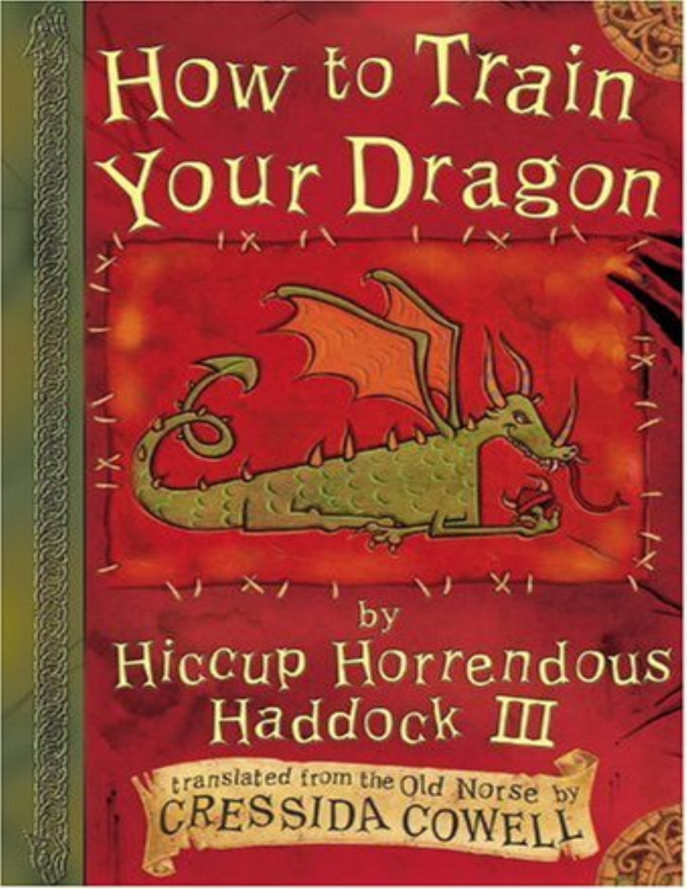# How to Train Your Dragon

by

Hiccup Horrendous Haddock III

translated from the Old Norse by

CRESSIDA COWELL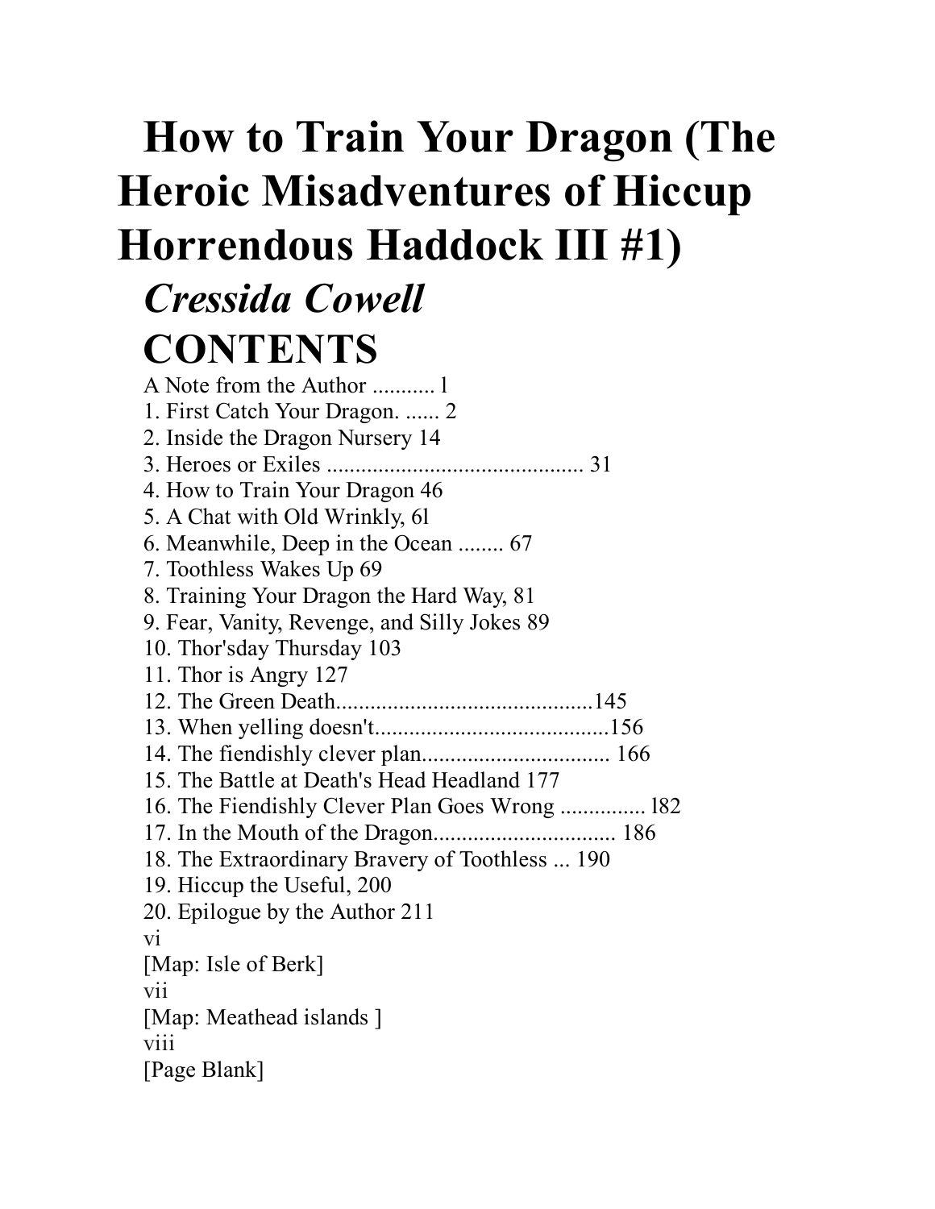# How to Train Your Dragon (The Heroic Misadventures of Hiccup Horrendous Haddock III #1)

## *Cressida Cowell*

## CONTENTS

A Note from the Author ........... l
1. First Catch Your Dragon. ...... 2
2. Inside the Dragon Nursery 14
3. Heroes or Exiles ............................................ 31
4. How to Train Your Dragon 46
5. A Chat with Old Wrinkly, 6l
6. Meanwhile, Deep in the Ocean ........ 67
7. Toothless Wakes Up 69
8. Training Your Dragon the Hard Way, 81
9. Fear, Vanity, Revenge, and Silly Jokes 89
10. Thor'sday Thursday 103
11. Thor is Angry 127
12. The Green Death.............................................145
13. When yelling doesn't.........................................156
14. The fiendishly clever plan................................. 166
15. The Battle at Death's Head Headland 177
16. The Fiendishly Clever Plan Goes Wrong ............... l82
17. In the Mouth of the Dragon................................ 186
18. The Extraordinary Bravery of Toothless ... 190
19. Hiccup the Useful, 200
20. Epilogue by the Author 211

vi
[Map: Isle of Berk]
vii
[Map: Meathead islands ]
viii
[Page Blank]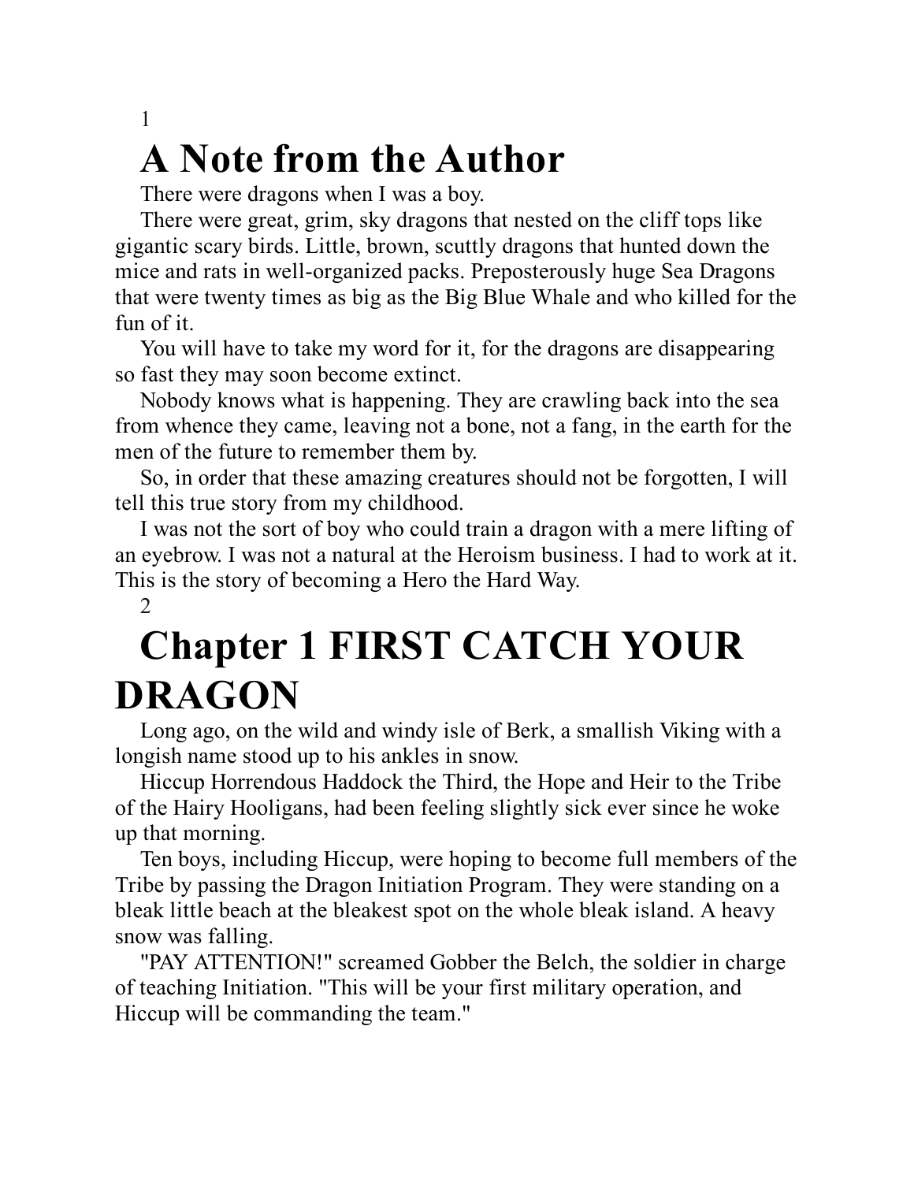# A Note from the Author

There were dragons when I was a boy.

There were great, grim, sky dragons that nested on the cliff tops like gigantic scary birds. Little, brown, scuttly dragons that hunted down the mice and rats in well-organized packs. Preposterously huge Sea Dragons that were twenty times as big as the Big Blue Whale and who killed for the fun of it.

You will have to take my word for it, for the dragons are disappearing so fast they may soon become extinct.

Nobody knows what is happening. They are crawling back into the sea from whence they came, leaving not a bone, not a fang, in the earth for the men of the future to remember them by.

So, in order that these amazing creatures should not be forgotten, I will tell this true story from my childhood.

I was not the sort of boy who could train a dragon with a mere lifting of an eyebrow. I was not a natural at the Heroism business. I had to work at it. This is the story of becoming a Hero the Hard Way.

# Chapter 1 FIRST CATCH YOUR DRAGON

Long ago, on the wild and windy isle of Berk, a smallish Viking with a longish name stood up to his ankles in snow.

Hiccup Horrendous Haddock the Third, the Hope and Heir to the Tribe of the Hairy Hooligans, had been feeling slightly sick ever since he woke up that morning.

Ten boys, including Hiccup, were hoping to become full members of the Tribe by passing the Dragon Initiation Program. They were standing on a bleak little beach at the bleakest spot on the whole bleak island. A heavy snow was falling.

"PAY ATTENTION!" screamed Gobber the Belch, the soldier in charge of teaching Initiation. "This will be your first military operation, and Hiccup will be commanding the team."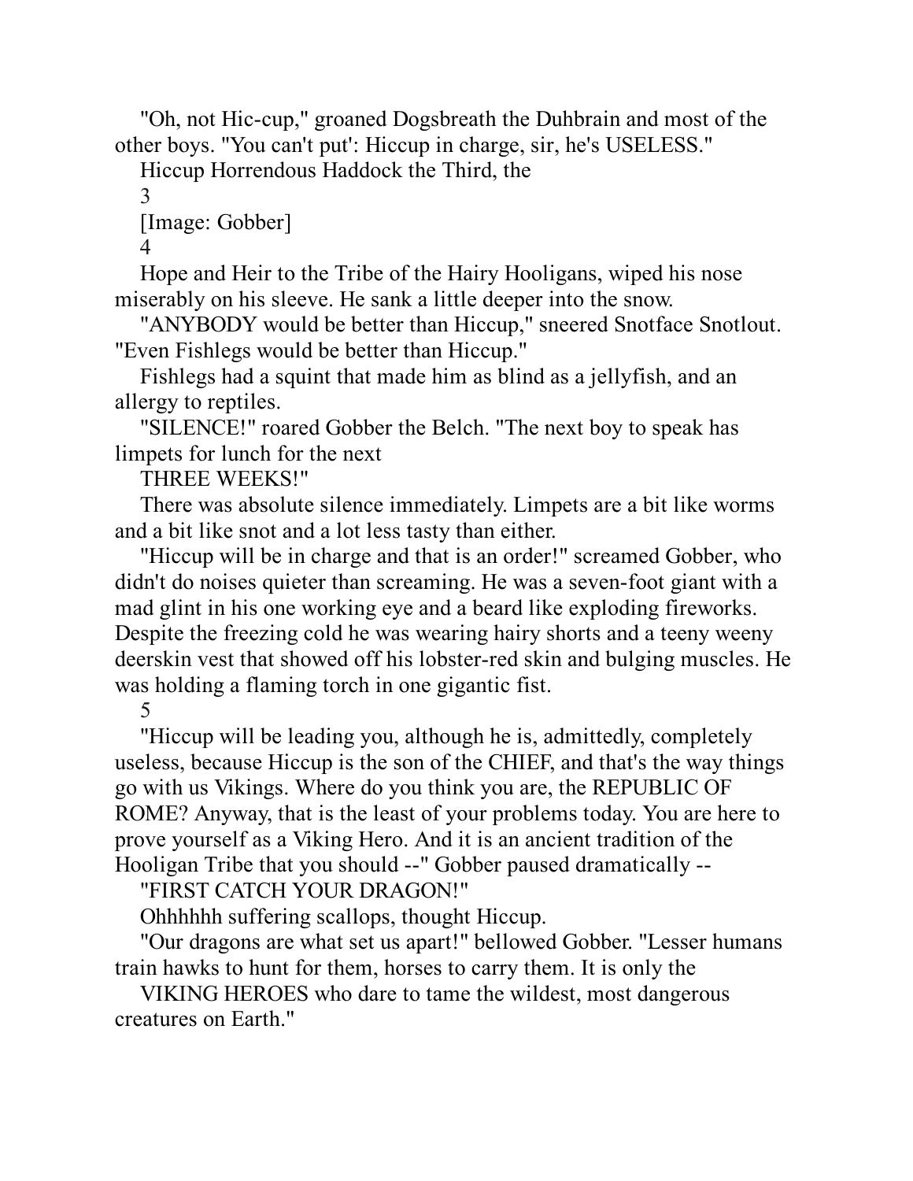"Oh, not Hic-cup," groaned Dogsbreath the Duhbrain and most of the other boys. "You can't put': Hiccup in charge, sir, he's USELESS."

Hiccup Horrendous Haddock the Third, the Hope and Heir to the Tribe of the Hairy Hooligans, wiped his nose miserably on his sleeve. He sank a little deeper into the snow.

[Image: Gobber]

"ANYBODY would be better than Hiccup," sneered Snotface Snotlout. "Even Fishlegs would be better than Hiccup."

Fishlegs had a squint that made him as blind as a jellyfish, and an allergy to reptiles.

"SILENCE!" roared Gobber the Belch. "The next boy to speak has limpets for lunch for the next THREE WEEKS!"

There was absolute silence immediately. Limpets are a bit like worms and a bit like snot and a lot less tasty than either.

"Hiccup will be in charge and that is an order!" screamed Gobber, who didn't do noises quieter than screaming. He was a seven-foot giant with a mad glint in his one working eye and a beard like exploding fireworks. Despite the freezing cold he was wearing hairy shorts and a teeny weeny deerskin vest that showed off his lobster-red skin and bulging muscles. He was holding a flaming torch in one gigantic fist.

"Hiccup will be leading you, although he is, admittedly, completely useless, because Hiccup is the son of the CHIEF, and that's the way things go with us Vikings. Where do you think you are, the REPUBLIC OF ROME? Anyway, that is the least of your problems today. You are here to prove yourself as a Viking Hero. And it is an ancient tradition of the Hooligan Tribe that you should --" Gobber paused dramatically --

"FIRST CATCH YOUR DRAGON!"

Ohhhhhh suffering scallops, thought Hiccup.

"Our dragons are what set us apart!" bellowed Gobber. "Lesser humans train hawks to hunt for them, horses to carry them. It is only the VIKING HEROES who dare to tame the wildest, most dangerous creatures on Earth."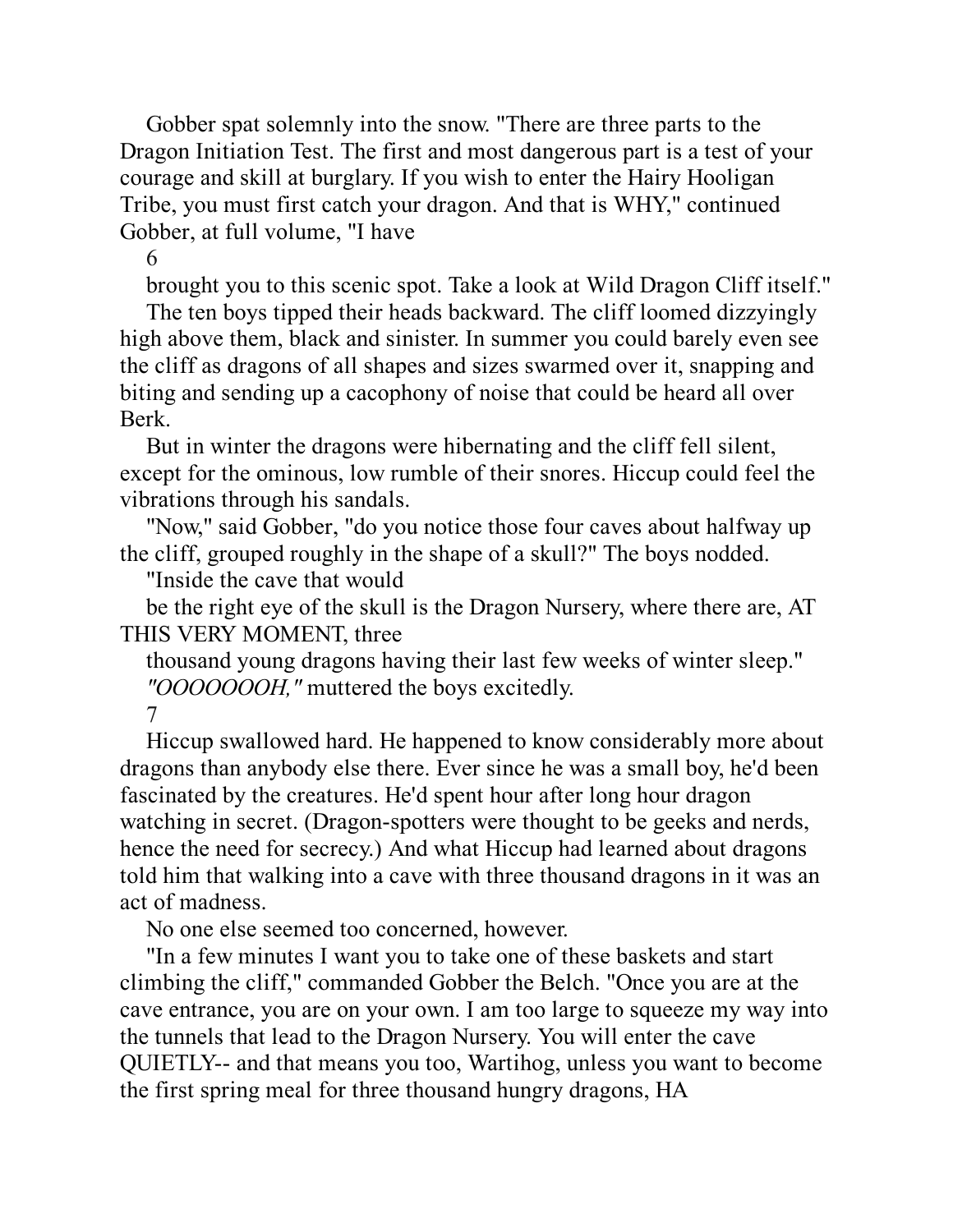Gobber spat solemnly into the snow. "There are three parts to the Dragon Initiation Test. The first and most dangerous part is a test of your courage and skill at burglary. If you wish to enter the Hairy Hooligan Tribe, you must first catch your dragon. And that is WHY," continued Gobber, at full volume, "I have brought you to this scenic spot. Take a look at Wild Dragon Cliff itself."

The ten boys tipped their heads backward. The cliff loomed dizzyingly high above them, black and sinister. In summer you could barely even see the cliff as dragons of all shapes and sizes swarmed over it, snapping and biting and sending up a cacophony of noise that could be heard all over Berk.

But in winter the dragons were hibernating and the cliff fell silent, except for the ominous, low rumble of their snores. Hiccup could feel the vibrations through his sandals.

"Now," said Gobber, "do you notice those four caves about halfway up the cliff, grouped roughly in the shape of a skull?" The boys nodded.

"Inside the cave that would be the right eye of the skull is the Dragon Nursery, where there are, AT THIS VERY MOMENT, three thousand young dragons having their last few weeks of winter sleep."

*"OOOOOOOH,"* muttered the boys excitedly.

Hiccup swallowed hard. He happened to know considerably more about dragons than anybody else there. Ever since he was a small boy, he'd been fascinated by the creatures. He'd spent hour after long hour dragon watching in secret. (Dragon-spotters were thought to be geeks and nerds, hence the need for secrecy.) And what Hiccup had learned about dragons told him that walking into a cave with three thousand dragons in it was an act of madness.

No one else seemed too concerned, however.

"In a few minutes I want you to take one of these baskets and start climbing the cliff," commanded Gobber the Belch. "Once you are at the cave entrance, you are on your own. I am too large to squeeze my way into the tunnels that lead to the Dragon Nursery. You will enter the cave QUIETLY-- and that means you too, Wartihog, unless you want to become the first spring meal for three thousand hungry dragons, HA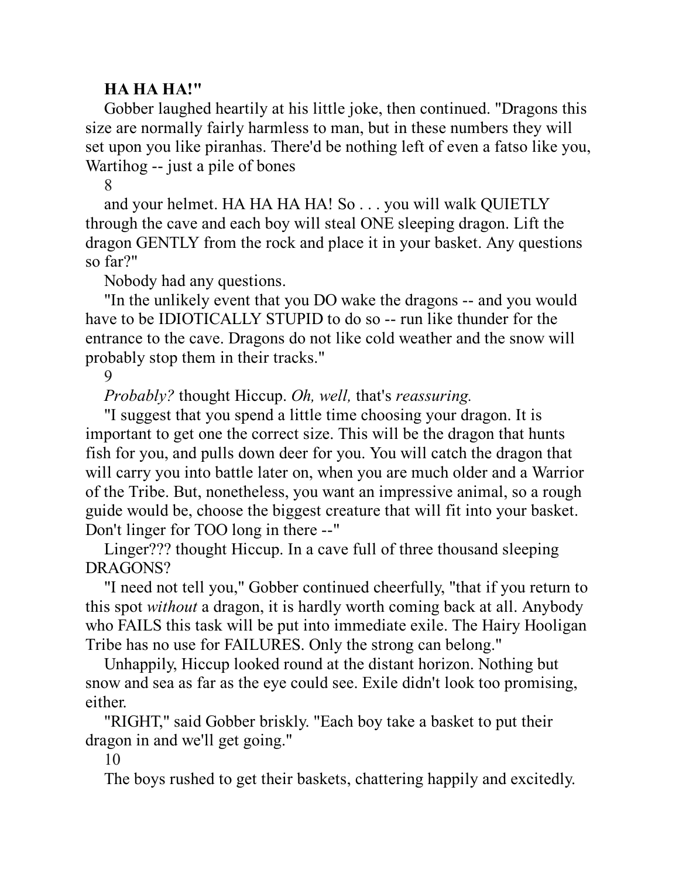**HA HA HA!"**

Gobber laughed heartily at his little joke, then continued. "Dragons this size are normally fairly harmless to man, but in these numbers they will set upon you like piranhas. There'd be nothing left of even a fatso like you, Wartihog -- just a pile of bones and your helmet. HA HA HA HA! So . . . you will walk QUIETLY through the cave and each boy will steal ONE sleeping dragon. Lift the dragon GENTLY from the rock and place it in your basket. Any questions so far?"

Nobody had any questions.

"In the unlikely event that you DO wake the dragons -- and you would have to be IDIOTICALLY STUPID to do so -- run like thunder for the entrance to the cave. Dragons do not like cold weather and the snow will probably stop them in their tracks."

*Probably?* thought Hiccup. *Oh, well,* that's *reassuring.*

"I suggest that you spend a little time choosing your dragon. It is important to get one the correct size. This will be the dragon that hunts fish for you, and pulls down deer for you. You will catch the dragon that will carry you into battle later on, when you are much older and a Warrior of the Tribe. But, nonetheless, you want an impressive animal, so a rough guide would be, choose the biggest creature that will fit into your basket. Don't linger for TOO long in there --"

Linger??? thought Hiccup. In a cave full of three thousand sleeping DRAGONS?

"I need not tell you," Gobber continued cheerfully, "that if you return to this spot *without* a dragon, it is hardly worth coming back at all. Anybody who FAILS this task will be put into immediate exile. The Hairy Hooligan Tribe has no use for FAILURES. Only the strong can belong."

Unhappily, Hiccup looked round at the distant horizon. Nothing but snow and sea as far as the eye could see. Exile didn't look too promising, either.

"RIGHT," said Gobber briskly. "Each boy take a basket to put their dragon in and we'll get going."

The boys rushed to get their baskets, chattering happily and excitedly.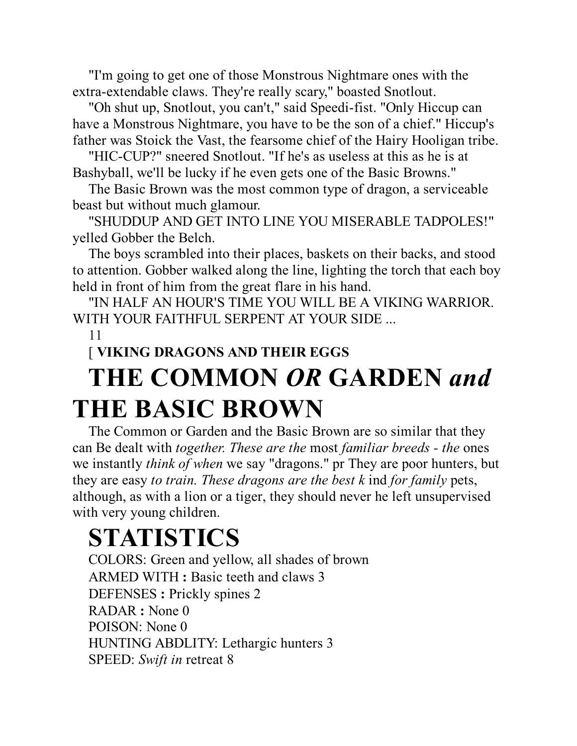"I'm going to get one of those Monstrous Nightmare ones with the extra-extendable claws. They're really scary," boasted Snotlout.

"Oh shut up, Snotlout, you can't," said Speedi-fist. "Only Hiccup can have a Monstrous Nightmare, you have to be the son of a chief." Hiccup's father was Stoick the Vast, the fearsome chief of the Hairy Hooligan tribe.

"HIC-CUP?" sneered Snotlout. "If he's as useless at this as he is at Bashyball, we'll be lucky if he even gets one of the Basic Browns."

The Basic Brown was the most common type of dragon, a serviceable beast but without much glamour.

"SHUDDUP AND GET INTO LINE YOU MISERABLE TADPOLES!" yelled Gobber the Belch.

The boys scrambled into their places, baskets on their backs, and stood to attention. Gobber walked along the line, lighting the torch that each boy held in front of him from the great flare in his hand.

"IN HALF AN HOUR'S TIME YOU WILL BE A VIKING WARRIOR. WITH YOUR FAITHFUL SERPENT AT YOUR SIDE ...

[ **VIKING DRAGONS AND THEIR EGGS**

# THE COMMON *OR* GARDEN *and* THE BASIC BROWN

The Common or Garden and the Basic Brown are so similar that they can Be dealt with *together. These are the* most *familiar breeds - the* ones we instantly *think of when* we say "dragons." pr They are poor hunters, but they are easy *to train. These dragons are the best k* ind *for family* pets, although, as with a lion or a tiger, they should never he left unsupervised with very young children.

# STATISTICS

COLORS: Green and yellow, all shades of brown
ARMED WITH **:** Basic teeth and claws 3
DEFENSES **:** Prickly spines 2
RADAR **:** None 0
POISON: None 0
HUNTING ABDLITY: Lethargic hunters 3
SPEED: *Swift in* retreat 8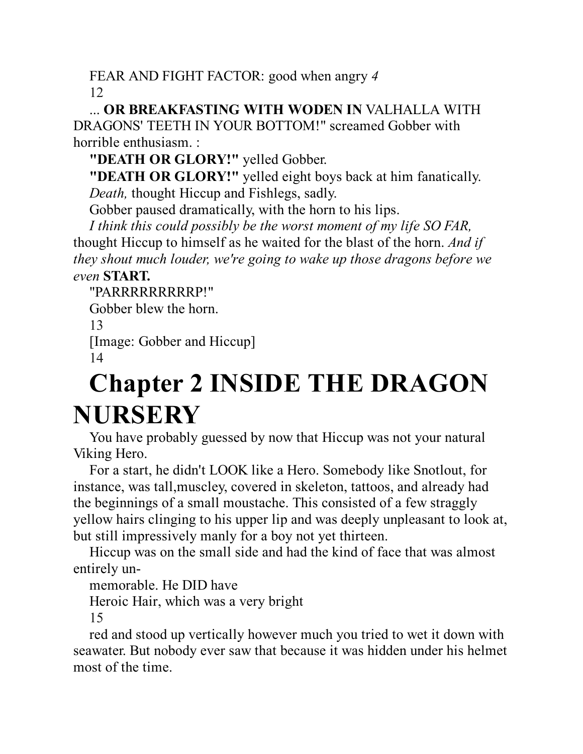FEAR AND FIGHT FACTOR: good when angry *4*

... **OR BREAKFASTING WITH WODEN IN** VALHALLA WITH DRAGONS' TEETH IN YOUR BOTTOM!" screamed Gobber with horrible enthusiasm. :

**"DEATH OR GLORY!"** yelled Gobber.

**"DEATH OR GLORY!"** yelled eight boys back at him fanatically.

*Death,* thought Hiccup and Fishlegs, sadly.

Gobber paused dramatically, with the horn to his lips.

*I think this could possibly be the worst moment of my life SO FAR,* thought Hiccup to himself as he waited for the blast of the horn. *And if they shout much louder, we're going to wake up those dragons before we even* **START.**

"PARRRRRRRRRP!"

Gobber blew the horn.

[Image: Gobber and Hiccup]

# Chapter 2 INSIDE THE DRAGON NURSERY

You have probably guessed by now that Hiccup was not your natural Viking Hero.

For a start, he didn't LOOK like a Hero. Somebody like Snotlout, for instance, was tall,muscley, covered in skeleton, tattoos, and already had the beginnings of a small moustache. This consisted of a few straggly yellow hairs clinging to his upper lip and was deeply unpleasant to look at, but still impressively manly for a boy not yet thirteen.

Hiccup was on the small side and had the kind of face that was almost entirely un-memorable. He DID have Heroic Hair, which was a very bright red and stood up vertically however much you tried to wet it down with seawater. But nobody ever saw that because it was hidden under his helmet most of the time.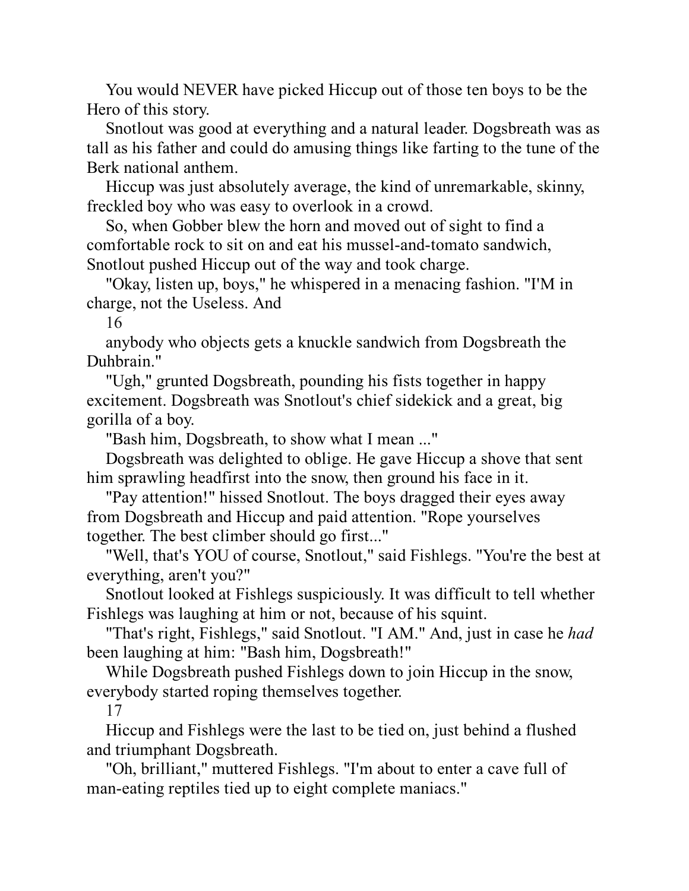You would NEVER have picked Hiccup out of those ten boys to be the Hero of this story.

Snotlout was good at everything and a natural leader. Dogsbreath was as tall as his father and could do amusing things like farting to the tune of the Berk national anthem.

Hiccup was just absolutely average, the kind of unremarkable, skinny, freckled boy who was easy to overlook in a crowd.

So, when Gobber blew the horn and moved out of sight to find a comfortable rock to sit on and eat his mussel-and-tomato sandwich, Snotlout pushed Hiccup out of the way and took charge.

"Okay, listen up, boys," he whispered in a menacing fashion. "I'M in charge, not the Useless. And anybody who objects gets a knuckle sandwich from Dogsbreath the Duhbrain."

"Ugh," grunted Dogsbreath, pounding his fists together in happy excitement. Dogsbreath was Snotlout's chief sidekick and a great, big gorilla of a boy.

"Bash him, Dogsbreath, to show what I mean ..."

Dogsbreath was delighted to oblige. He gave Hiccup a shove that sent him sprawling headfirst into the snow, then ground his face in it.

"Pay attention!" hissed Snotlout. The boys dragged their eyes away from Dogsbreath and Hiccup and paid attention. "Rope yourselves together. The best climber should go first..."

"Well, that's YOU of course, Snotlout," said Fishlegs. "You're the best at everything, aren't you?"

Snotlout looked at Fishlegs suspiciously. It was difficult to tell whether Fishlegs was laughing at him or not, because of his squint.

"That's right, Fishlegs," said Snotlout. "I AM." And, just in case he *had* been laughing at him: "Bash him, Dogsbreath!"

While Dogsbreath pushed Fishlegs down to join Hiccup in the snow, everybody started roping themselves together.

Hiccup and Fishlegs were the last to be tied on, just behind a flushed and triumphant Dogsbreath.

"Oh, brilliant," muttered Fishlegs. "I'm about to enter a cave full of man-eating reptiles tied up to eight complete maniacs."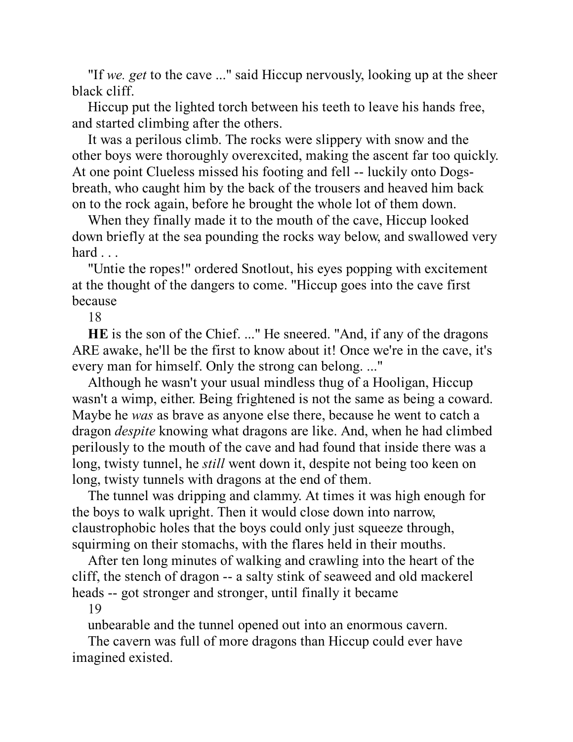"If *we. get* to the cave ..." said Hiccup nervously, looking up at the sheer black cliff.

Hiccup put the lighted torch between his teeth to leave his hands free, and started climbing after the others.

It was a perilous climb. The rocks were slippery with snow and the other boys were thoroughly overexcited, making the ascent far too quickly. At one point Clueless missed his footing and fell -- luckily onto Dogsbreath, who caught him by the back of the trousers and heaved him back on to the rock again, before he brought the whole lot of them down.

When they finally made it to the mouth of the cave, Hiccup looked down briefly at the sea pounding the rocks way below, and swallowed very hard . . .

"Untie the ropes!" ordered Snotlout, his eyes popping with excitement at the thought of the dangers to come. "Hiccup goes into the cave first because **HE** is the son of the Chief. ..." He sneered. "And, if any of the dragons ARE awake, he'll be the first to know about it! Once we're in the cave, it's every man for himself. Only the strong can belong. ..."

Although he wasn't your usual mindless thug of a Hooligan, Hiccup wasn't a wimp, either. Being frightened is not the same as being a coward. Maybe he *was* as brave as anyone else there, because he went to catch a dragon *despite* knowing what dragons are like. And, when he had climbed perilously to the mouth of the cave and had found that inside there was a long, twisty tunnel, he *still* went down it, despite not being too keen on long, twisty tunnels with dragons at the end of them.

The tunnel was dripping and clammy. At times it was high enough for the boys to walk upright. Then it would close down into narrow, claustrophobic holes that the boys could only just squeeze through, squirming on their stomachs, with the flares held in their mouths.

After ten long minutes of walking and crawling into the heart of the cliff, the stench of dragon -- a salty stink of seaweed and old mackerel heads -- got stronger and stronger, until finally it became unbearable and the tunnel opened out into an enormous cavern.

The cavern was full of more dragons than Hiccup could ever have imagined existed.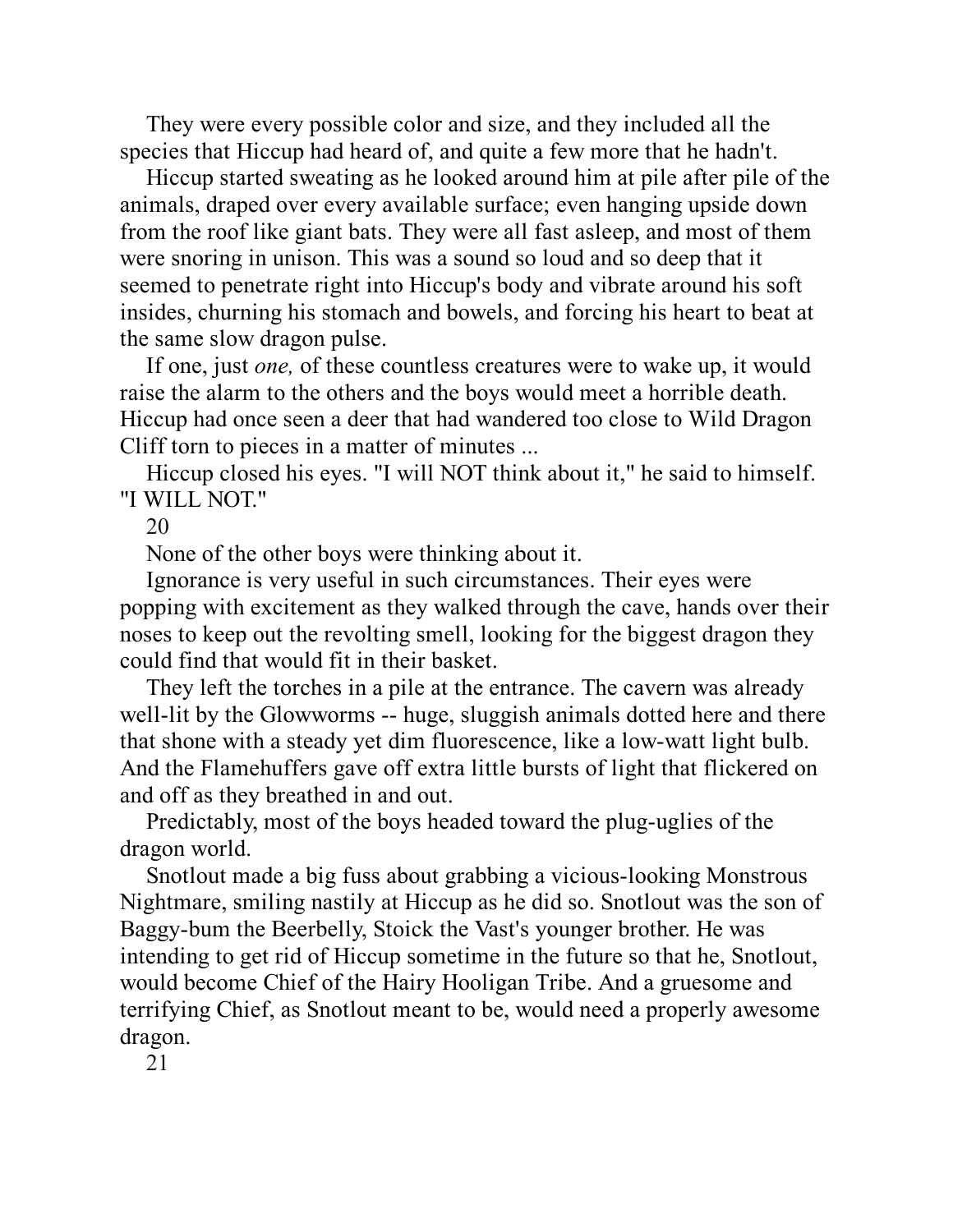They were every possible color and size, and they included all the species that Hiccup had heard of, and quite a few more that he hadn't.

Hiccup started sweating as he looked around him at pile after pile of the animals, draped over every available surface; even hanging upside down from the roof like giant bats. They were all fast asleep, and most of them were snoring in unison. This was a sound so loud and so deep that it seemed to penetrate right into Hiccup's body and vibrate around his soft insides, churning his stomach and bowels, and forcing his heart to beat at the same slow dragon pulse.

If one, just *one,* of these countless creatures were to wake up, it would raise the alarm to the others and the boys would meet a horrible death. Hiccup had once seen a deer that had wandered too close to Wild Dragon Cliff torn to pieces in a matter of minutes ...

Hiccup closed his eyes. "I will NOT think about it," he said to himself. "I WILL NOT."

None of the other boys were thinking about it.

Ignorance is very useful in such circumstances. Their eyes were popping with excitement as they walked through the cave, hands over their noses to keep out the revolting smell, looking for the biggest dragon they could find that would fit in their basket.

They left the torches in a pile at the entrance. The cavern was already well-lit by the Glowworms -- huge, sluggish animals dotted here and there that shone with a steady yet dim fluorescence, like a low-watt light bulb. And the Flamehuffers gave off extra little bursts of light that flickered on and off as they breathed in and out.

Predictably, most of the boys headed toward the plug-uglies of the dragon world.

Snotlout made a big fuss about grabbing a vicious-looking Monstrous Nightmare, smiling nastily at Hiccup as he did so. Snotlout was the son of Baggy-bum the Beerbelly, Stoick the Vast's younger brother. He was intending to get rid of Hiccup sometime in the future so that he, Snotlout, would become Chief of the Hairy Hooligan Tribe. And a gruesome and terrifying Chief, as Snotlout meant to be, would need a properly awesome dragon.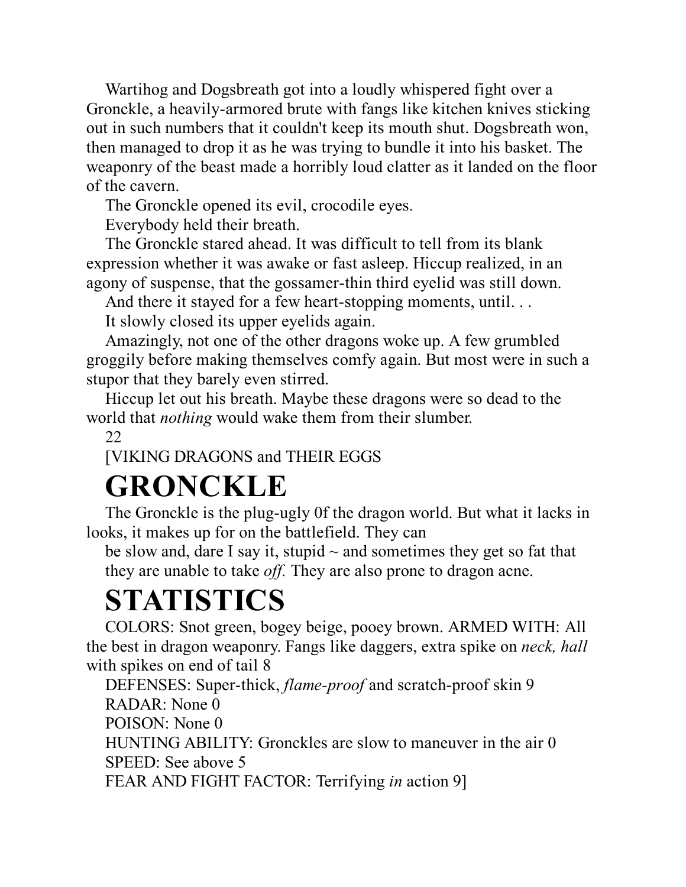Wartihog and Dogsbreath got into a loudly whispered fight over a Gronckle, a heavily-armored brute with fangs like kitchen knives sticking out in such numbers that it couldn't keep its mouth shut. Dogsbreath won, then managed to drop it as he was trying to bundle it into his basket. The weaponry of the beast made a horribly loud clatter as it landed on the floor of the cavern.

The Gronckle opened its evil, crocodile eyes.

Everybody held their breath.

The Gronckle stared ahead. It was difficult to tell from its blank expression whether it was awake or fast asleep. Hiccup realized, in an agony of suspense, that the gossamer-thin third eyelid was still down.

And there it stayed for a few heart-stopping moments, until. . .

It slowly closed its upper eyelids again.

Amazingly, not one of the other dragons woke up. A few grumbled groggily before making themselves comfy again. But most were in such a stupor that they barely even stirred.

Hiccup let out his breath. Maybe these dragons were so dead to the world that *nothing* would wake them from their slumber.

[VIKING DRAGONS and THEIR EGGS

# GRONCKLE

The Gronckle is the plug-ugly 0f the dragon world. But what it lacks in looks, it makes up for on the battlefield. They can be slow and, dare I say it, stupid ~ and sometimes they get so fat that they are unable to take *off.* They are also prone to dragon acne.

# STATISTICS

COLORS: Snot green, bogey beige, pooey brown. ARMED WITH: All the best in dragon weaponry. Fangs like daggers, extra spike on *neck, hall* with spikes on end of tail 8

DEFENSES: Super-thick, *flame-proof* and scratch-proof skin 9

RADAR: None 0

POISON: None 0

HUNTING ABILITY: Gronckles are slow to maneuver in the air 0

SPEED: See above 5

FEAR AND FIGHT FACTOR: Terrifying *in* action 9]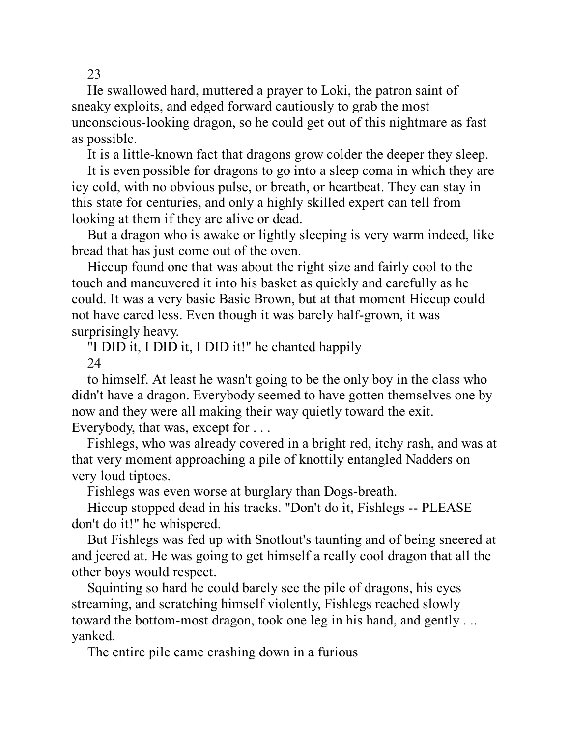He swallowed hard, muttered a prayer to Loki, the patron saint of sneaky exploits, and edged forward cautiously to grab the most unconscious-looking dragon, so he could get out of this nightmare as fast as possible.

It is a little-known fact that dragons grow colder the deeper they sleep.

It is even possible for dragons to go into a sleep coma in which they are icy cold, with no obvious pulse, or breath, or heartbeat. They can stay in this state for centuries, and only a highly skilled expert can tell from looking at them if they are alive or dead.

But a dragon who is awake or lightly sleeping is very warm indeed, like bread that has just come out of the oven.

Hiccup found one that was about the right size and fairly cool to the touch and maneuvered it into his basket as quickly and carefully as he could. It was a very basic Basic Brown, but at that moment Hiccup could not have cared less. Even though it was barely half-grown, it was surprisingly heavy.

"I DID it, I DID it, I DID it!" he chanted happily to himself. At least he wasn't going to be the only boy in the class who didn't have a dragon. Everybody seemed to have gotten themselves one by now and they were all making their way quietly toward the exit. Everybody, that was, except for . . .

Fishlegs, who was already covered in a bright red, itchy rash, and was at that very moment approaching a pile of knottily entangled Nadders on very loud tiptoes.

Fishlegs was even worse at burglary than Dogs-breath.

Hiccup stopped dead in his tracks. "Don't do it, Fishlegs -- PLEASE don't do it!" he whispered.

But Fishlegs was fed up with Snotlout's taunting and of being sneered at and jeered at. He was going to get himself a really cool dragon that all the other boys would respect.

Squinting so hard he could barely see the pile of dragons, his eyes streaming, and scratching himself violently, Fishlegs reached slowly toward the bottom-most dragon, took one leg in his hand, and gently . .. yanked.

The entire pile came crashing down in a furious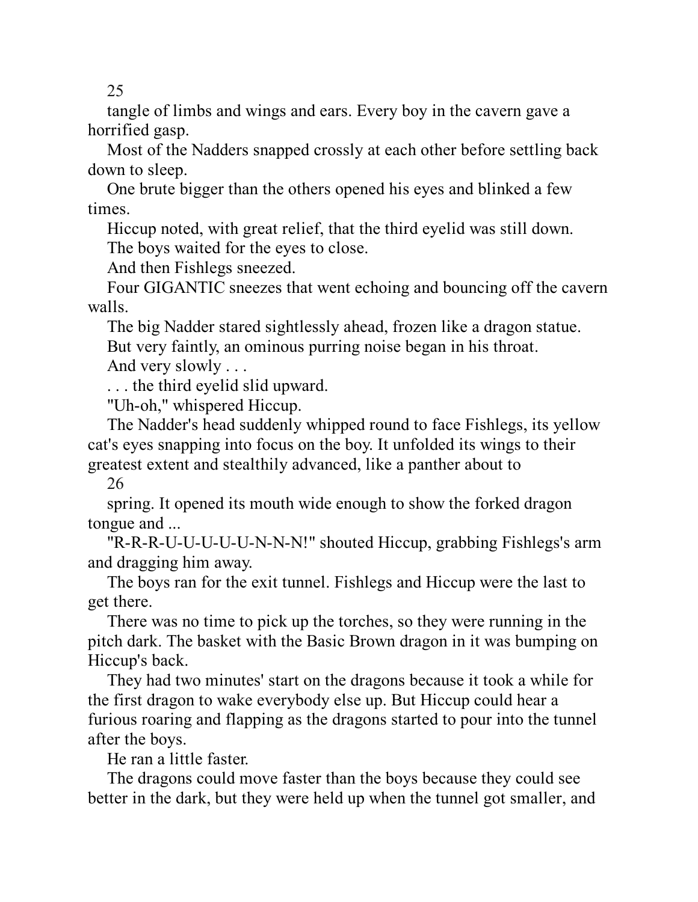tangle of limbs and wings and ears. Every boy in the cavern gave a horrified gasp.

Most of the Nadders snapped crossly at each other before settling back down to sleep.

One brute bigger than the others opened his eyes and blinked a few times.

Hiccup noted, with great relief, that the third eyelid was still down.

The boys waited for the eyes to close.

And then Fishlegs sneezed.

Four GIGANTIC sneezes that went echoing and bouncing off the cavern walls.

The big Nadder stared sightlessly ahead, frozen like a dragon statue.

But very faintly, an ominous purring noise began in his throat.

And very slowly . . .

. . . the third eyelid slid upward.

"Uh-oh," whispered Hiccup.

The Nadder's head suddenly whipped round to face Fishlegs, its yellow cat's eyes snapping into focus on the boy. It unfolded its wings to their greatest extent and stealthily advanced, like a panther about to spring. It opened its mouth wide enough to show the forked dragon tongue and ...

"R-R-R-U-U-U-U-U-N-N-N!" shouted Hiccup, grabbing Fishlegs's arm and dragging him away.

The boys ran for the exit tunnel. Fishlegs and Hiccup were the last to get there.

There was no time to pick up the torches, so they were running in the pitch dark. The basket with the Basic Brown dragon in it was bumping on Hiccup's back.

They had two minutes' start on the dragons because it took a while for the first dragon to wake everybody else up. But Hiccup could hear a furious roaring and flapping as the dragons started to pour into the tunnel after the boys.

He ran a little faster.

The dragons could move faster than the boys because they could see better in the dark, but they were held up when the tunnel got smaller, and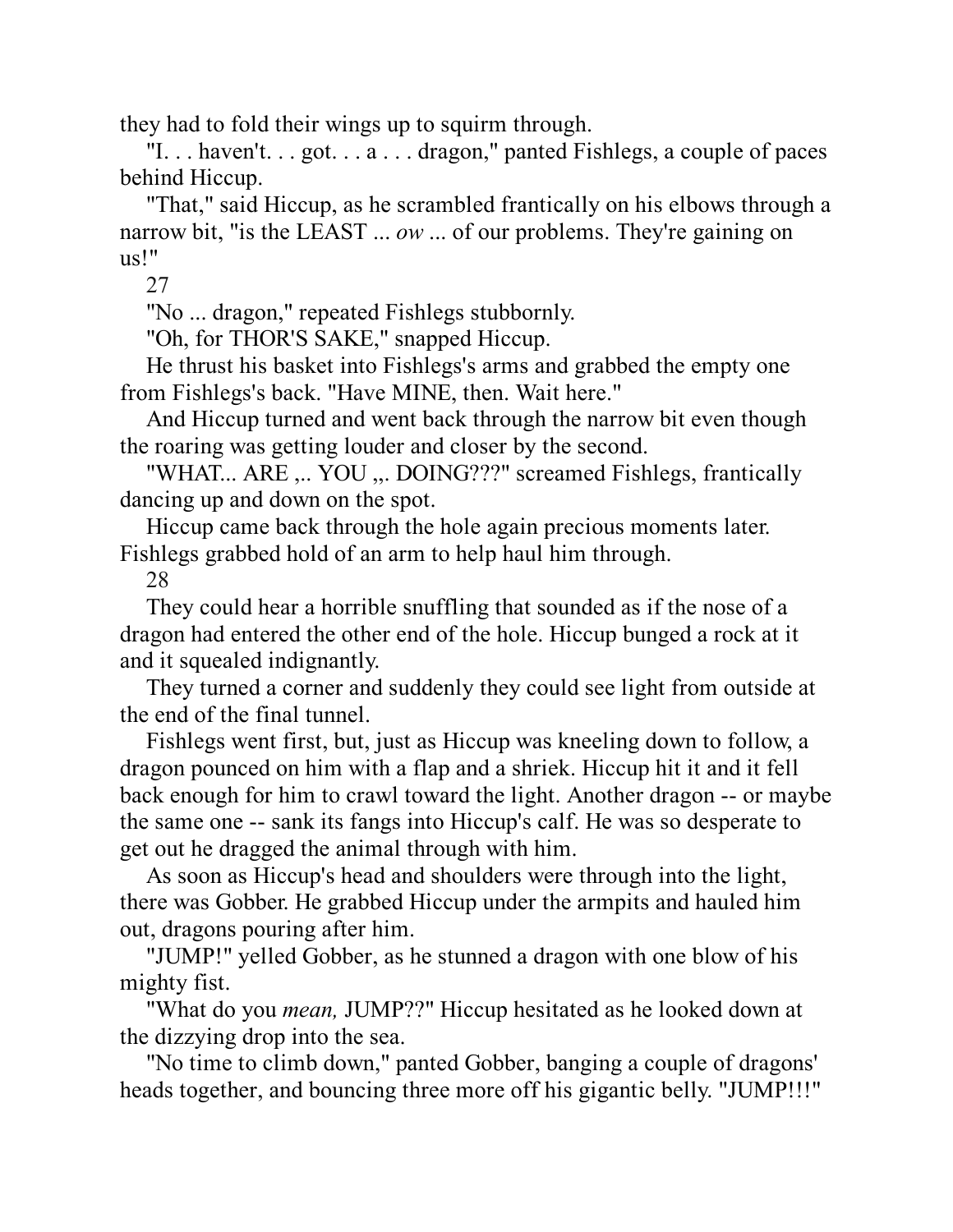they had to fold their wings up to squirm through.

"I. . . haven't. . . got. . . a . . . dragon," panted Fishlegs, a couple of paces behind Hiccup.

"That," said Hiccup, as he scrambled frantically on his elbows through a narrow bit, "is the LEAST ... *ow* ... of our problems. They're gaining on us!"

"No ... dragon," repeated Fishlegs stubbornly.

"Oh, for THOR'S SAKE," snapped Hiccup.

He thrust his basket into Fishlegs's arms and grabbed the empty one from Fishlegs's back. "Have MINE, then. Wait here."

And Hiccup turned and went back through the narrow bit even though the roaring was getting louder and closer by the second.

"WHAT... ARE ,.. YOU ,,. DOING???" screamed Fishlegs, frantically dancing up and down on the spot.

Hiccup came back through the hole again precious moments later. Fishlegs grabbed hold of an arm to help haul him through.

They could hear a horrible snuffling that sounded as if the nose of a dragon had entered the other end of the hole. Hiccup bunged a rock at it and it squealed indignantly.

They turned a corner and suddenly they could see light from outside at the end of the final tunnel.

Fishlegs went first, but, just as Hiccup was kneeling down to follow, a dragon pounced on him with a flap and a shriek. Hiccup hit it and it fell back enough for him to crawl toward the light. Another dragon -- or maybe the same one -- sank its fangs into Hiccup's calf. He was so desperate to get out he dragged the animal through with him.

As soon as Hiccup's head and shoulders were through into the light, there was Gobber. He grabbed Hiccup under the armpits and hauled him out, dragons pouring after him.

"JUMP!" yelled Gobber, as he stunned a dragon with one blow of his mighty fist.

"What do you *mean,* JUMP??" Hiccup hesitated as he looked down at the dizzying drop into the sea.

"No time to climb down," panted Gobber, banging a couple of dragons' heads together, and bouncing three more off his gigantic belly. "JUMP!!!"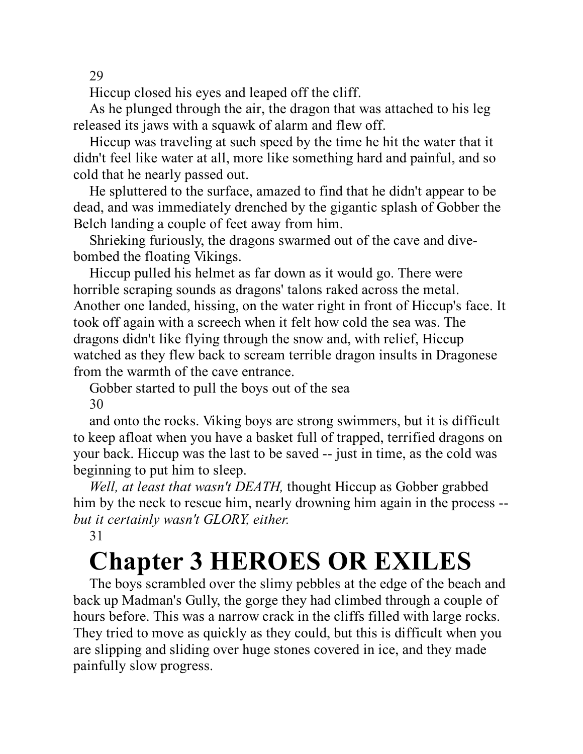Hiccup closed his eyes and leaped off the cliff.

As he plunged through the air, the dragon that was attached to his leg released its jaws with a squawk of alarm and flew off.

Hiccup was traveling at such speed by the time he hit the water that it didn't feel like water at all, more like something hard and painful, and so cold that he nearly passed out.

He spluttered to the surface, amazed to find that he didn't appear to be dead, and was immediately drenched by the gigantic splash of Gobber the Belch landing a couple of feet away from him.

Shrieking furiously, the dragons swarmed out of the cave and dive-bombed the floating Vikings.

Hiccup pulled his helmet as far down as it would go. There were horrible scraping sounds as dragons' talons raked across the metal. Another one landed, hissing, on the water right in front of Hiccup's face. It took off again with a screech when it felt how cold the sea was. The dragons didn't like flying through the snow and, with relief, Hiccup watched as they flew back to scream terrible dragon insults in Dragonese from the warmth of the cave entrance.

Gobber started to pull the boys out of the sea and onto the rocks. Viking boys are strong swimmers, but it is difficult to keep afloat when you have a basket full of trapped, terrified dragons on your back. Hiccup was the last to be saved -- just in time, as the cold was beginning to put him to sleep.

*Well, at least that wasn't DEATH,* thought Hiccup as Gobber grabbed him by the neck to rescue him, nearly drowning him again in the process -- *but it certainly wasn't GLORY, either.*

# Chapter 3 HEROES OR EXILES

The boys scrambled over the slimy pebbles at the edge of the beach and back up Madman's Gully, the gorge they had climbed through a couple of hours before. This was a narrow crack in the cliffs filled with large rocks. They tried to move as quickly as they could, but this is difficult when you are slipping and sliding over huge stones covered in ice, and they made painfully slow progress.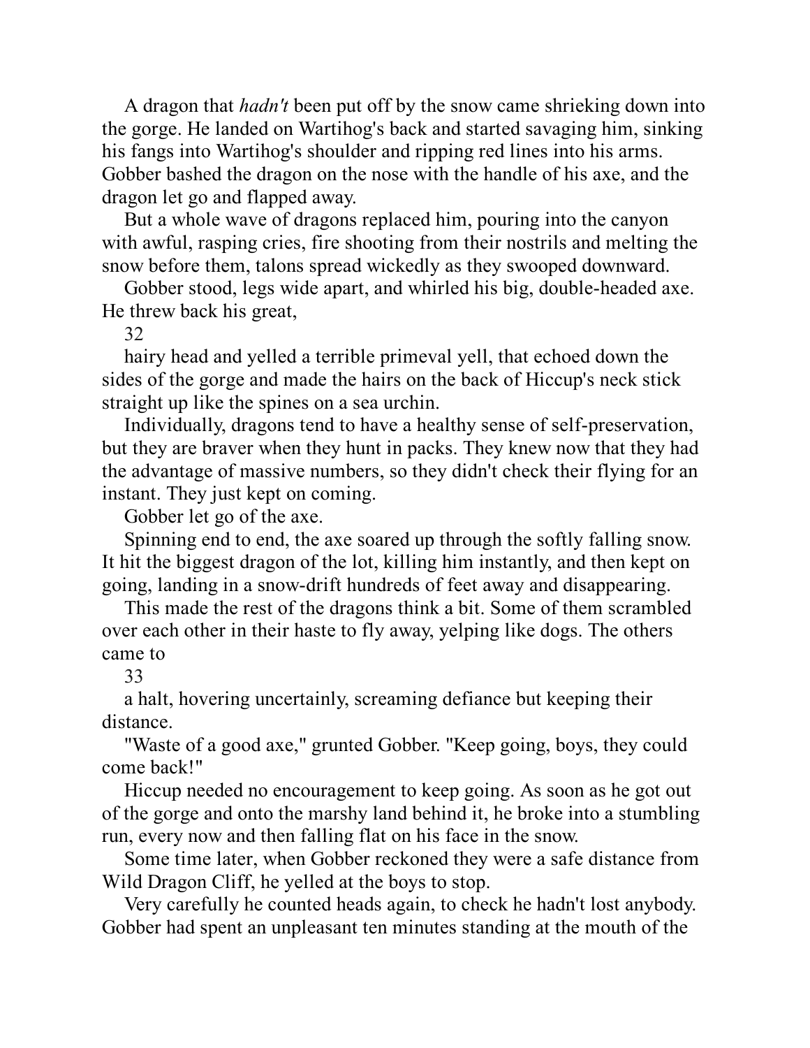A dragon that *hadn't* been put off by the snow came shrieking down into the gorge. He landed on Wartihog's back and started savaging him, sinking his fangs into Wartihog's shoulder and ripping red lines into his arms. Gobber bashed the dragon on the nose with the handle of his axe, and the dragon let go and flapped away.

But a whole wave of dragons replaced him, pouring into the canyon with awful, rasping cries, fire shooting from their nostrils and melting the snow before them, talons spread wickedly as they swooped downward.

Gobber stood, legs wide apart, and whirled his big, double-headed axe. He threw back his great, hairy head and yelled a terrible primeval yell, that echoed down the sides of the gorge and made the hairs on the back of Hiccup's neck stick straight up like the spines on a sea urchin.

Individually, dragons tend to have a healthy sense of self-preservation, but they are braver when they hunt in packs. They knew now that they had the advantage of massive numbers, so they didn't check their flying for an instant. They just kept on coming.

Gobber let go of the axe.

Spinning end to end, the axe soared up through the softly falling snow. It hit the biggest dragon of the lot, killing him instantly, and then kept on going, landing in a snow-drift hundreds of feet away and disappearing.

This made the rest of the dragons think a bit. Some of them scrambled over each other in their haste to fly away, yelping like dogs. The others came to a halt, hovering uncertainly, screaming defiance but keeping their distance.

"Waste of a good axe," grunted Gobber. "Keep going, boys, they could come back!"

Hiccup needed no encouragement to keep going. As soon as he got out of the gorge and onto the marshy land behind it, he broke into a stumbling run, every now and then falling flat on his face in the snow.

Some time later, when Gobber reckoned they were a safe distance from Wild Dragon Cliff, he yelled at the boys to stop.

Very carefully he counted heads again, to check he hadn't lost anybody. Gobber had spent an unpleasant ten minutes standing at the mouth of the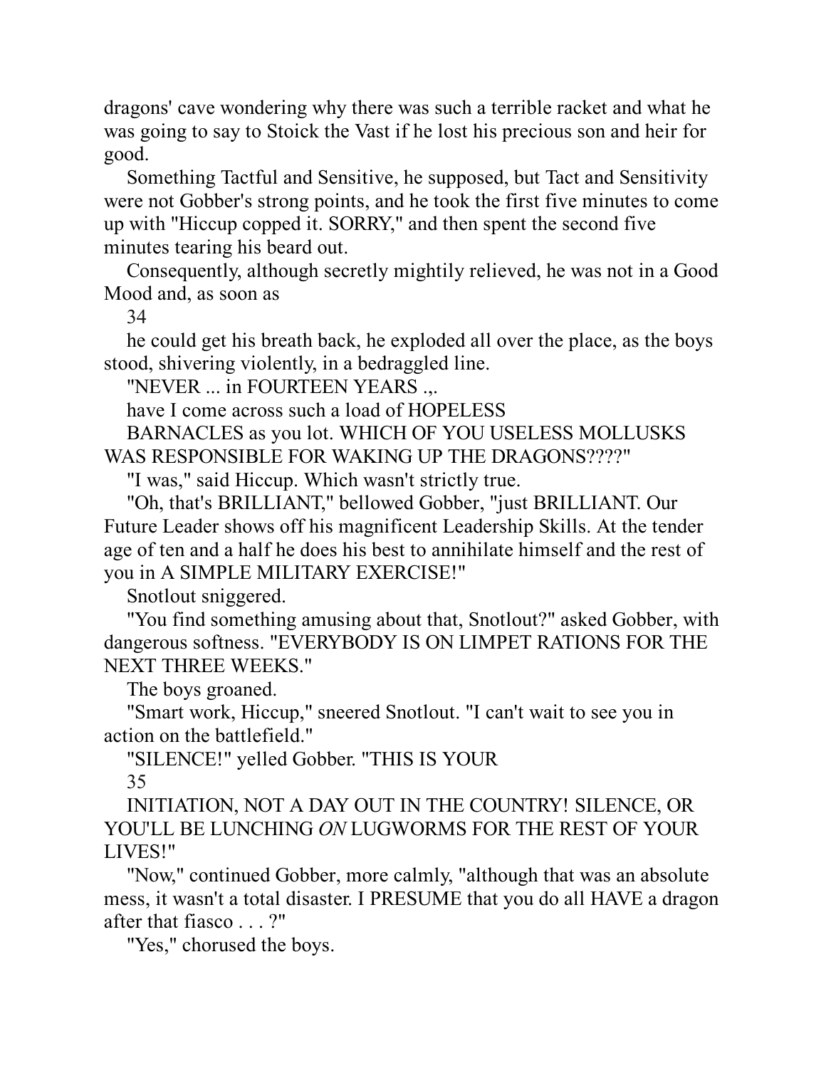dragons' cave wondering why there was such a terrible racket and what he was going to say to Stoick the Vast if he lost his precious son and heir for good.

Something Tactful and Sensitive, he supposed, but Tact and Sensitivity were not Gobber's strong points, and he took the first five minutes to come up with "Hiccup copped it. SORRY," and then spent the second five minutes tearing his beard out.

Consequently, although secretly mightily relieved, he was not in a Good Mood and, as soon as he could get his breath back, he exploded all over the place, as the boys stood, shivering violently, in a bedraggled line.

"NEVER ... in FOURTEEN YEARS .,.

have I come across such a load of HOPELESS

BARNACLES as you lot. WHICH OF YOU USELESS MOLLUSKS WAS RESPONSIBLE FOR WAKING UP THE DRAGONS????"

"I was," said Hiccup. Which wasn't strictly true.

"Oh, that's BRILLIANT," bellowed Gobber, "just BRILLIANT. Our Future Leader shows off his magnificent Leadership Skills. At the tender age of ten and a half he does his best to annihilate himself and the rest of you in A SIMPLE MILITARY EXERCISE!"

Snotlout sniggered.

"You find something amusing about that, Snotlout?" asked Gobber, with dangerous softness. "EVERYBODY IS ON LIMPET RATIONS FOR THE NEXT THREE WEEKS."

The boys groaned.

"Smart work, Hiccup," sneered Snotlout. "I can't wait to see you in action on the battlefield."

"SILENCE!" yelled Gobber. "THIS IS YOUR INITIATION, NOT A DAY OUT IN THE COUNTRY! SILENCE, OR YOU'LL BE LUNCHING *ON* LUGWORMS FOR THE REST OF YOUR LIVES!"

"Now," continued Gobber, more calmly, "although that was an absolute mess, it wasn't a total disaster. I PRESUME that you do all HAVE a dragon after that fiasco . . . ?"

"Yes," chorused the boys.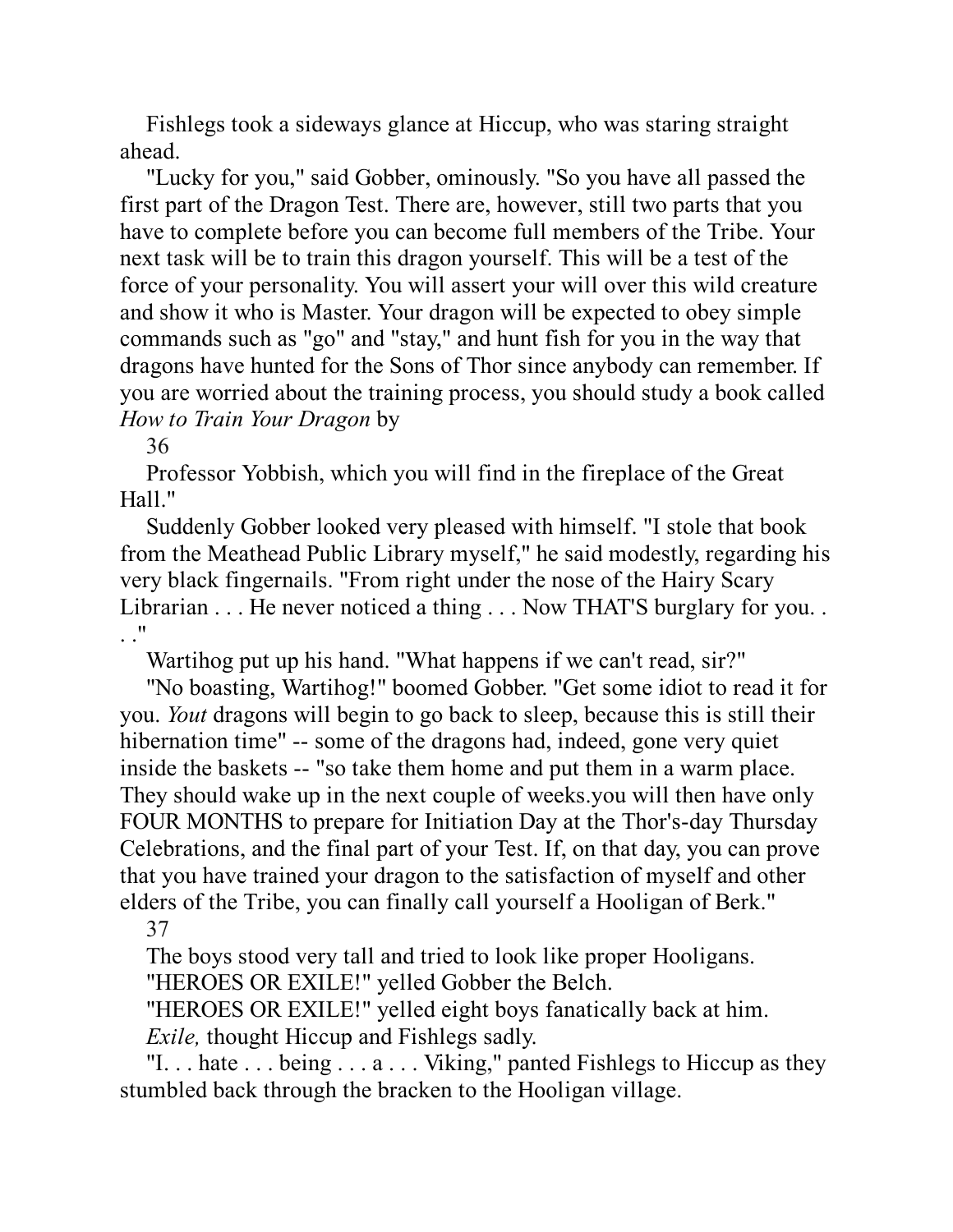Fishlegs took a sideways glance at Hiccup, who was staring straight ahead.

"Lucky for you," said Gobber, ominously. "So you have all passed the first part of the Dragon Test. There are, however, still two parts that you have to complete before you can become full members of the Tribe. Your next task will be to train this dragon yourself. This will be a test of the force of your personality. You will assert your will over this wild creature and show it who is Master. Your dragon will be expected to obey simple commands such as "go" and "stay," and hunt fish for you in the way that dragons have hunted for the Sons of Thor since anybody can remember. If you are worried about the training process, you should study a book called *How to Train Your Dragon* by Professor Yobbish, which you will find in the fireplace of the Great Hall."

Suddenly Gobber looked very pleased with himself. "I stole that book from the Meathead Public Library myself," he said modestly, regarding his very black fingernails. "From right under the nose of the Hairy Scary Librarian . . . He never noticed a thing . . . Now THAT'S burglary for you. . . ."

Wartihog put up his hand. "What happens if we can't read, sir?"

"No boasting, Wartihog!" boomed Gobber. "Get some idiot to read it for you. *Yout* dragons will begin to go back to sleep, because this is still their hibernation time" -- some of the dragons had, indeed, gone very quiet inside the baskets -- "so take them home and put them in a warm place. They should wake up in the next couple of weeks.you will then have only FOUR MONTHS to prepare for Initiation Day at the Thor's-day Thursday Celebrations, and the final part of your Test. If, on that day, you can prove that you have trained your dragon to the satisfaction of myself and other elders of the Tribe, you can finally call yourself a Hooligan of Berk."

The boys stood very tall and tried to look like proper Hooligans.

"HEROES OR EXILE!" yelled Gobber the Belch.

"HEROES OR EXILE!" yelled eight boys fanatically back at him.

*Exile,* thought Hiccup and Fishlegs sadly.

"I. . . hate . . . being . . . a . . . Viking," panted Fishlegs to Hiccup as they stumbled back through the bracken to the Hooligan village.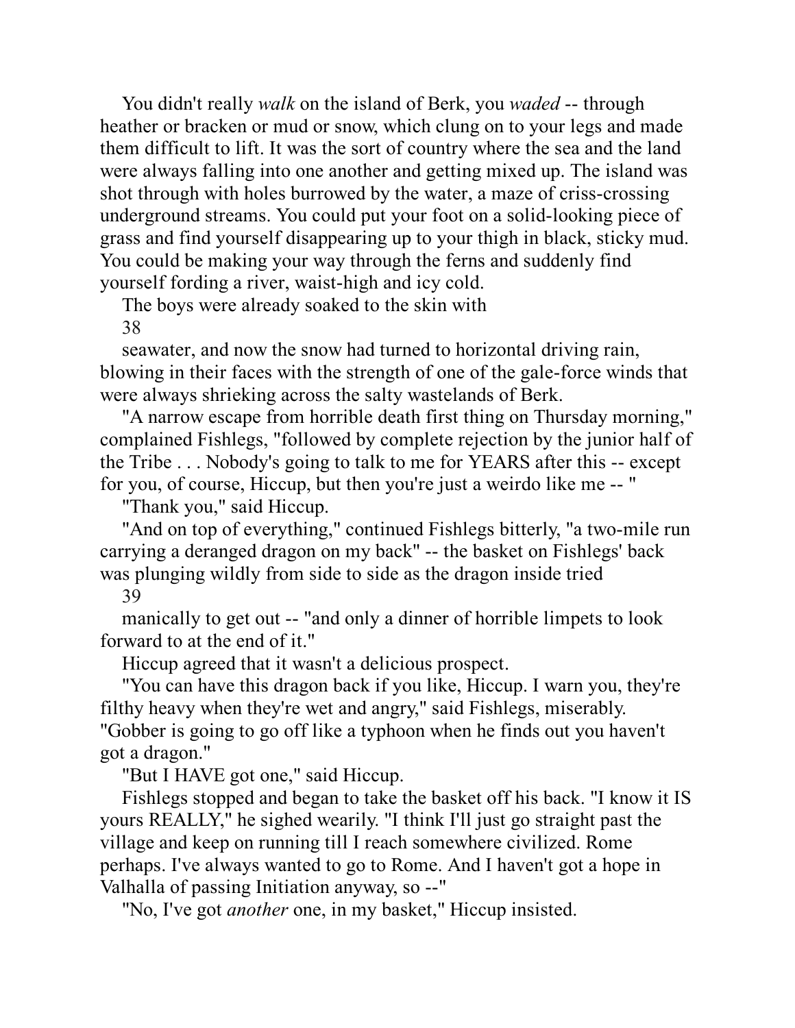You didn't really *walk* on the island of Berk, you *waded* -- through heather or bracken or mud or snow, which clung on to your legs and made them difficult to lift. It was the sort of country where the sea and the land were always falling into one another and getting mixed up. The island was shot through with holes burrowed by the water, a maze of criss-crossing underground streams. You could put your foot on a solid-looking piece of grass and find yourself disappearing up to your thigh in black, sticky mud. You could be making your way through the ferns and suddenly find yourself fording a river, waist-high and icy cold.

The boys were already soaked to the skin with seawater, and now the snow had turned to horizontal driving rain, blowing in their faces with the strength of one of the gale-force winds that were always shrieking across the salty wastelands of Berk.

"A narrow escape from horrible death first thing on Thursday morning," complained Fishlegs, "followed by complete rejection by the junior half of the Tribe . . . Nobody's going to talk to me for YEARS after this -- except for you, of course, Hiccup, but then you're just a weirdo like me -- "

"Thank you," said Hiccup.

"And on top of everything," continued Fishlegs bitterly, "a two-mile run carrying a deranged dragon on my back" -- the basket on Fishlegs' back was plunging wildly from side to side as the dragon inside tried manically to get out -- "and only a dinner of horrible limpets to look forward to at the end of it."

Hiccup agreed that it wasn't a delicious prospect.

"You can have this dragon back if you like, Hiccup. I warn you, they're filthy heavy when they're wet and angry," said Fishlegs, miserably. "Gobber is going to go off like a typhoon when he finds out you haven't got a dragon."

"But I HAVE got one," said Hiccup.

Fishlegs stopped and began to take the basket off his back. "I know it IS yours REALLY," he sighed wearily. "I think I'll just go straight past the village and keep on running till I reach somewhere civilized. Rome perhaps. I've always wanted to go to Rome. And I haven't got a hope in Valhalla of passing Initiation anyway, so --"

"No, I've got *another* one, in my basket," Hiccup insisted.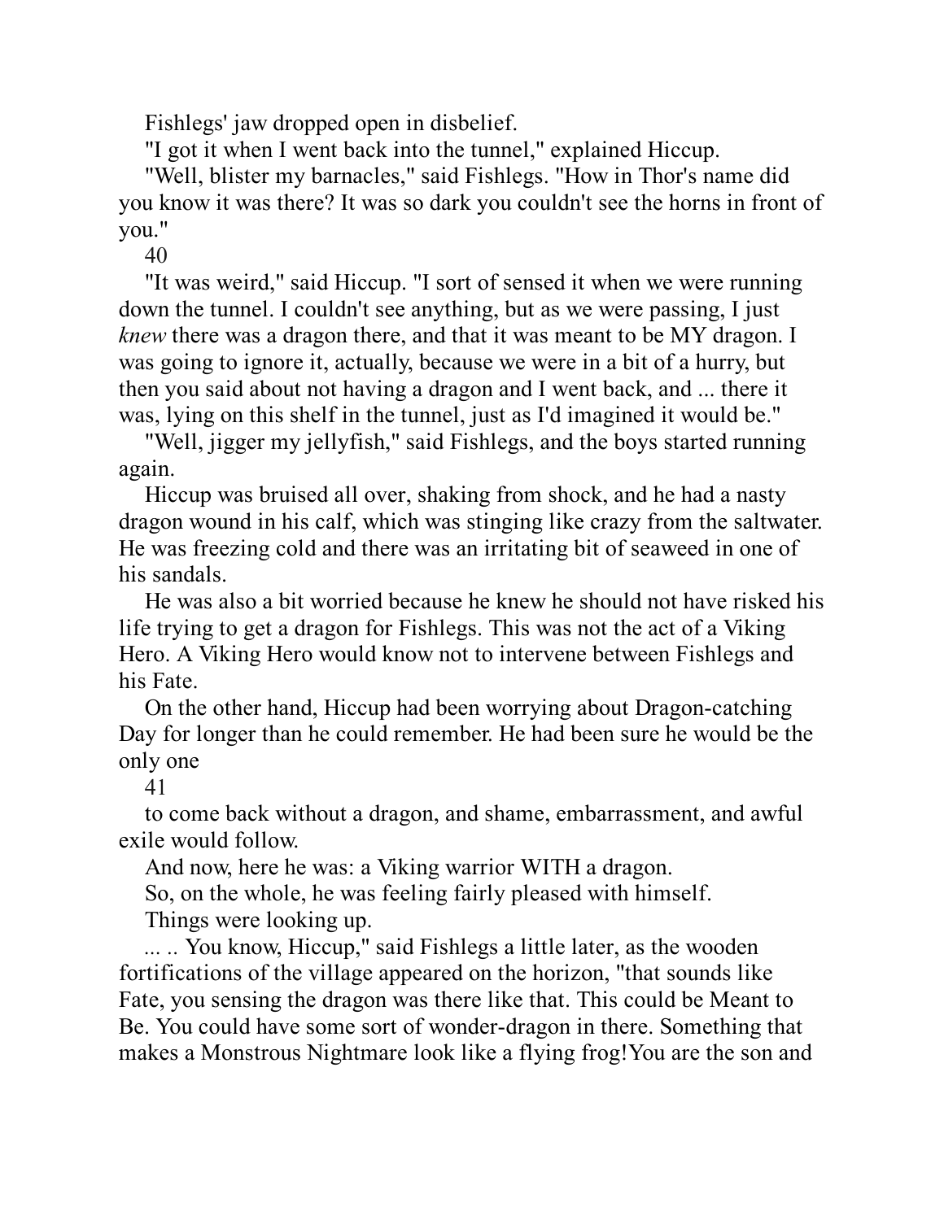Fishlegs' jaw dropped open in disbelief.

"I got it when I went back into the tunnel," explained Hiccup.

"Well, blister my barnacles," said Fishlegs. "How in Thor's name did you know it was there? It was so dark you couldn't see the horns in front of you."

"It was weird," said Hiccup. "I sort of sensed it when we were running down the tunnel. I couldn't see anything, but as we were passing, I just *knew* there was a dragon there, and that it was meant to be MY dragon. I was going to ignore it, actually, because we were in a bit of a hurry, but then you said about not having a dragon and I went back, and ... there it was, lying on this shelf in the tunnel, just as I'd imagined it would be."

"Well, jigger my jellyfish," said Fishlegs, and the boys started running again.

Hiccup was bruised all over, shaking from shock, and he had a nasty dragon wound in his calf, which was stinging like crazy from the saltwater. He was freezing cold and there was an irritating bit of seaweed in one of his sandals.

He was also a bit worried because he knew he should not have risked his life trying to get a dragon for Fishlegs. This was not the act of a Viking Hero. A Viking Hero would know not to intervene between Fishlegs and his Fate.

On the other hand, Hiccup had been worrying about Dragon-catching Day for longer than he could remember. He had been sure he would be the only one to come back without a dragon, and shame, embarrassment, and awful exile would follow.

And now, here he was: a Viking warrior WITH a dragon.

So, on the whole, he was feeling fairly pleased with himself.

Things were looking up.

... .. You know, Hiccup," said Fishlegs a little later, as the wooden fortifications of the village appeared on the horizon, "that sounds like Fate, you sensing the dragon was there like that. This could be Meant to Be. You could have some sort of wonder-dragon in there. Something that makes a Monstrous Nightmare look like a flying frog!You are the son and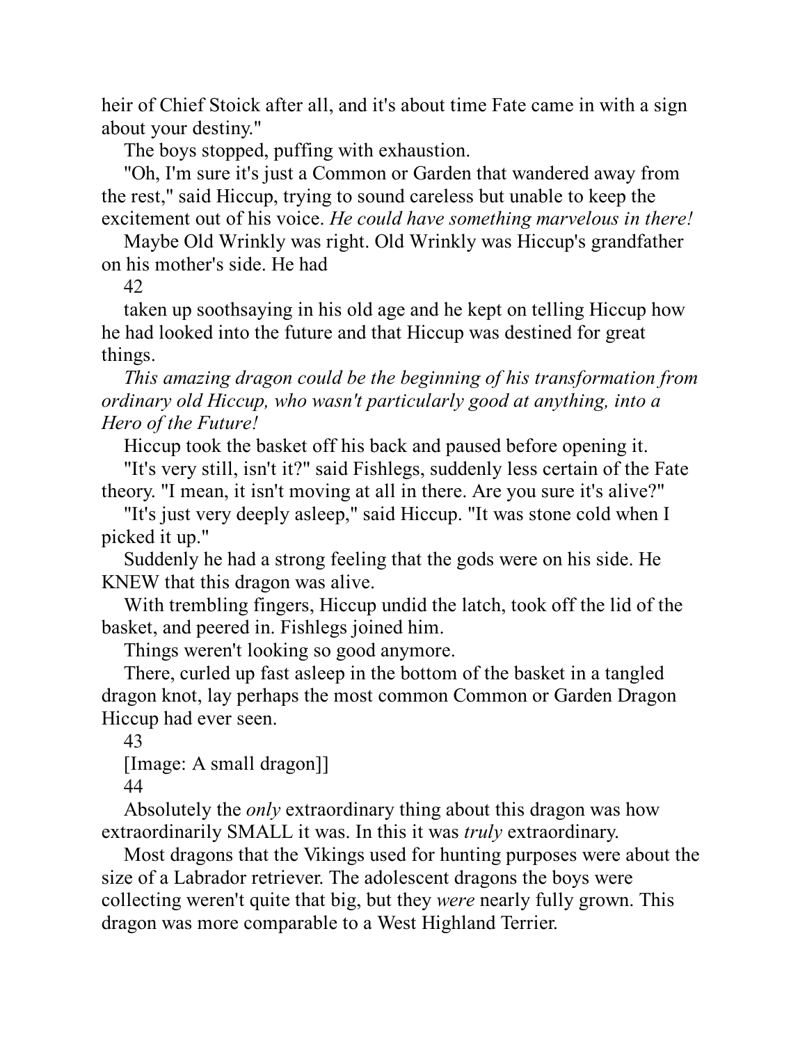heir of Chief Stoick after all, and it's about time Fate came in with a sign about your destiny."

The boys stopped, puffing with exhaustion.

"Oh, I'm sure it's just a Common or Garden that wandered away from the rest," said Hiccup, trying to sound careless but unable to keep the excitement out of his voice. *He could have something marvelous in there!*

Maybe Old Wrinkly was right. Old Wrinkly was Hiccup's grandfather on his mother's side. He had taken up soothsaying in his old age and he kept on telling Hiccup how he had looked into the future and that Hiccup was destined for great things.

*This amazing dragon could be the beginning of his transformation from ordinary old Hiccup, who wasn't particularly good at anything, into a Hero of the Future!*

Hiccup took the basket off his back and paused before opening it.

"It's very still, isn't it?" said Fishlegs, suddenly less certain of the Fate theory. "I mean, it isn't moving at all in there. Are you sure it's alive?"

"It's just very deeply asleep," said Hiccup. "It was stone cold when I picked it up."

Suddenly he had a strong feeling that the gods were on his side. He KNEW that this dragon was alive.

With trembling fingers, Hiccup undid the latch, took off the lid of the basket, and peered in. Fishlegs joined him.

Things weren't looking so good anymore.

There, curled up fast asleep in the bottom of the basket in a tangled dragon knot, lay perhaps the most common Common or Garden Dragon Hiccup had ever seen.

[Image: A small dragon]]

Absolutely the *only* extraordinary thing about this dragon was how extraordinarily SMALL it was. In this it was *truly* extraordinary.

Most dragons that the Vikings used for hunting purposes were about the size of a Labrador retriever. The adolescent dragons the boys were collecting weren't quite that big, but they *were* nearly fully grown. This dragon was more comparable to a West Highland Terrier.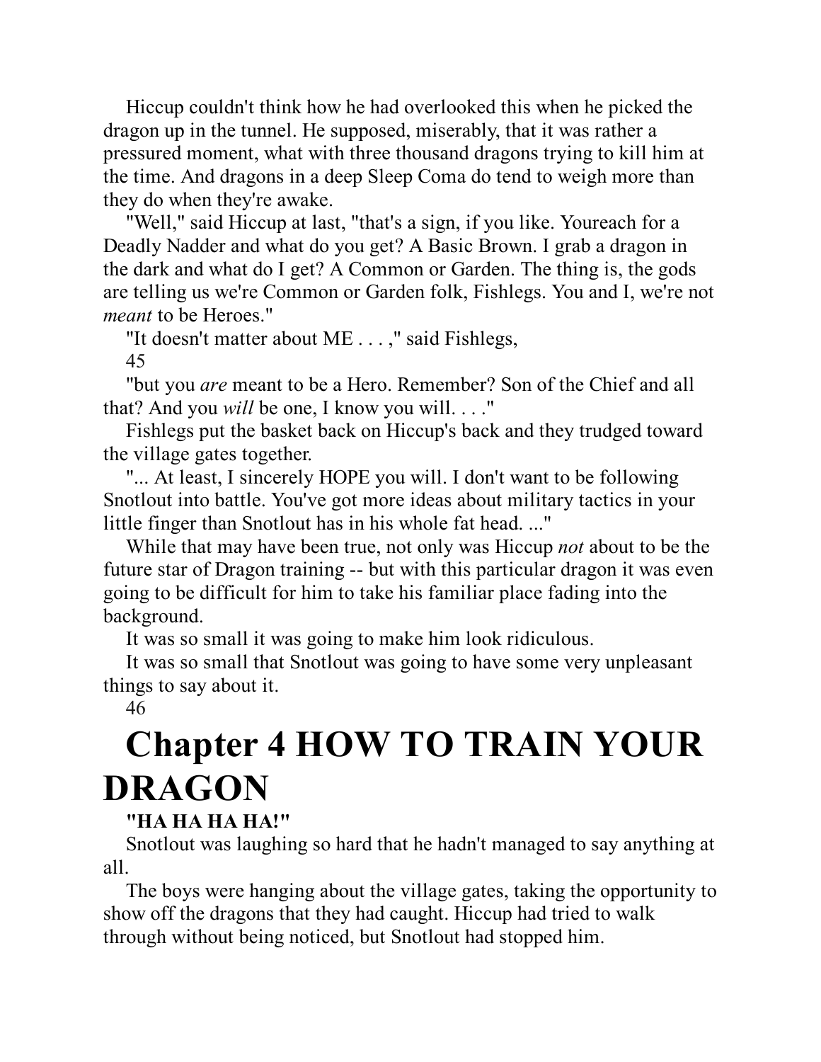Hiccup couldn't think how he had overlooked this when he picked the dragon up in the tunnel. He supposed, miserably, that it was rather a pressured moment, what with three thousand dragons trying to kill him at the time. And dragons in a deep Sleep Coma do tend to weigh more than they do when they're awake.

"Well," said Hiccup at last, "that's a sign, if you like. Youreach for a Deadly Nadder and what do you get? A Basic Brown. I grab a dragon in the dark and what do I get? A Common or Garden. The thing is, the gods are telling us we're Common or Garden folk, Fishlegs. You and I, we're not *meant* to be Heroes."

"It doesn't matter about ME . . . ," said Fishlegs,

"but you *are* meant to be a Hero. Remember? Son of the Chief and all that? And you *will* be one, I know you will. . . ."

Fishlegs put the basket back on Hiccup's back and they trudged toward the village gates together.

"... At least, I sincerely HOPE you will. I don't want to be following Snotlout into battle. You've got more ideas about military tactics in your little finger than Snotlout has in his whole fat head. ..."

While that may have been true, not only was Hiccup *not* about to be the future star of Dragon training -- but with this particular dragon it was even going to be difficult for him to take his familiar place fading into the background.

It was so small it was going to make him look ridiculous.

It was so small that Snotlout was going to have some very unpleasant things to say about it.

# Chapter 4 HOW TO TRAIN YOUR DRAGON

**"HA HA HA HA!"**

Snotlout was laughing so hard that he hadn't managed to say anything at all.

The boys were hanging about the village gates, taking the opportunity to show off the dragons that they had caught. Hiccup had tried to walk through without being noticed, but Snotlout had stopped him.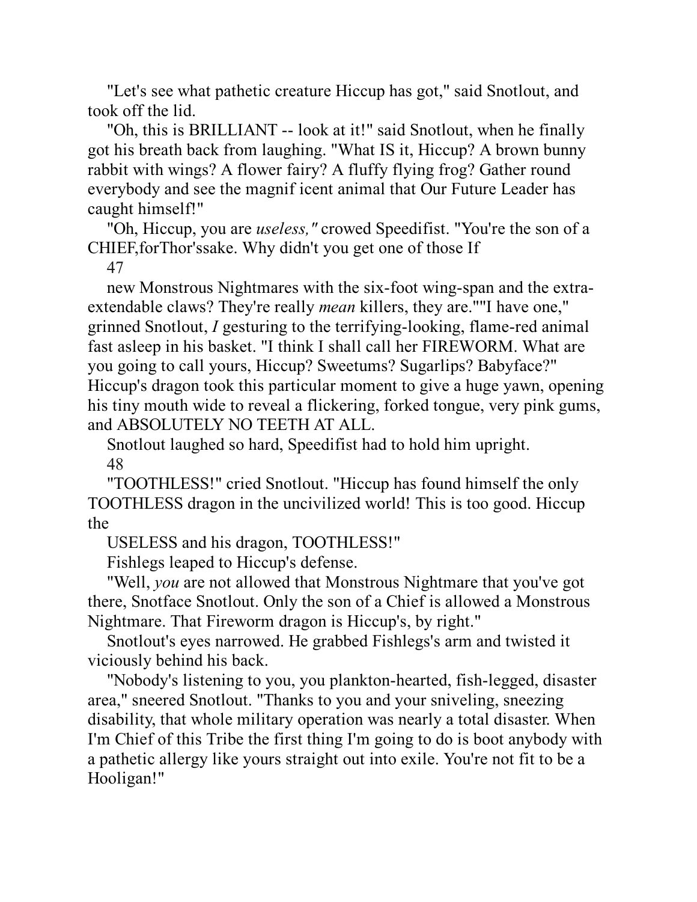"Let's see what pathetic creature Hiccup has got," said Snotlout, and took off the lid.

"Oh, this is BRILLIANT -- look at it!" said Snotlout, when he finally got his breath back from laughing. "What IS it, Hiccup? A brown bunny rabbit with wings? A flower fairy? A fluffy flying frog? Gather round everybody and see the magnif icent animal that Our Future Leader has caught himself!"

"Oh, Hiccup, you are *useless,"* crowed Speedifist. "You're the son of a CHIEF,forThor'ssake. Why didn't you get one of those If

new Monstrous Nightmares with the six-foot wing-span and the extra-extendable claws? They're really *mean* killers, they are.""I have one," grinned Snotlout, *I* gesturing to the terrifying-looking, flame-red animal fast asleep in his basket. "I think I shall call her FIREWORM. What are you going to call yours, Hiccup? Sweetums? Sugarlips? Babyface?" Hiccup's dragon took this particular moment to give a huge yawn, opening his tiny mouth wide to reveal a flickering, forked tongue, very pink gums, and ABSOLUTELY NO TEETH AT ALL.

Snotlout laughed so hard, Speedifist had to hold him upright.

"TOOTHLESS!" cried Snotlout. "Hiccup has found himself the only TOOTHLESS dragon in the uncivilized world! This is too good. Hiccup the

USELESS and his dragon, TOOTHLESS!"

Fishlegs leaped to Hiccup's defense.

"Well, *you* are not allowed that Monstrous Nightmare that you've got there, Snotface Snotlout. Only the son of a Chief is allowed a Monstrous Nightmare. That Fireworm dragon is Hiccup's, by right."

Snotlout's eyes narrowed. He grabbed Fishlegs's arm and twisted it viciously behind his back.

"Nobody's listening to you, you plankton-hearted, fish-legged, disaster area," sneered Snotlout. "Thanks to you and your sniveling, sneezing disability, that whole military operation was nearly a total disaster. When I'm Chief of this Tribe the first thing I'm going to do is boot anybody with a pathetic allergy like yours straight out into exile. You're not fit to be a Hooligan!"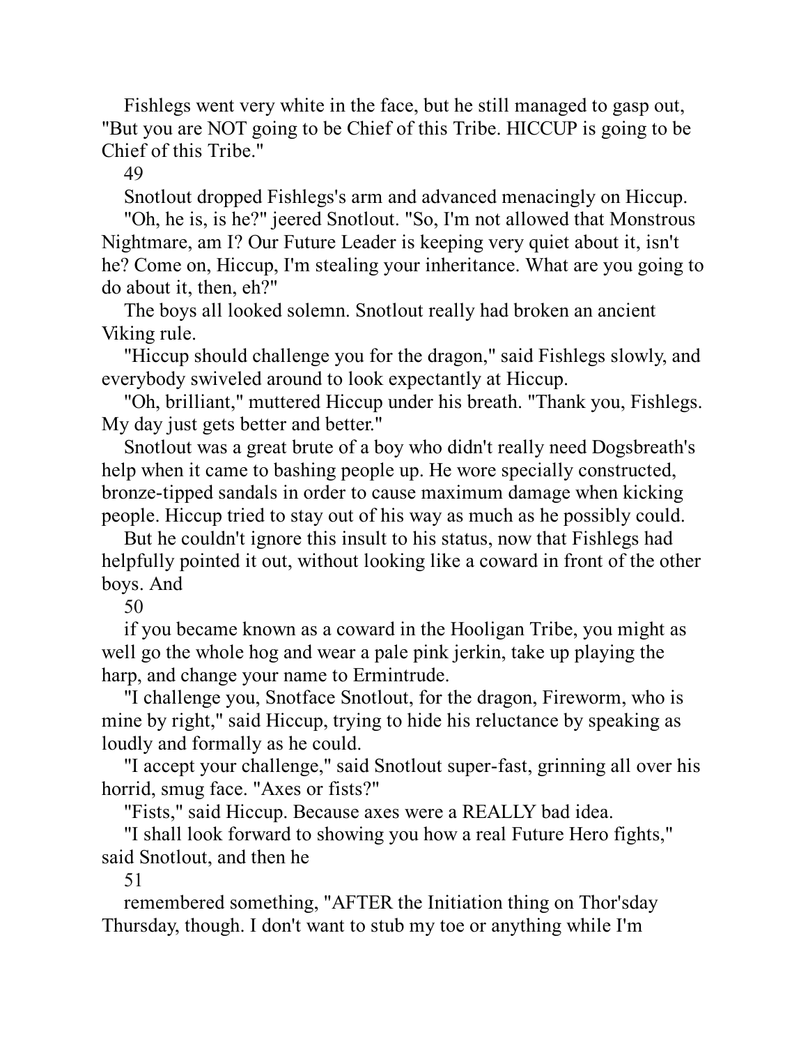Fishlegs went very white in the face, but he still managed to gasp out, "But you are NOT going to be Chief of this Tribe. HICCUP is going to be Chief of this Tribe."

Snotlout dropped Fishlegs's arm and advanced menacingly on Hiccup.

"Oh, he is, is he?" jeered Snotlout. "So, I'm not allowed that Monstrous Nightmare, am I? Our Future Leader is keeping very quiet about it, isn't he? Come on, Hiccup, I'm stealing your inheritance. What are you going to do about it, then, eh?"

The boys all looked solemn. Snotlout really had broken an ancient Viking rule.

"Hiccup should challenge you for the dragon," said Fishlegs slowly, and everybody swiveled around to look expectantly at Hiccup.

"Oh, brilliant," muttered Hiccup under his breath. "Thank you, Fishlegs. My day just gets better and better."

Snotlout was a great brute of a boy who didn't really need Dogsbreath's help when it came to bashing people up. He wore specially constructed, bronze-tipped sandals in order to cause maximum damage when kicking people. Hiccup tried to stay out of his way as much as he possibly could.

But he couldn't ignore this insult to his status, now that Fishlegs had helpfully pointed it out, without looking like a coward in front of the other boys. And if you became known as a coward in the Hooligan Tribe, you might as well go the whole hog and wear a pale pink jerkin, take up playing the harp, and change your name to Ermintrude.

"I challenge you, Snotface Snotlout, for the dragon, Fireworm, who is mine by right," said Hiccup, trying to hide his reluctance by speaking as loudly and formally as he could.

"I accept your challenge," said Snotlout super-fast, grinning all over his horrid, smug face. "Axes or fists?"

"Fists," said Hiccup. Because axes were a REALLY bad idea.

"I shall look forward to showing you how a real Future Hero fights," said Snotlout, and then he remembered something, "AFTER the Initiation thing on Thor'sday Thursday, though. I don't want to stub my toe or anything while I'm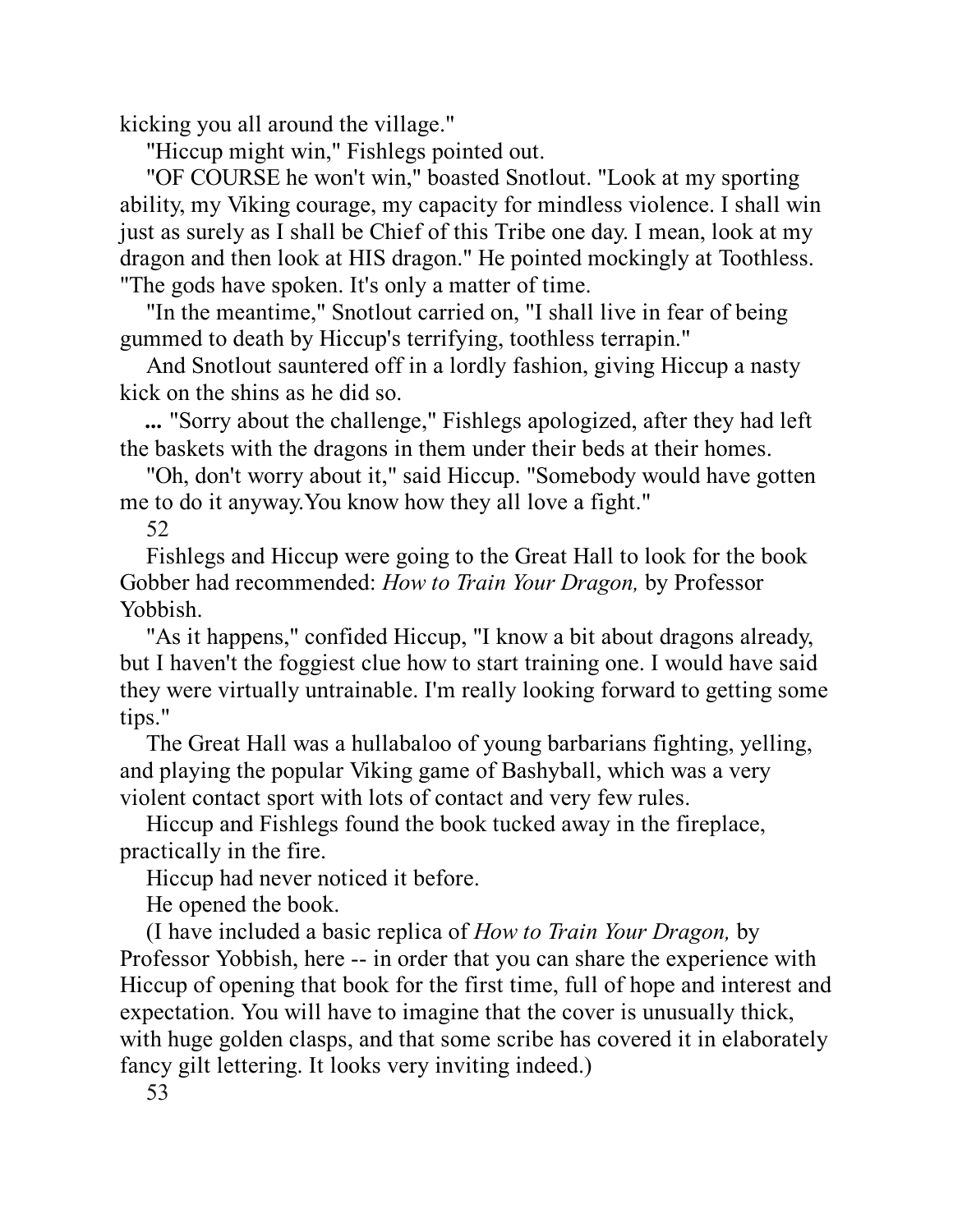kicking you all around the village."

"Hiccup might win," Fishlegs pointed out.

"OF COURSE he won't win," boasted Snotlout. "Look at my sporting ability, my Viking courage, my capacity for mindless violence. I shall win just as surely as I shall be Chief of this Tribe one day. I mean, look at my dragon and then look at HIS dragon." He pointed mockingly at Toothless. "The gods have spoken. It's only a matter of time.

"In the meantime," Snotlout carried on, "I shall live in fear of being gummed to death by Hiccup's terrifying, toothless terrapin."

And Snotlout sauntered off in a lordly fashion, giving Hiccup a nasty kick on the shins as he did so.

**...** "Sorry about the challenge," Fishlegs apologized, after they had left the baskets with the dragons in them under their beds at their homes.

"Oh, don't worry about it," said Hiccup. "Somebody would have gotten me to do it anyway.You know how they all love a fight."

Fishlegs and Hiccup were going to the Great Hall to look for the book Gobber had recommended: *How to Train Your Dragon,* by Professor Yobbish.

"As it happens," confided Hiccup, "I know a bit about dragons already, but I haven't the foggiest clue how to start training one. I would have said they were virtually untrainable. I'm really looking forward to getting some tips."

The Great Hall was a hullabaloo of young barbarians fighting, yelling, and playing the popular Viking game of Bashyball, which was a very violent contact sport with lots of contact and very few rules.

Hiccup and Fishlegs found the book tucked away in the fireplace, practically in the fire.

Hiccup had never noticed it before.

He opened the book.

(I have included a basic replica of *How to Train Your Dragon,* by Professor Yobbish, here -- in order that you can share the experience with Hiccup of opening that book for the first time, full of hope and interest and expectation. You will have to imagine that the cover is unusually thick, with huge golden clasps, and that some scribe has covered it in elaborately fancy gilt lettering. It looks very inviting indeed.)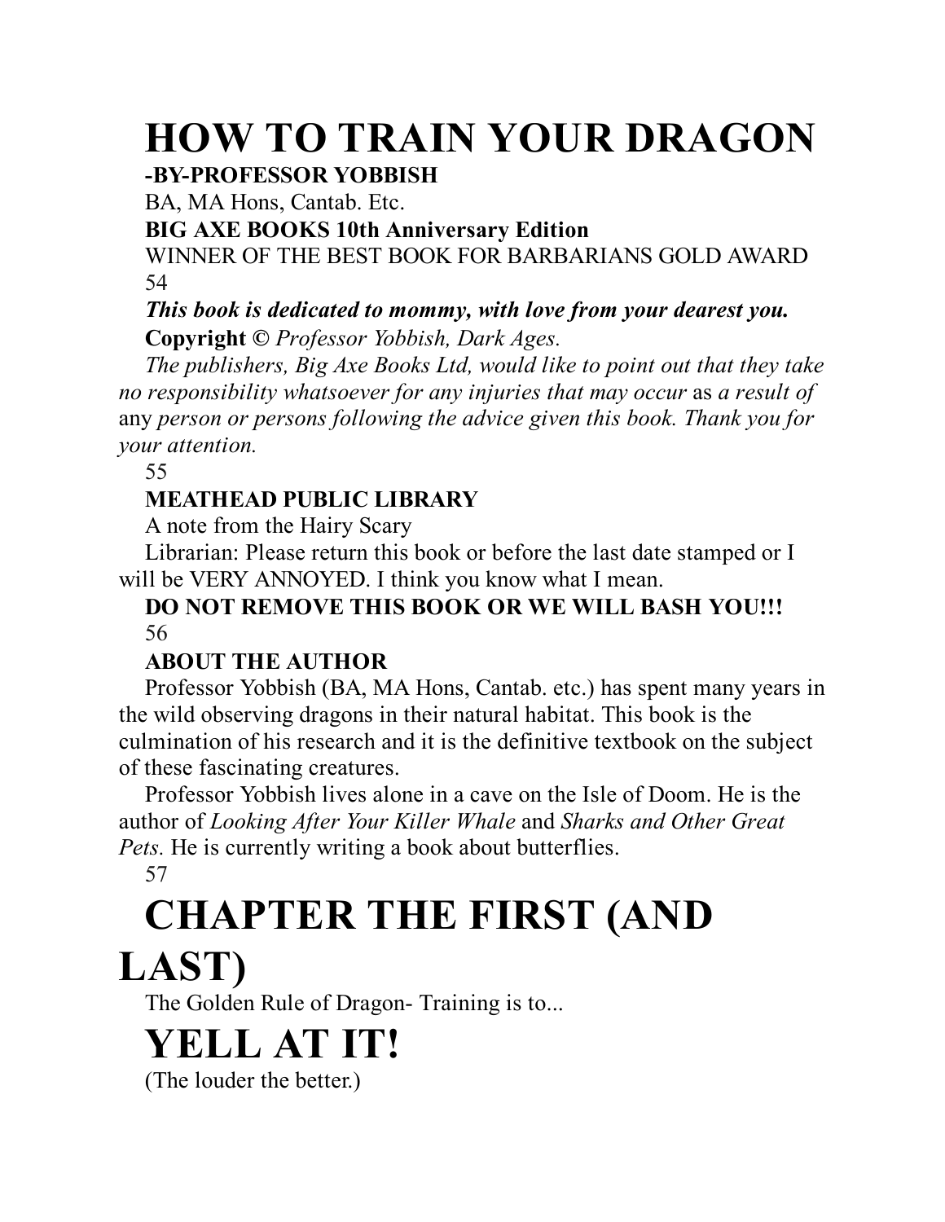# HOW TO TRAIN YOUR DRAGON

**-BY-PROFESSOR YOBBISH**

BA, MA Hons, Cantab. Etc.

**BIG AXE BOOKS 10th Anniversary Edition**

WINNER OF THE BEST BOOK FOR BARBARIANS GOLD AWARD

***This book is dedicated to mommy, with love from your dearest you.***

**Copyright ©** *Professor Yobbish, Dark Ages.*

*The publishers, Big Axe Books Ltd, would like to point out that they take no responsibility whatsoever for any injuries that may occur* as *a result of* any *person or persons following the advice given this book. Thank you for your attention.*

**MEATHEAD PUBLIC LIBRARY**

A note from the Hairy Scary

Librarian: Please return this book or before the last date stamped or I will be VERY ANNOYED. I think you know what I mean.

**DO NOT REMOVE THIS BOOK OR WE WILL BASH YOU!!!**

**ABOUT THE AUTHOR**

Professor Yobbish (BA, MA Hons, Cantab. etc.) has spent many years in the wild observing dragons in their natural habitat. This book is the culmination of his research and it is the definitive textbook on the subject of these fascinating creatures.

Professor Yobbish lives alone in a cave on the Isle of Doom. He is the author of *Looking After Your Killer Whale* and *Sharks and Other Great Pets.* He is currently writing a book about butterflies.

# CHAPTER THE FIRST (AND LAST)

The Golden Rule of Dragon- Training is to...

# YELL AT IT!

(The louder the better.)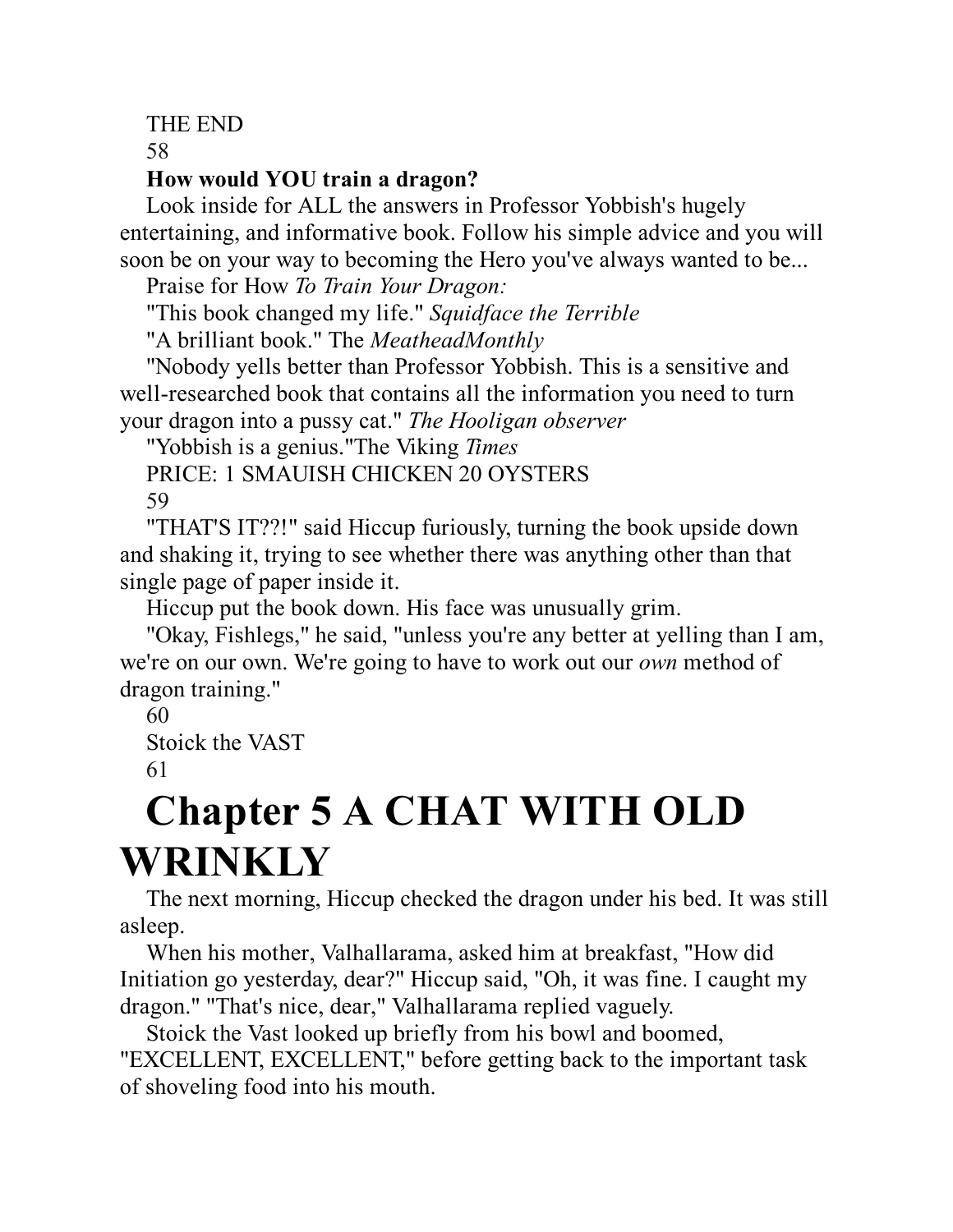THE END

**How would YOU train a dragon?**

Look inside for ALL the answers in Professor Yobbish's hugely entertaining, and informative book. Follow his simple advice and you will soon be on your way to becoming the Hero you've always wanted to be...

Praise for How *To Train Your Dragon:*

"This book changed my life." *Squidface the Terrible*

"A brilliant book." The *MeatheadMonthly*

"Nobody yells better than Professor Yobbish. This is a sensitive and well-researched book that contains all the information you need to turn your dragon into a pussy cat." *The Hooligan observer*

"Yobbish is a genius."The Viking *Times*

PRICE: 1 SMAUISH CHICKEN 20 OYSTERS

"THAT'S IT??!" said Hiccup furiously, turning the book upside down and shaking it, trying to see whether there was anything other than that single page of paper inside it.

Hiccup put the book down. His face was unusually grim.

"Okay, Fishlegs," he said, "unless you're any better at yelling than I am, we're on our own. We're going to have to work out our *own* method of dragon training."

Stoick the VAST

# Chapter 5 A CHAT WITH OLD WRINKLY

The next morning, Hiccup checked the dragon under his bed. It was still asleep.

When his mother, Valhallarama, asked him at breakfast, "How did Initiation go yesterday, dear?" Hiccup said, "Oh, it was fine. I caught my dragon." "That's nice, dear," Valhallarama replied vaguely.

Stoick the Vast looked up briefly from his bowl and boomed, "EXCELLENT, EXCELLENT," before getting back to the important task of shoveling food into his mouth.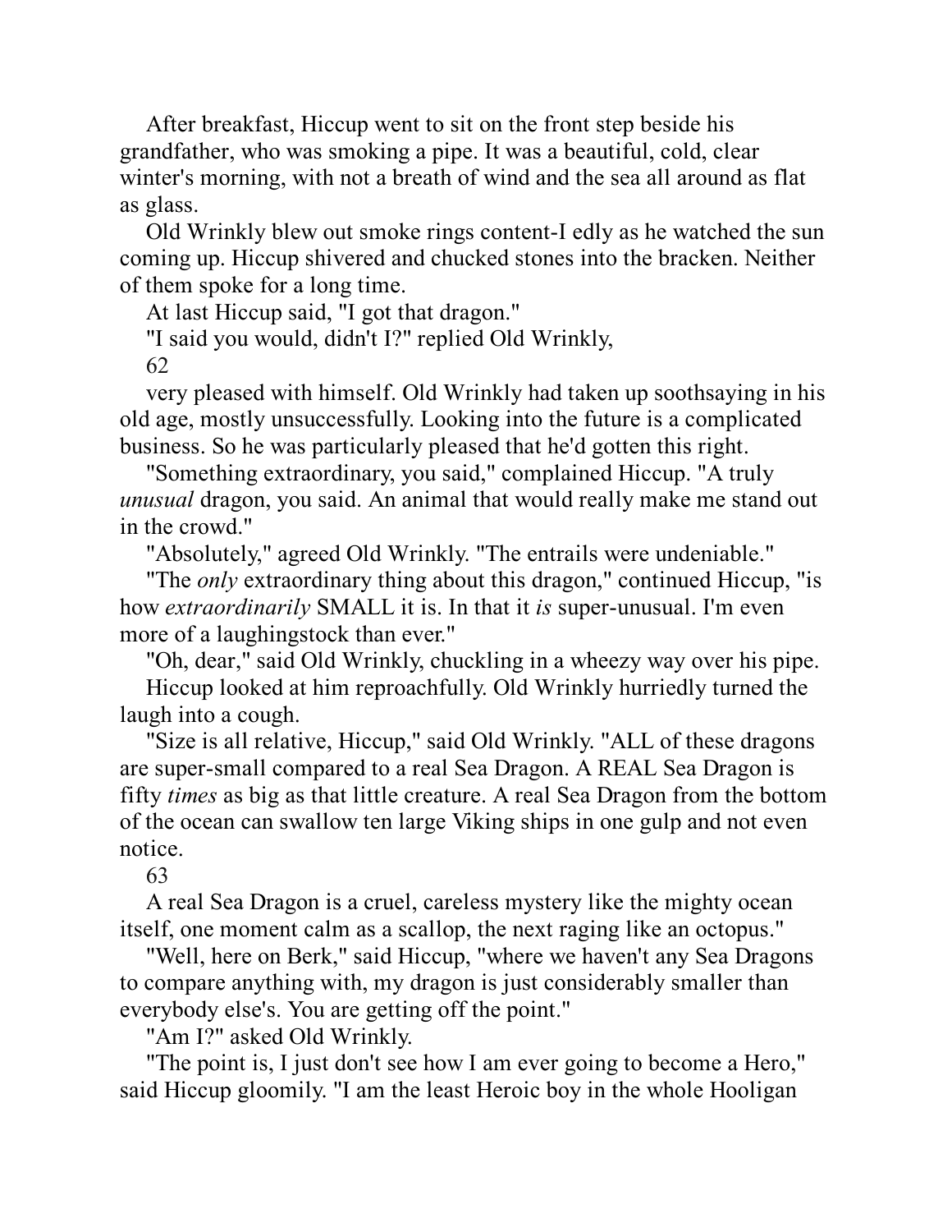After breakfast, Hiccup went to sit on the front step beside his grandfather, who was smoking a pipe. It was a beautiful, cold, clear winter's morning, with not a breath of wind and the sea all around as flat as glass.

Old Wrinkly blew out smoke rings content-I edly as he watched the sun coming up. Hiccup shivered and chucked stones into the bracken. Neither of them spoke for a long time.

At last Hiccup said, "I got that dragon."

"I said you would, didn't I?" replied Old Wrinkly, very pleased with himself. Old Wrinkly had taken up soothsaying in his old age, mostly unsuccessfully. Looking into the future is a complicated business. So he was particularly pleased that he'd gotten this right.

"Something extraordinary, you said," complained Hiccup. "A truly *unusual* dragon, you said. An animal that would really make me stand out in the crowd."

"Absolutely," agreed Old Wrinkly. "The entrails were undeniable."

"The *only* extraordinary thing about this dragon," continued Hiccup, "is how *extraordinarily* SMALL it is. In that it *is* super-unusual. I'm even more of a laughingstock than ever."

"Oh, dear," said Old Wrinkly, chuckling in a wheezy way over his pipe.

Hiccup looked at him reproachfully. Old Wrinkly hurriedly turned the laugh into a cough.

"Size is all relative, Hiccup," said Old Wrinkly. "ALL of these dragons are super-small compared to a real Sea Dragon. A REAL Sea Dragon is fifty *times* as big as that little creature. A real Sea Dragon from the bottom of the ocean can swallow ten large Viking ships in one gulp and not even notice.

A real Sea Dragon is a cruel, careless mystery like the mighty ocean itself, one moment calm as a scallop, the next raging like an octopus."

"Well, here on Berk," said Hiccup, "where we haven't any Sea Dragons to compare anything with, my dragon is just considerably smaller than everybody else's. You are getting off the point."

"Am I?" asked Old Wrinkly.

"The point is, I just don't see how I am ever going to become a Hero," said Hiccup gloomily. "I am the least Heroic boy in the whole Hooligan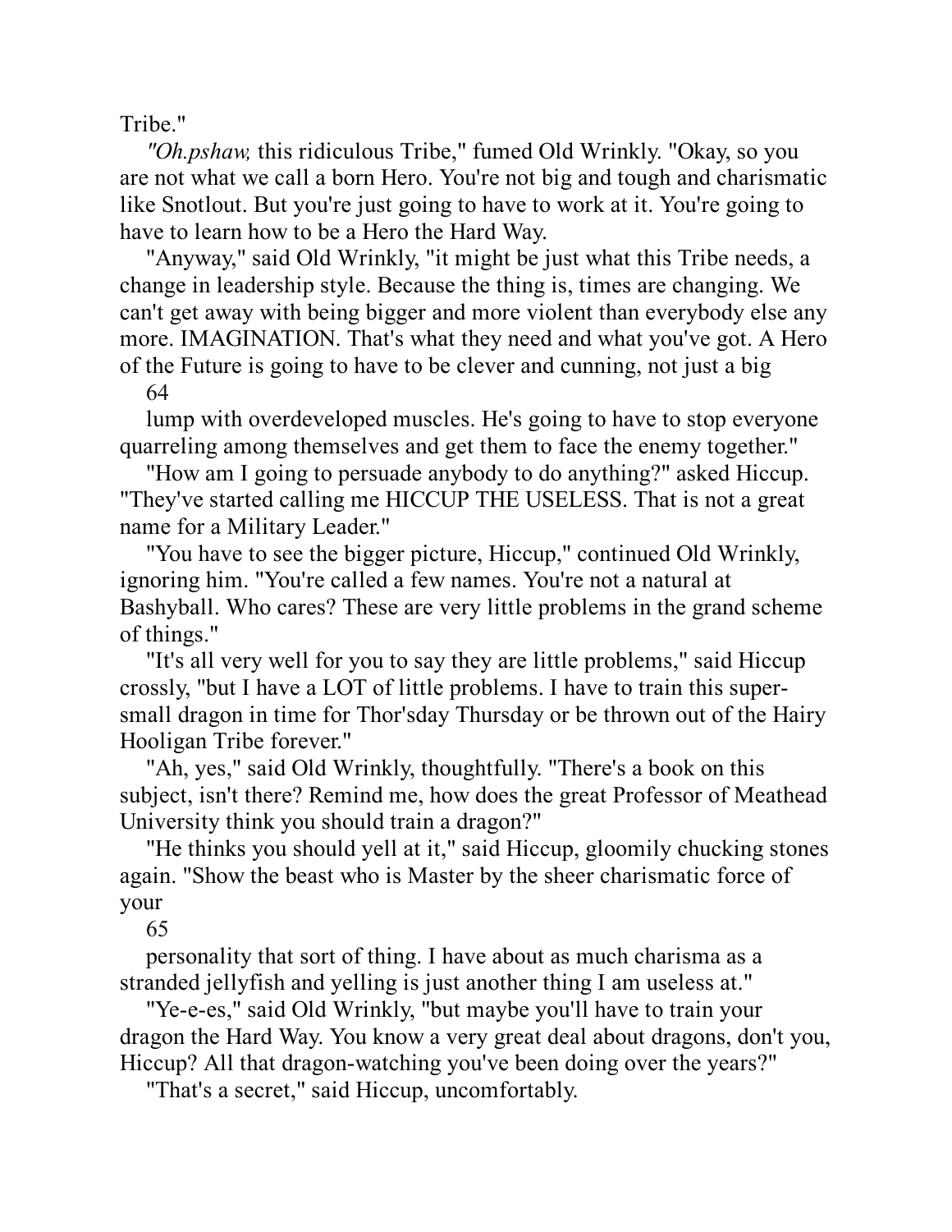Tribe."

*"Oh.pshaw,* this ridiculous Tribe," fumed Old Wrinkly. "Okay, so you are not what we call a born Hero. You're not big and tough and charismatic like Snotlout. But you're just going to have to work at it. You're going to have to learn how to be a Hero the Hard Way.

"Anyway," said Old Wrinkly, "it might be just what this Tribe needs, a change in leadership style. Because the thing is, times are changing. We can't get away with being bigger and more violent than everybody else any more. IMAGINATION. That's what they need and what you've got. A Hero of the Future is going to have to be clever and cunning, not just a big lump with overdeveloped muscles. He's going to have to stop everyone quarreling among themselves and get them to face the enemy together."

"How am I going to persuade anybody to do anything?" asked Hiccup. "They've started calling me HICCUP THE USELESS. That is not a great name for a Military Leader."

"You have to see the bigger picture, Hiccup," continued Old Wrinkly, ignoring him. "You're called a few names. You're not a natural at Bashyball. Who cares? These are very little problems in the grand scheme of things."

"It's all very well for you to say they are little problems," said Hiccup crossly, "but I have a LOT of little problems. I have to train this super-small dragon in time for Thor'sday Thursday or be thrown out of the Hairy Hooligan Tribe forever."

"Ah, yes," said Old Wrinkly, thoughtfully. "There's a book on this subject, isn't there? Remind me, how does the great Professor of Meathead University think you should train a dragon?"

"He thinks you should yell at it," said Hiccup, gloomily chucking stones again. "Show the beast who is Master by the sheer charismatic force of your personality that sort of thing. I have about as much charisma as a stranded jellyfish and yelling is just another thing I am useless at."

"Ye-e-es," said Old Wrinkly, "but maybe you'll have to train your dragon the Hard Way. You know a very great deal about dragons, don't you, Hiccup? All that dragon-watching you've been doing over the years?"

"That's a secret," said Hiccup, uncomfortably.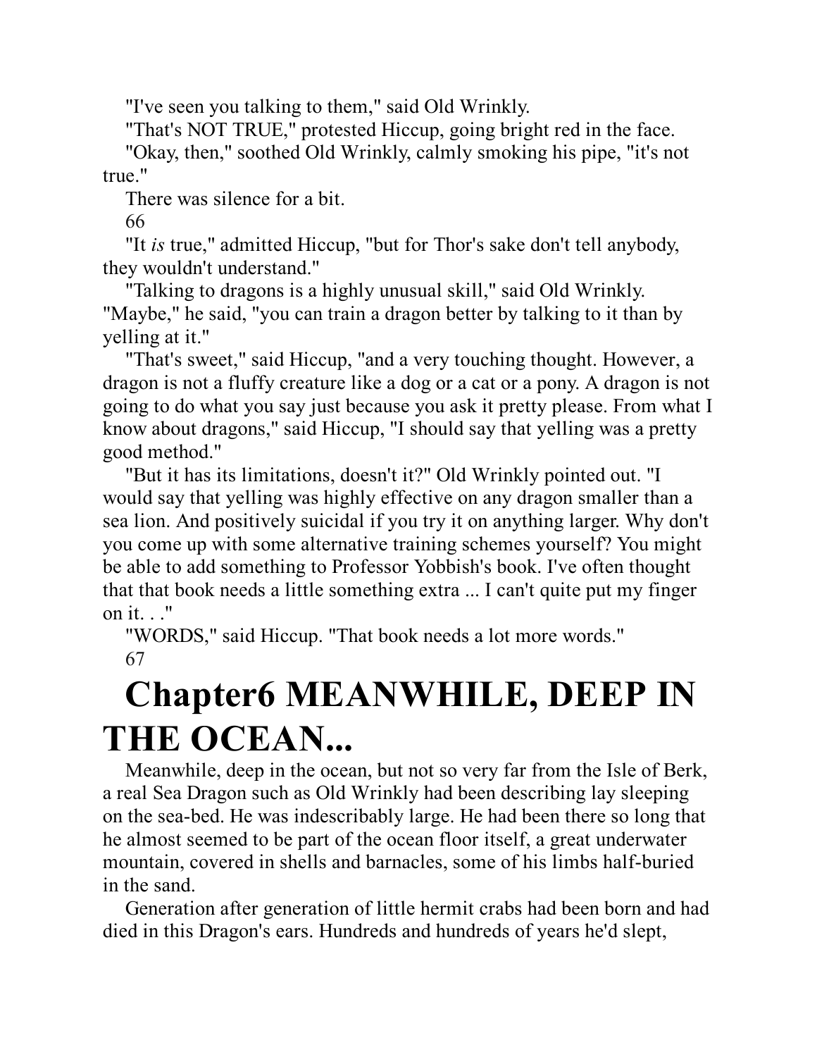"I've seen you talking to them," said Old Wrinkly.

"That's NOT TRUE," protested Hiccup, going bright red in the face.

"Okay, then," soothed Old Wrinkly, calmly smoking his pipe, "it's not true."

There was silence for a bit.

"It *is* true," admitted Hiccup, "but for Thor's sake don't tell anybody, they wouldn't understand."

"Talking to dragons is a highly unusual skill," said Old Wrinkly. "Maybe," he said, "you can train a dragon better by talking to it than by yelling at it."

"That's sweet," said Hiccup, "and a very touching thought. However, a dragon is not a fluffy creature like a dog or a cat or a pony. A dragon is not going to do what you say just because you ask it pretty please. From what I know about dragons," said Hiccup, "I should say that yelling was a pretty good method."

"But it has its limitations, doesn't it?" Old Wrinkly pointed out. "I would say that yelling was highly effective on any dragon smaller than a sea lion. And positively suicidal if you try it on anything larger. Why don't you come up with some alternative training schemes yourself? You might be able to add something to Professor Yobbish's book. I've often thought that that book needs a little something extra ... I can't quite put my finger on it. . ."

"WORDS," said Hiccup. "That book needs a lot more words."

# Chapter6 MEANWHILE, DEEP IN THE OCEAN...

Meanwhile, deep in the ocean, but not so very far from the Isle of Berk, a real Sea Dragon such as Old Wrinkly had been describing lay sleeping on the sea-bed. He was indescribably large. He had been there so long that he almost seemed to be part of the ocean floor itself, a great underwater mountain, covered in shells and barnacles, some of his limbs half-buried in the sand.

Generation after generation of little hermit crabs had been born and had died in this Dragon's ears. Hundreds and hundreds of years he'd slept,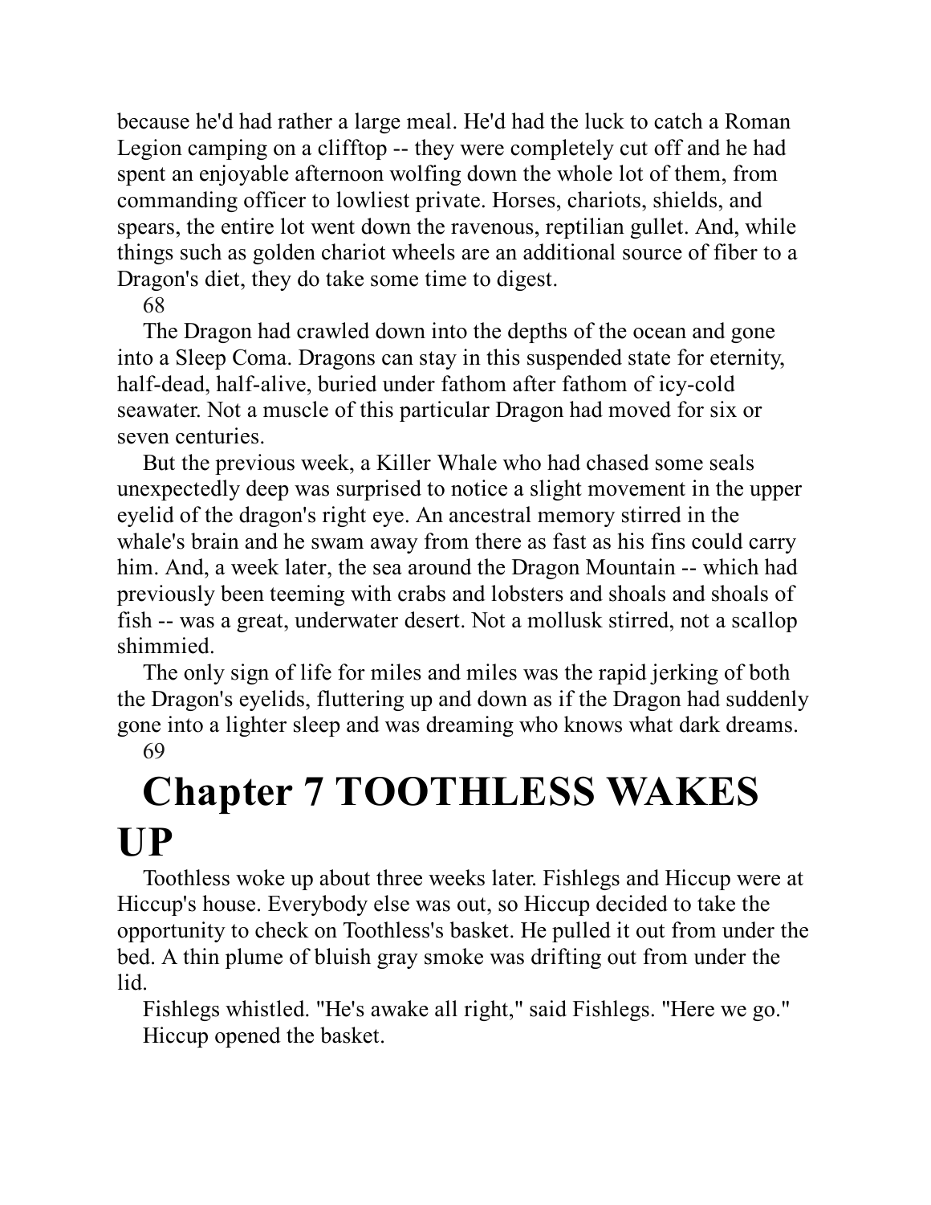because he'd had rather a large meal. He'd had the luck to catch a Roman Legion camping on a clifftop -- they were completely cut off and he had spent an enjoyable afternoon wolfing down the whole lot of them, from commanding officer to lowliest private. Horses, chariots, shields, and spears, the entire lot went down the ravenous, reptilian gullet. And, while things such as golden chariot wheels are an additional source of fiber to a Dragon's diet, they do take some time to digest.

The Dragon had crawled down into the depths of the ocean and gone into a Sleep Coma. Dragons can stay in this suspended state for eternity, half-dead, half-alive, buried under fathom after fathom of icy-cold seawater. Not a muscle of this particular Dragon had moved for six or seven centuries.

But the previous week, a Killer Whale who had chased some seals unexpectedly deep was surprised to notice a slight movement in the upper eyelid of the dragon's right eye. An ancestral memory stirred in the whale's brain and he swam away from there as fast as his fins could carry him. And, a week later, the sea around the Dragon Mountain -- which had previously been teeming with crabs and lobsters and shoals and shoals of fish -- was a great, underwater desert. Not a mollusk stirred, not a scallop shimmied.

The only sign of life for miles and miles was the rapid jerking of both the Dragon's eyelids, fluttering up and down as if the Dragon had suddenly gone into a lighter sleep and was dreaming who knows what dark dreams.

# Chapter 7 TOOTHLESS WAKES UP

Toothless woke up about three weeks later. Fishlegs and Hiccup were at Hiccup's house. Everybody else was out, so Hiccup decided to take the opportunity to check on Toothless's basket. He pulled it out from under the bed. A thin plume of bluish gray smoke was drifting out from under the lid.

Fishlegs whistled. "He's awake all right," said Fishlegs. "Here we go."

Hiccup opened the basket.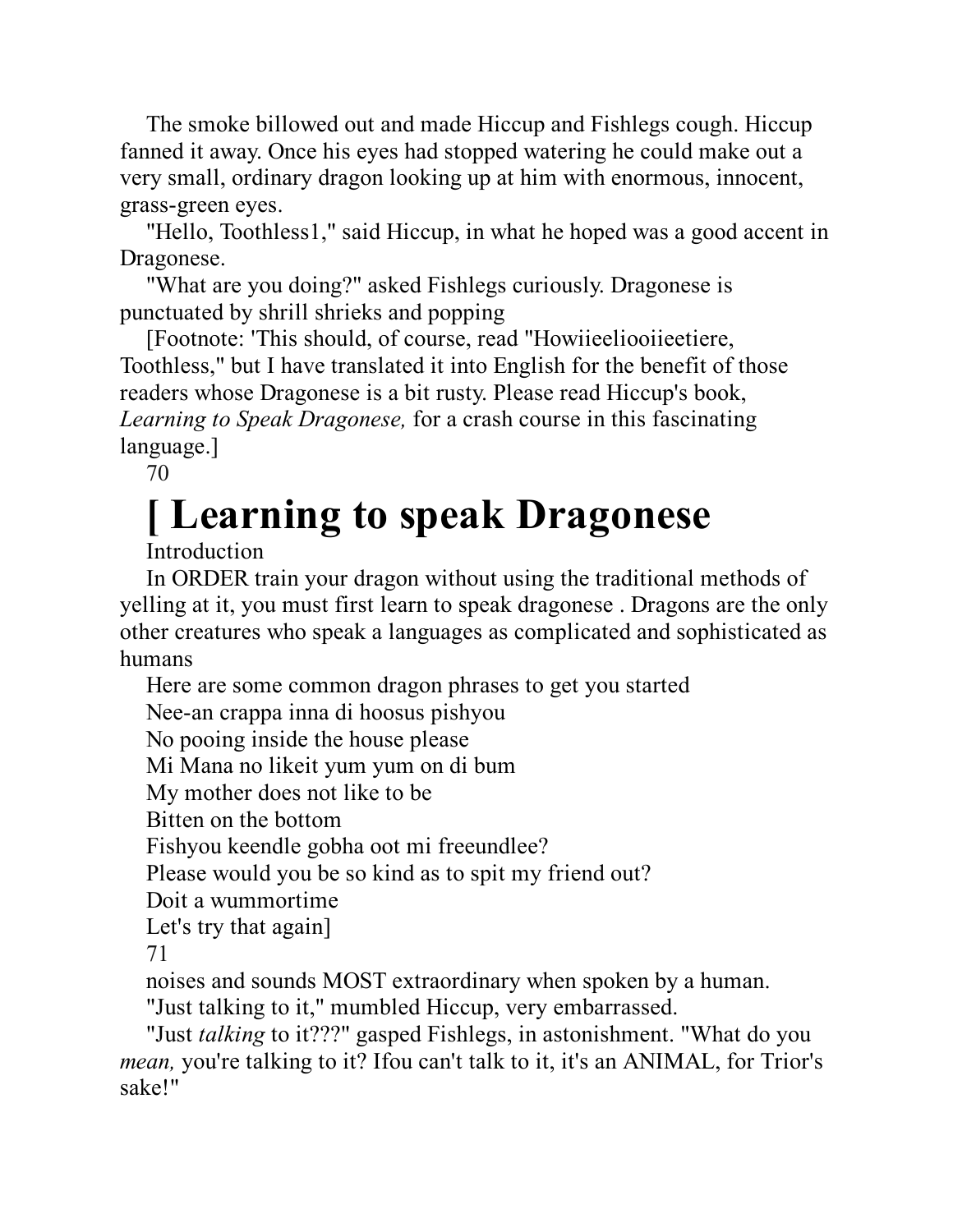The smoke billowed out and made Hiccup and Fishlegs cough. Hiccup fanned it away. Once his eyes had stopped watering he could make out a very small, ordinary dragon looking up at him with enormous, innocent, grass-green eyes.

"Hello, Toothless1," said Hiccup, in what he hoped was a good accent in Dragonese.

"What are you doing?" asked Fishlegs curiously. Dragonese is punctuated by shrill shrieks and popping

[Footnote: 'This should, of course, read "Howiieeliooiieetiere, Toothless," but I have translated it into English for the benefit of those readers whose Dragonese is a bit rusty. Please read Hiccup's book, *Learning to Speak Dragonese,* for a crash course in this fascinating language.]

# [ Learning to speak Dragonese

Introduction

In ORDER train your dragon without using the traditional methods of yelling at it, you must first learn to speak dragonese . Dragons are the only other creatures who speak a languages as complicated and sophisticated as humans

Here are some common dragon phrases to get you started

Nee-an crappa inna di hoosus pishyou

No pooing inside the house please

Mi Mana no likeit yum yum on di bum

My mother does not like to be

Bitten on the bottom

Fishyou keendle gobha oot mi freeundlee?

Please would you be so kind as to spit my friend out?

Doit a wummortime

Let's try that again]

noises and sounds MOST extraordinary when spoken by a human.

"Just talking to it," mumbled Hiccup, very embarrassed.

"Just *talking* to it???" gasped Fishlegs, in astonishment. "What do you *mean,* you're talking to it? Ifou can't talk to it, it's an ANIMAL, for Trior's sake!"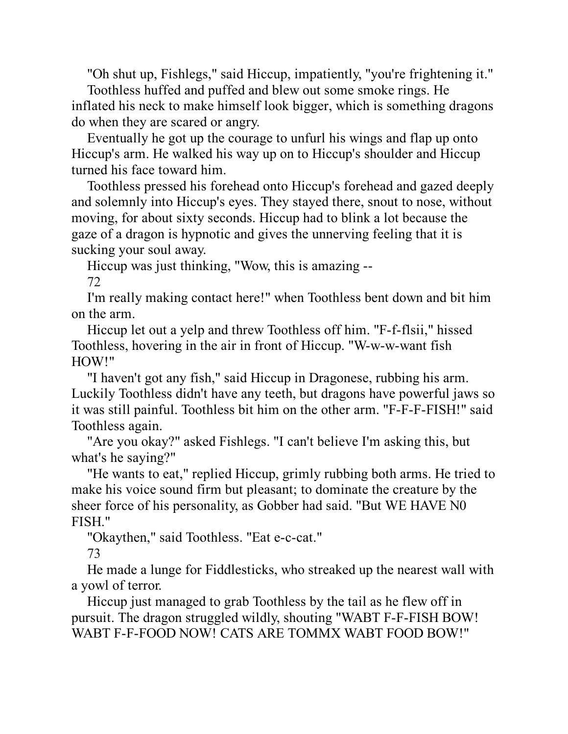"Oh shut up, Fishlegs," said Hiccup, impatiently, "you're frightening it."

Toothless huffed and puffed and blew out some smoke rings. He inflated his neck to make himself look bigger, which is something dragons do when they are scared or angry.

Eventually he got up the courage to unfurl his wings and flap up onto Hiccup's arm. He walked his way up on to Hiccup's shoulder and Hiccup turned his face toward him.

Toothless pressed his forehead onto Hiccup's forehead and gazed deeply and solemnly into Hiccup's eyes. They stayed there, snout to nose, without moving, for about sixty seconds. Hiccup had to blink a lot because the gaze of a dragon is hypnotic and gives the unnerving feeling that it is sucking your soul away.

Hiccup was just thinking, "Wow, this is amazing -- I'm really making contact here!" when Toothless bent down and bit him on the arm.

Hiccup let out a yelp and threw Toothless off him. "F-f-flsii," hissed Toothless, hovering in the air in front of Hiccup. "W-w-w-want fish HOW!"

"I haven't got any fish," said Hiccup in Dragonese, rubbing his arm. Luckily Toothless didn't have any teeth, but dragons have powerful jaws so it was still painful. Toothless bit him on the other arm. "F-F-F-FISH!" said Toothless again.

"Are you okay?" asked Fishlegs. "I can't believe I'm asking this, but what's he saying?"

"He wants to eat," replied Hiccup, grimly rubbing both arms. He tried to make his voice sound firm but pleasant; to dominate the creature by the sheer force of his personality, as Gobber had said. "But WE HAVE N0 FISH."

"Okaythen," said Toothless. "Eat e-c-cat."

He made a lunge for Fiddlesticks, who streaked up the nearest wall with a yowl of terror.

Hiccup just managed to grab Toothless by the tail as he flew off in pursuit. The dragon struggled wildly, shouting "WABT F-F-FISH BOW! WABT F-F-FOOD NOW! CATS ARE TOMMX WABT FOOD BOW!"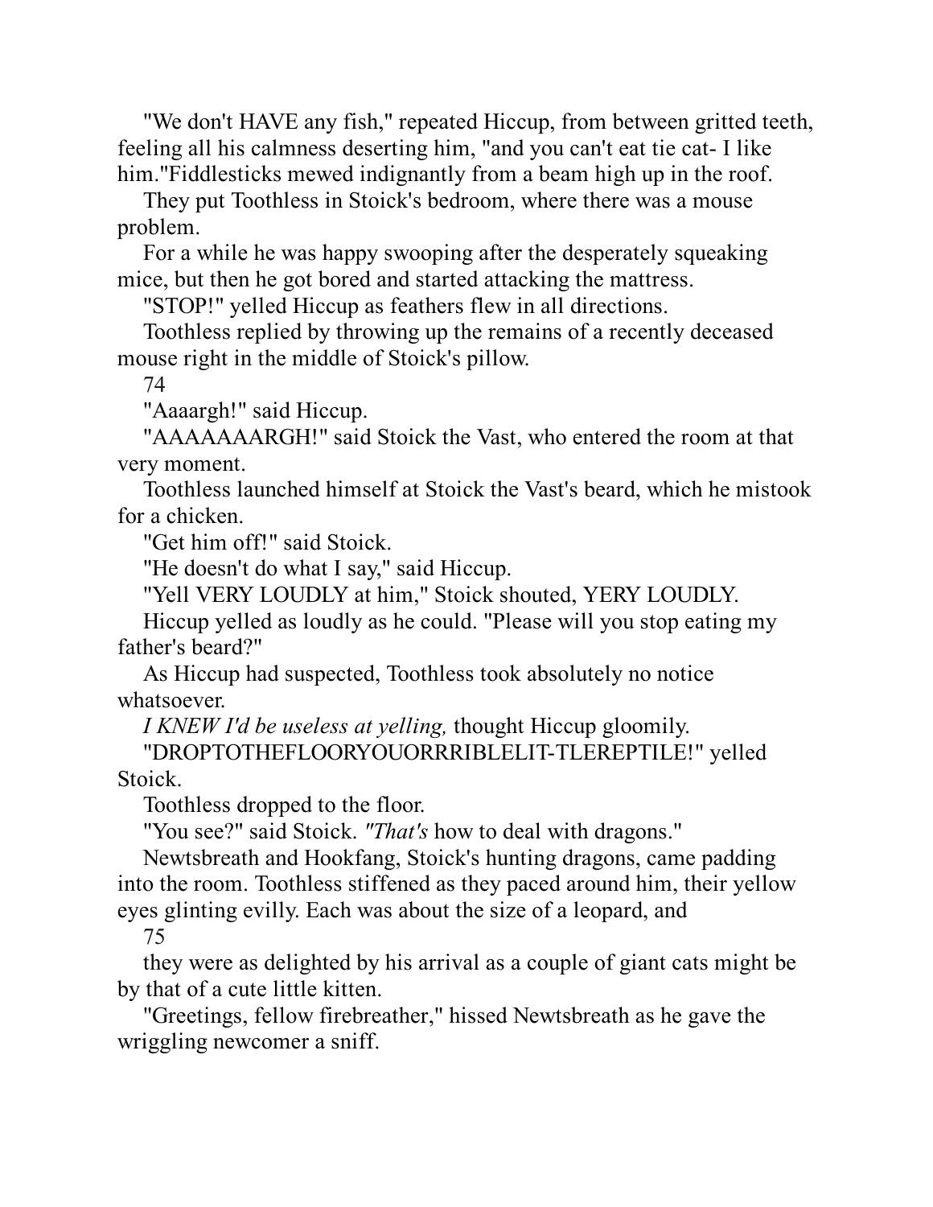"We don't HAVE any fish," repeated Hiccup, from between gritted teeth, feeling all his calmness deserting him, "and you can't eat tie cat- I like him."Fiddlesticks mewed indignantly from a beam high up in the roof.

They put Toothless in Stoick's bedroom, where there was a mouse problem.

For a while he was happy swooping after the desperately squeaking mice, but then he got bored and started attacking the mattress.

"STOP!" yelled Hiccup as feathers flew in all directions.

Toothless replied by throwing up the remains of a recently deceased mouse right in the middle of Stoick's pillow.

"Aaaargh!" said Hiccup.

"AAAAAAARGH!" said Stoick the Vast, who entered the room at that very moment.

Toothless launched himself at Stoick the Vast's beard, which he mistook for a chicken.

"Get him off!" said Stoick.

"He doesn't do what I say," said Hiccup.

"Yell VERY LOUDLY at him," Stoick shouted, YERY LOUDLY.

Hiccup yelled as loudly as he could. "Please will you stop eating my father's beard?"

As Hiccup had suspected, Toothless took absolutely no notice whatsoever.

*I KNEW I'd be useless at yelling,* thought Hiccup gloomily.

"DROPTOTHEFLOORYOUORRRIBLELIT-TLEREPTILE!" yelled Stoick.

Toothless dropped to the floor.

"You see?" said Stoick. *"That's* how to deal with dragons."

Newtsbreath and Hookfang, Stoick's hunting dragons, came padding into the room. Toothless stiffened as they paced around him, their yellow eyes glinting evilly. Each was about the size of a leopard, and they were as delighted by his arrival as a couple of giant cats might be by that of a cute little kitten.

"Greetings, fellow firebreather," hissed Newtsbreath as he gave the wriggling newcomer a sniff.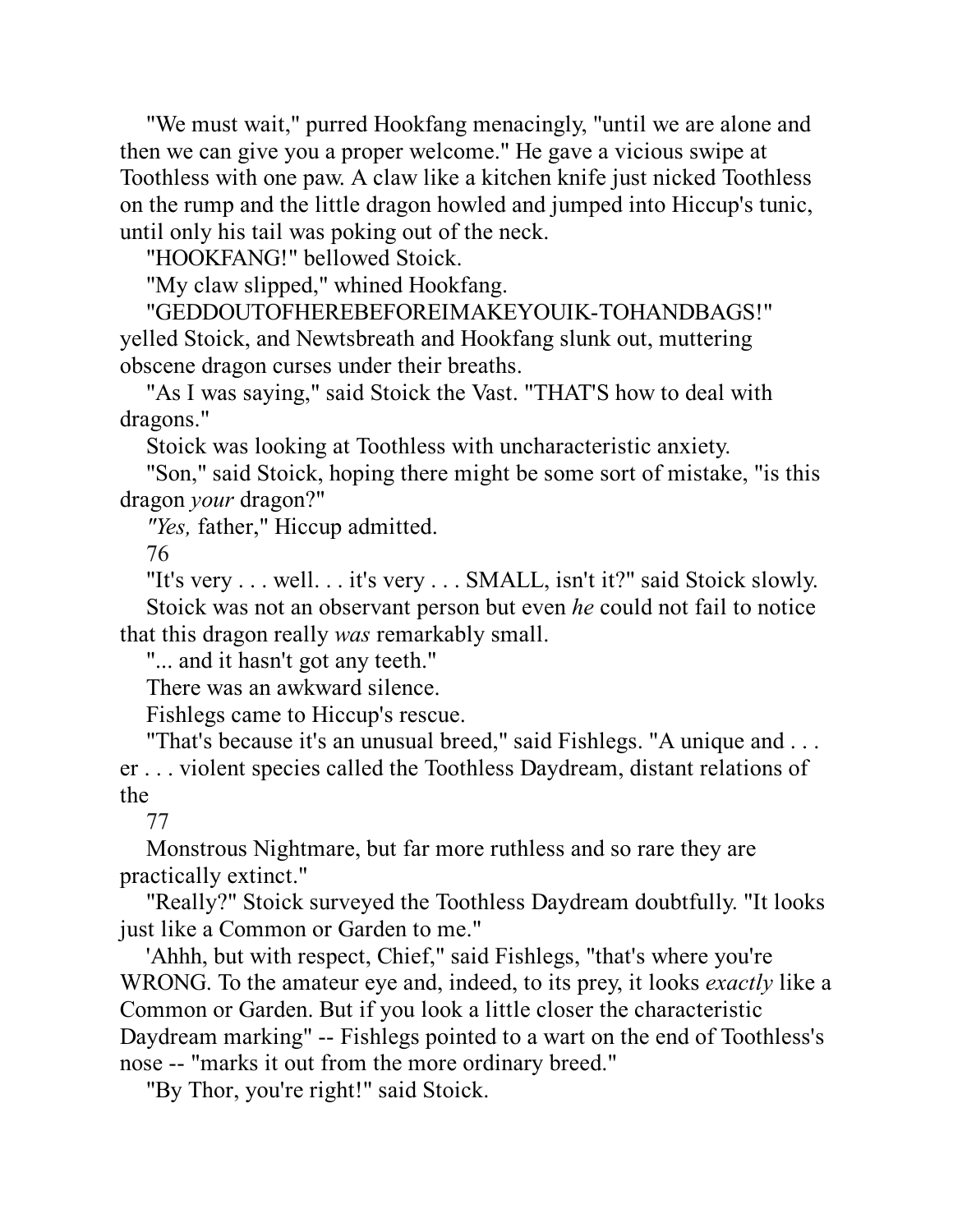"We must wait," purred Hookfang menacingly, "until we are alone and then we can give you a proper welcome." He gave a vicious swipe at Toothless with one paw. A claw like a kitchen knife just nicked Toothless on the rump and the little dragon howled and jumped into Hiccup's tunic, until only his tail was poking out of the neck.

"HOOKFANG!" bellowed Stoick.

"My claw slipped," whined Hookfang.

"GEDDOUTOFHEREBEFOREIMAKEYOUIK-TOHANDBAGS!" yelled Stoick, and Newtsbreath and Hookfang slunk out, muttering obscene dragon curses under their breaths.

"As I was saying," said Stoick the Vast. "THAT'S how to deal with dragons."

Stoick was looking at Toothless with uncharacteristic anxiety.

"Son," said Stoick, hoping there might be some sort of mistake, "is this dragon *your* dragon?"

*"Yes,* father," Hiccup admitted.

"It's very . . . well. . . it's very . . . SMALL, isn't it?" said Stoick slowly.

Stoick was not an observant person but even *he* could not fail to notice that this dragon really *was* remarkably small.

"... and it hasn't got any teeth."

There was an awkward silence.

Fishlegs came to Hiccup's rescue.

"That's because it's an unusual breed," said Fishlegs. "A unique and . . . er . . . violent species called the Toothless Daydream, distant relations of the Monstrous Nightmare, but far more ruthless and so rare they are practically extinct."

"Really?" Stoick surveyed the Toothless Daydream doubtfully. "It looks just like a Common or Garden to me."

'Ahhh, but with respect, Chief," said Fishlegs, "that's where you're WRONG. To the amateur eye and, indeed, to its prey, it looks *exactly* like a Common or Garden. But if you look a little closer the characteristic Daydream marking" -- Fishlegs pointed to a wart on the end of Toothless's nose -- "marks it out from the more ordinary breed."

"By Thor, you're right!" said Stoick.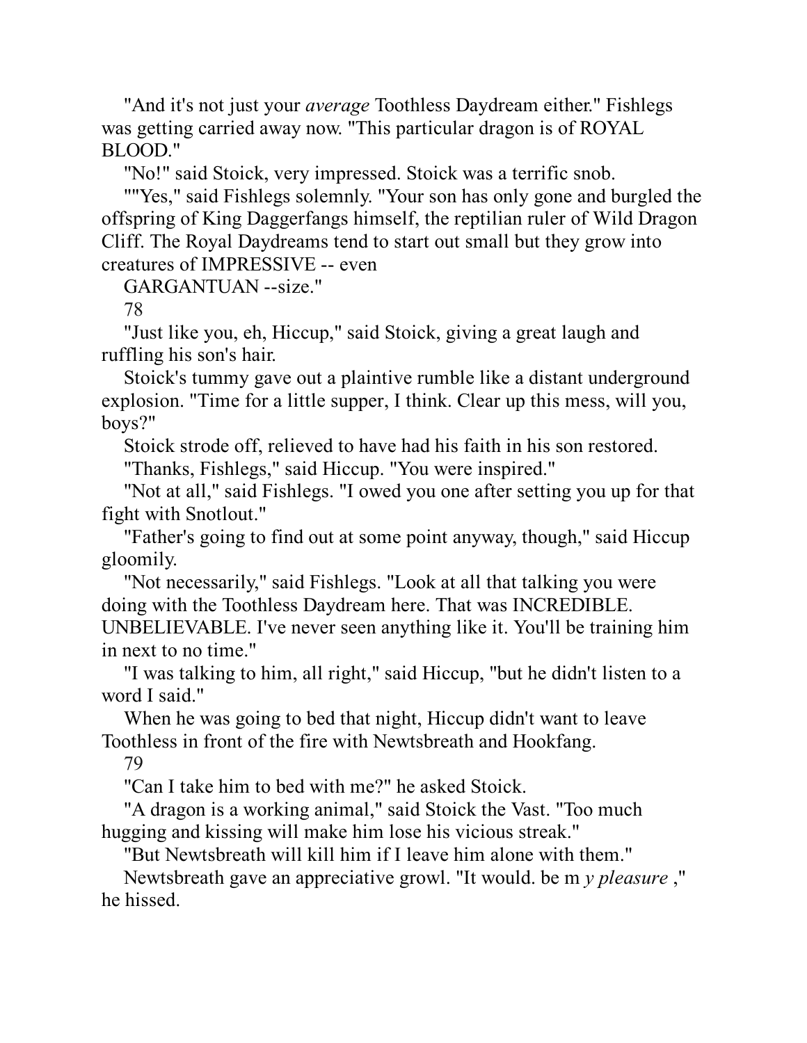"And it's not just your *average* Toothless Daydream either." Fishlegs was getting carried away now. "This particular dragon is of ROYAL BLOOD."

"No!" said Stoick, very impressed. Stoick was a terrific snob.

""Yes," said Fishlegs solemnly. "Your son has only gone and burgled the offspring of King Daggerfangs himself, the reptilian ruler of Wild Dragon Cliff. The Royal Daydreams tend to start out small but they grow into creatures of IMPRESSIVE -- even GARGANTUAN --size."

"Just like you, eh, Hiccup," said Stoick, giving a great laugh and ruffling his son's hair.

Stoick's tummy gave out a plaintive rumble like a distant underground explosion. "Time for a little supper, I think. Clear up this mess, will you, boys?"

Stoick strode off, relieved to have had his faith in his son restored.

"Thanks, Fishlegs," said Hiccup. "You were inspired."

"Not at all," said Fishlegs. "I owed you one after setting you up for that fight with Snotlout."

"Father's going to find out at some point anyway, though," said Hiccup gloomily.

"Not necessarily," said Fishlegs. "Look at all that talking you were doing with the Toothless Daydream here. That was INCREDIBLE. UNBELIEVABLE. I've never seen anything like it. You'll be training him in next to no time."

"I was talking to him, all right," said Hiccup, "but he didn't listen to a word I said."

When he was going to bed that night, Hiccup didn't want to leave Toothless in front of the fire with Newtsbreath and Hookfang.

"Can I take him to bed with me?" he asked Stoick.

"A dragon is a working animal," said Stoick the Vast. "Too much hugging and kissing will make him lose his vicious streak."

"But Newtsbreath will kill him if I leave him alone with them."

Newtsbreath gave an appreciative growl. "It would. be m *y pleasure* ," he hissed.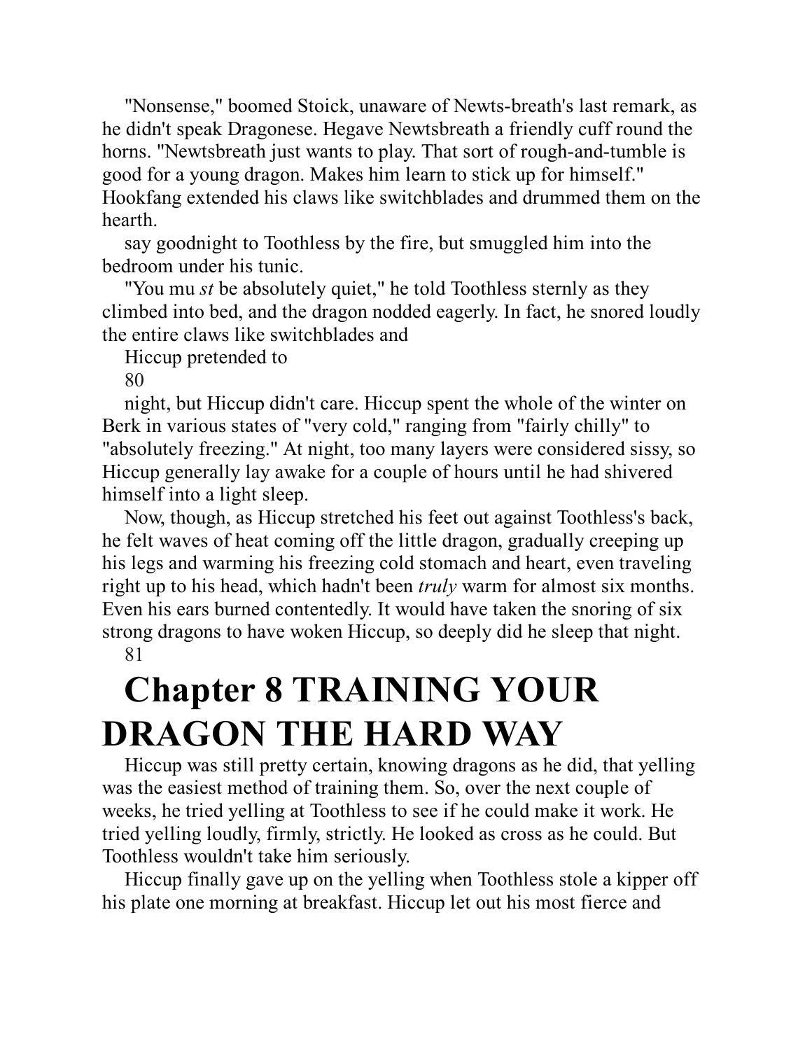"Nonsense," boomed Stoick, unaware of Newts-breath's last remark, as he didn't speak Dragonese. Hegave Newtsbreath a friendly cuff round the horns. "Newtsbreath just wants to play. That sort of rough-and-tumble is good for a young dragon. Makes him learn to stick up for himself." Hookfang extended his claws like switchblades and drummed them on the hearth.

say goodnight to Toothless by the fire, but smuggled him into the bedroom under his tunic.

"You mu *st* be absolutely quiet," he told Toothless sternly as they climbed into bed, and the dragon nodded eagerly. In fact, he snored loudly the entire claws like switchblades and

Hiccup pretended to

night, but Hiccup didn't care. Hiccup spent the whole of the winter on Berk in various states of "very cold," ranging from "fairly chilly" to "absolutely freezing." At night, too many layers were considered sissy, so Hiccup generally lay awake for a couple of hours until he had shivered himself into a light sleep.

Now, though, as Hiccup stretched his feet out against Toothless's back, he felt waves of heat coming off the little dragon, gradually creeping up his legs and warming his freezing cold stomach and heart, even traveling right up to his head, which hadn't been *truly* warm for almost six months. Even his ears burned contentedly. It would have taken the snoring of six strong dragons to have woken Hiccup, so deeply did he sleep that night.

# Chapter 8 TRAINING YOUR DRAGON THE HARD WAY

Hiccup was still pretty certain, knowing dragons as he did, that yelling was the easiest method of training them. So, over the next couple of weeks, he tried yelling at Toothless to see if he could make it work. He tried yelling loudly, firmly, strictly. He looked as cross as he could. But Toothless wouldn't take him seriously.

Hiccup finally gave up on the yelling when Toothless stole a kipper off his plate one morning at breakfast. Hiccup let out his most fierce and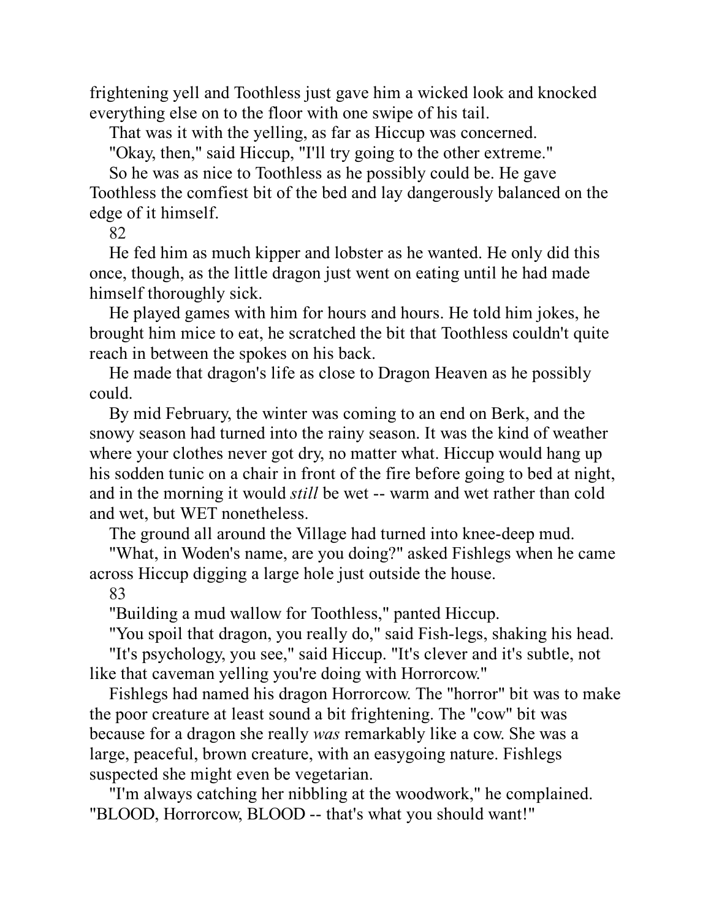frightening yell and Toothless just gave him a wicked look and knocked everything else on to the floor with one swipe of his tail.

That was it with the yelling, as far as Hiccup was concerned.

"Okay, then," said Hiccup, "I'll try going to the other extreme."

So he was as nice to Toothless as he possibly could be. He gave Toothless the comfiest bit of the bed and lay dangerously balanced on the edge of it himself.

He fed him as much kipper and lobster as he wanted. He only did this once, though, as the little dragon just went on eating until he had made himself thoroughly sick.

He played games with him for hours and hours. He told him jokes, he brought him mice to eat, he scratched the bit that Toothless couldn't quite reach in between the spokes on his back.

He made that dragon's life as close to Dragon Heaven as he possibly could.

By mid February, the winter was coming to an end on Berk, and the snowy season had turned into the rainy season. It was the kind of weather where your clothes never got dry, no matter what. Hiccup would hang up his sodden tunic on a chair in front of the fire before going to bed at night, and in the morning it would *still* be wet -- warm and wet rather than cold and wet, but WET nonetheless.

The ground all around the Village had turned into knee-deep mud.

"What, in Woden's name, are you doing?" asked Fishlegs when he came across Hiccup digging a large hole just outside the house.

"Building a mud wallow for Toothless," panted Hiccup.

"You spoil that dragon, you really do," said Fish-legs, shaking his head.

"It's psychology, you see," said Hiccup. "It's clever and it's subtle, not like that caveman yelling you're doing with Horrorcow."

Fishlegs had named his dragon Horrorcow. The "horror" bit was to make the poor creature at least sound a bit frightening. The "cow" bit was because for a dragon she really *was* remarkably like a cow. She was a large, peaceful, brown creature, with an easygoing nature. Fishlegs suspected she might even be vegetarian.

"I'm always catching her nibbling at the woodwork," he complained. "BLOOD, Horrorcow, BLOOD -- that's what you should want!"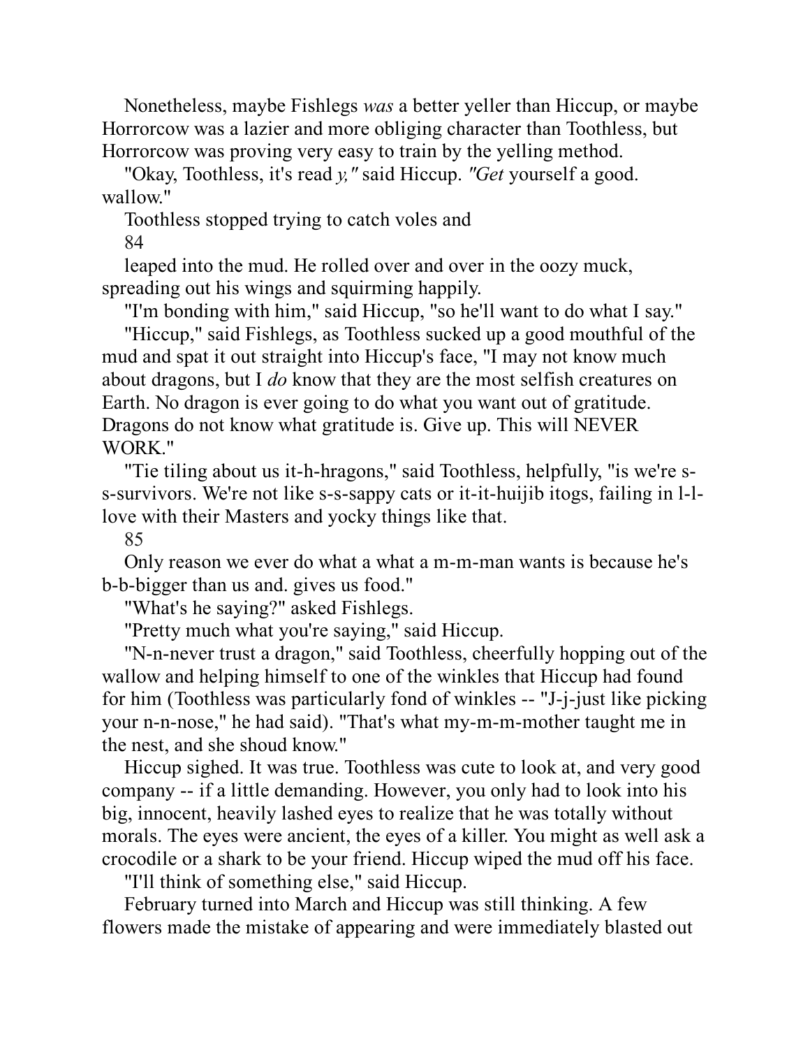Nonetheless, maybe Fishlegs *was* a better yeller than Hiccup, or maybe Horrorcow was a lazier and more obliging character than Toothless, but Horrorcow was proving very easy to train by the yelling method.

"Okay, Toothless, it's read *y,"* said Hiccup. *"Get* yourself a good. wallow."

Toothless stopped trying to catch voles and leaped into the mud. He rolled over and over in the oozy muck, spreading out his wings and squirming happily.

"I'm bonding with him," said Hiccup, "so he'll want to do what I say."

"Hiccup," said Fishlegs, as Toothless sucked up a good mouthful of the mud and spat it out straight into Hiccup's face, "I may not know much about dragons, but I *do* know that they are the most selfish creatures on Earth. No dragon is ever going to do what you want out of gratitude. Dragons do not know what gratitude is. Give up. This will NEVER WORK."

"Tie tiling about us it-h-hragons," said Toothless, helpfully, "is we're s-s-survivors. We're not like s-s-sappy cats or it-it-huijib itogs, failing in l-l-love with their Masters and yocky things like that.

Only reason we ever do what a what a m-m-man wants is because he's b-b-bigger than us and. gives us food."

"What's he saying?" asked Fishlegs.

"Pretty much what you're saying," said Hiccup.

"N-n-never trust a dragon," said Toothless, cheerfully hopping out of the wallow and helping himself to one of the winkles that Hiccup had found for him (Toothless was particularly fond of winkles -- "J-j-just like picking your n-n-nose," he had said). "That's what my-m-m-mother taught me in the nest, and she shoud know."

Hiccup sighed. It was true. Toothless was cute to look at, and very good company -- if a little demanding. However, you only had to look into his big, innocent, heavily lashed eyes to realize that he was totally without morals. The eyes were ancient, the eyes of a killer. You might as well ask a crocodile or a shark to be your friend. Hiccup wiped the mud off his face.

"I'll think of something else," said Hiccup.

February turned into March and Hiccup was still thinking. A few flowers made the mistake of appearing and were immediately blasted out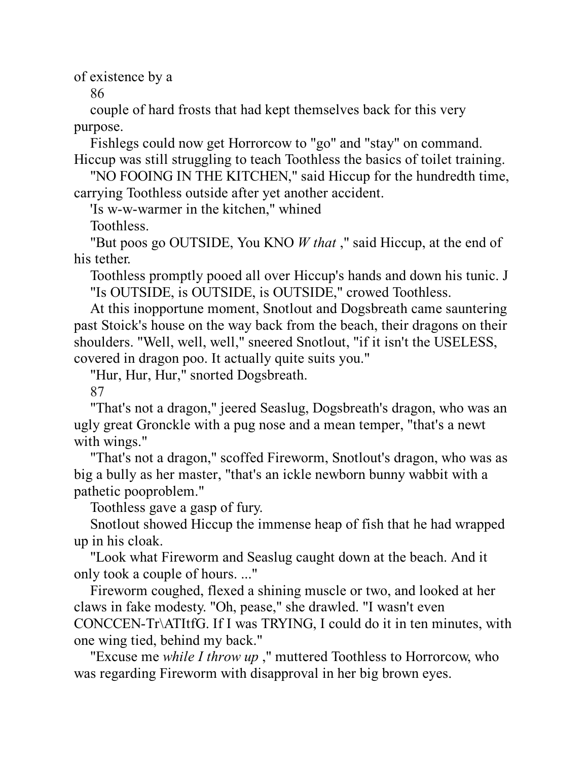of existence by a

couple of hard frosts that had kept themselves back for this very purpose.

Fishlegs could now get Horrorcow to "go" and "stay" on command. Hiccup was still struggling to teach Toothless the basics of toilet training.

"NO FOOING IN THE KITCHEN," said Hiccup for the hundredth time, carrying Toothless outside after yet another accident.

'Is w-w-warmer in the kitchen," whined Toothless.

"But poos go OUTSIDE, You KNO *W that* ," said Hiccup, at the end of his tether.

Toothless promptly pooed all over Hiccup's hands and down his tunic. J

"Is OUTSIDE, is OUTSIDE, is OUTSIDE," crowed Toothless.

At this inopportune moment, Snotlout and Dogsbreath came sauntering past Stoick's house on the way back from the beach, their dragons on their shoulders. "Well, well, well," sneered Snotlout, "if it isn't the USELESS, covered in dragon poo. It actually quite suits you."

"Hur, Hur, Hur," snorted Dogsbreath.

"That's not a dragon," jeered Seaslug, Dogsbreath's dragon, who was an ugly great Gronckle with a pug nose and a mean temper, "that's a newt with wings."

"That's not a dragon," scoffed Fireworm, Snotlout's dragon, who was as big a bully as her master, "that's an ickle newborn bunny wabbit with a pathetic pooproblem."

Toothless gave a gasp of fury.

Snotlout showed Hiccup the immense heap of fish that he had wrapped up in his cloak.

"Look what Fireworm and Seaslug caught down at the beach. And it only took a couple of hours. ..."

Fireworm coughed, flexed a shining muscle or two, and looked at her claws in fake modesty. "Oh, pease," she drawled. "I wasn't even CONCCEN-Tr\ATItfG. If I was TRYING, I could do it in ten minutes, with one wing tied, behind my back."

"Excuse me *while I throw up* ," muttered Toothless to Horrorcow, who was regarding Fireworm with disapproval in her big brown eyes.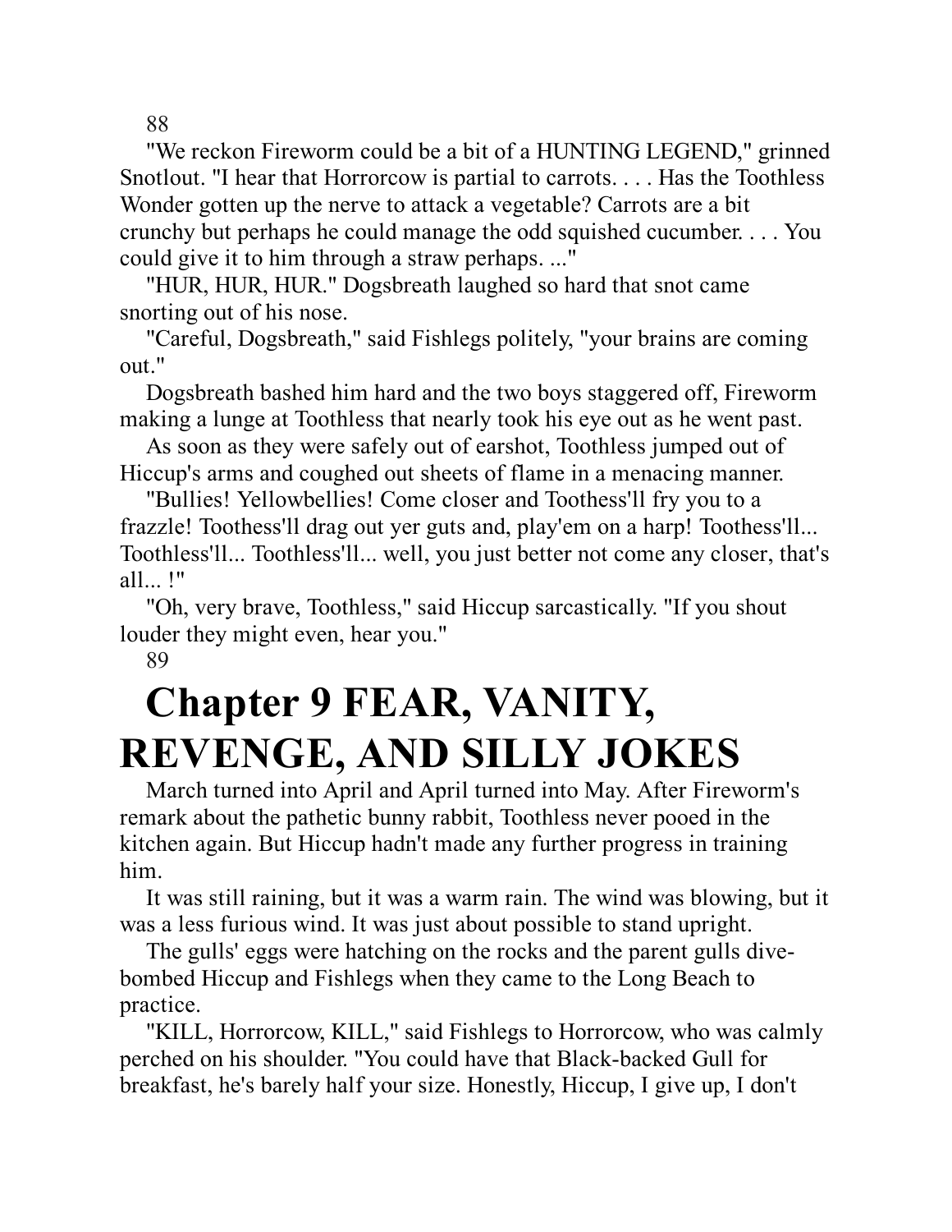"We reckon Fireworm could be a bit of a HUNTING LEGEND," grinned Snotlout. "I hear that Horrorcow is partial to carrots. . . . Has the Toothless Wonder gotten up the nerve to attack a vegetable? Carrots are a bit crunchy but perhaps he could manage the odd squished cucumber. . . . You could give it to him through a straw perhaps. ..."

"HUR, HUR, HUR." Dogsbreath laughed so hard that snot came snorting out of his nose.

"Careful, Dogsbreath," said Fishlegs politely, "your brains are coming out."

Dogsbreath bashed him hard and the two boys staggered off, Fireworm making a lunge at Toothless that nearly took his eye out as he went past.

As soon as they were safely out of earshot, Toothless jumped out of Hiccup's arms and coughed out sheets of flame in a menacing manner.

"Bullies! Yellowbellies! Come closer and Toothess'll fry you to a frazzle! Toothess'll drag out yer guts and, play'em on a harp! Toothess'll... Toothless'll... Toothless'll... well, you just better not come any closer, that's all... !"

"Oh, very brave, Toothless," said Hiccup sarcastically. "If you shout louder they might even, hear you."

# Chapter 9 FEAR, VANITY, REVENGE, AND SILLY JOKES

March turned into April and April turned into May. After Fireworm's remark about the pathetic bunny rabbit, Toothless never pooed in the kitchen again. But Hiccup hadn't made any further progress in training him.

It was still raining, but it was a warm rain. The wind was blowing, but it was a less furious wind. It was just about possible to stand upright.

The gulls' eggs were hatching on the rocks and the parent gulls dive-bombed Hiccup and Fishlegs when they came to the Long Beach to practice.

"KILL, Horrorcow, KILL," said Fishlegs to Horrorcow, who was calmly perched on his shoulder. "You could have that Black-backed Gull for breakfast, he's barely half your size. Honestly, Hiccup, I give up, I don't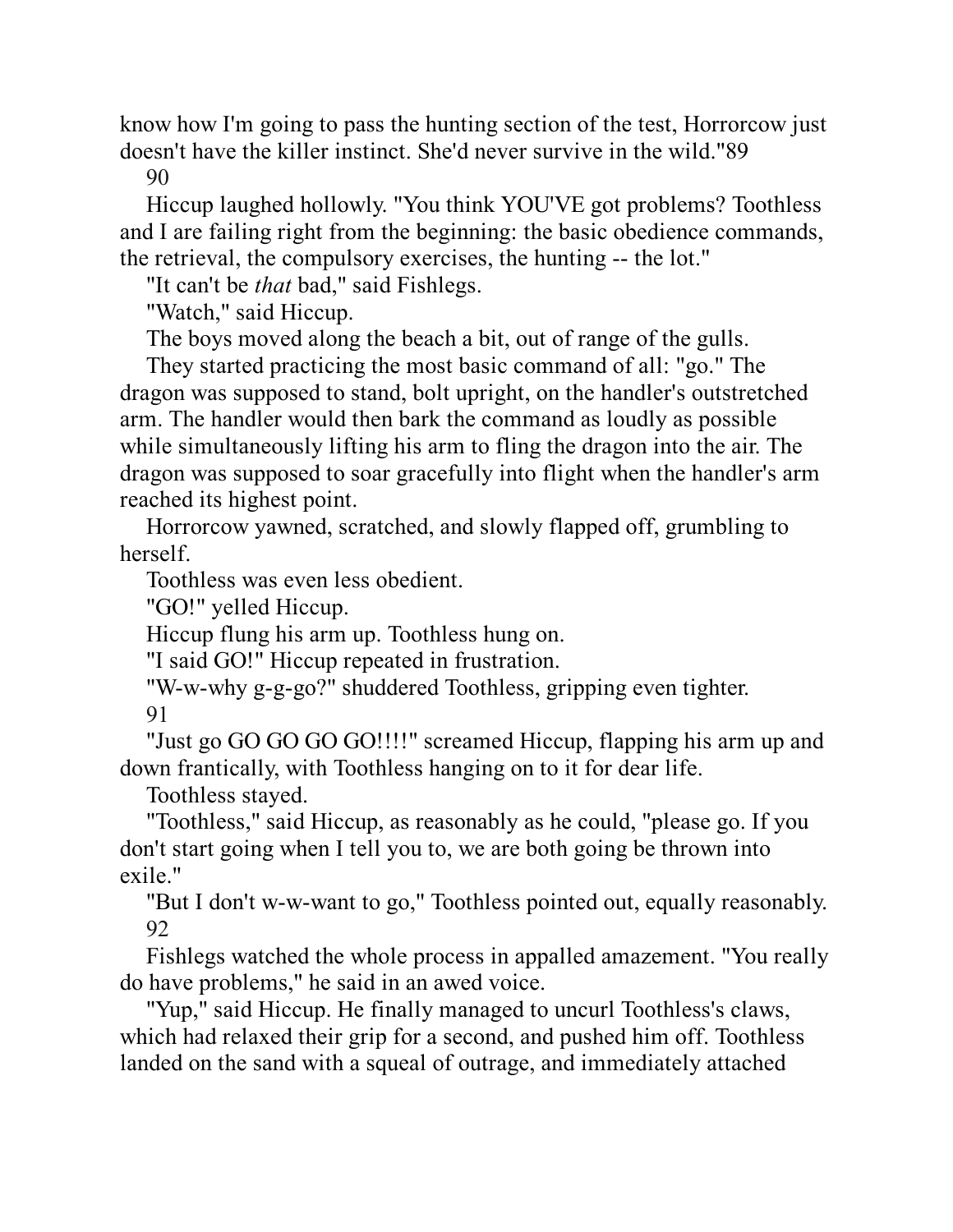know how I'm going to pass the hunting section of the test, Horrorcow just doesn't have the killer instinct. She'd never survive in the wild."

Hiccup laughed hollowly. "You think YOU'VE got problems? Toothless and I are failing right from the beginning: the basic obedience commands, the retrieval, the compulsory exercises, the hunting -- the lot."

"It can't be *that* bad," said Fishlegs.

"Watch," said Hiccup.

The boys moved along the beach a bit, out of range of the gulls.

They started practicing the most basic command of all: "go." The dragon was supposed to stand, bolt upright, on the handler's outstretched arm. The handler would then bark the command as loudly as possible while simultaneously lifting his arm to fling the dragon into the air. The dragon was supposed to soar gracefully into flight when the handler's arm reached its highest point.

Horrorcow yawned, scratched, and slowly flapped off, grumbling to herself.

Toothless was even less obedient.

"GO!" yelled Hiccup.

Hiccup flung his arm up. Toothless hung on.

"I said GO!" Hiccup repeated in frustration.

"W-w-why g-g-go?" shuddered Toothless, gripping even tighter.

"Just go GO GO GO GO!!!!" screamed Hiccup, flapping his arm up and down frantically, with Toothless hanging on to it for dear life.

Toothless stayed.

"Toothless," said Hiccup, as reasonably as he could, "please go. If you don't start going when I tell you to, we are both going be thrown into exile."

"But I don't w-w-want to go," Toothless pointed out, equally reasonably.

Fishlegs watched the whole process in appalled amazement. "You really do have problems," he said in an awed voice.

"Yup," said Hiccup. He finally managed to uncurl Toothless's claws, which had relaxed their grip for a second, and pushed him off. Toothless landed on the sand with a squeal of outrage, and immediately attached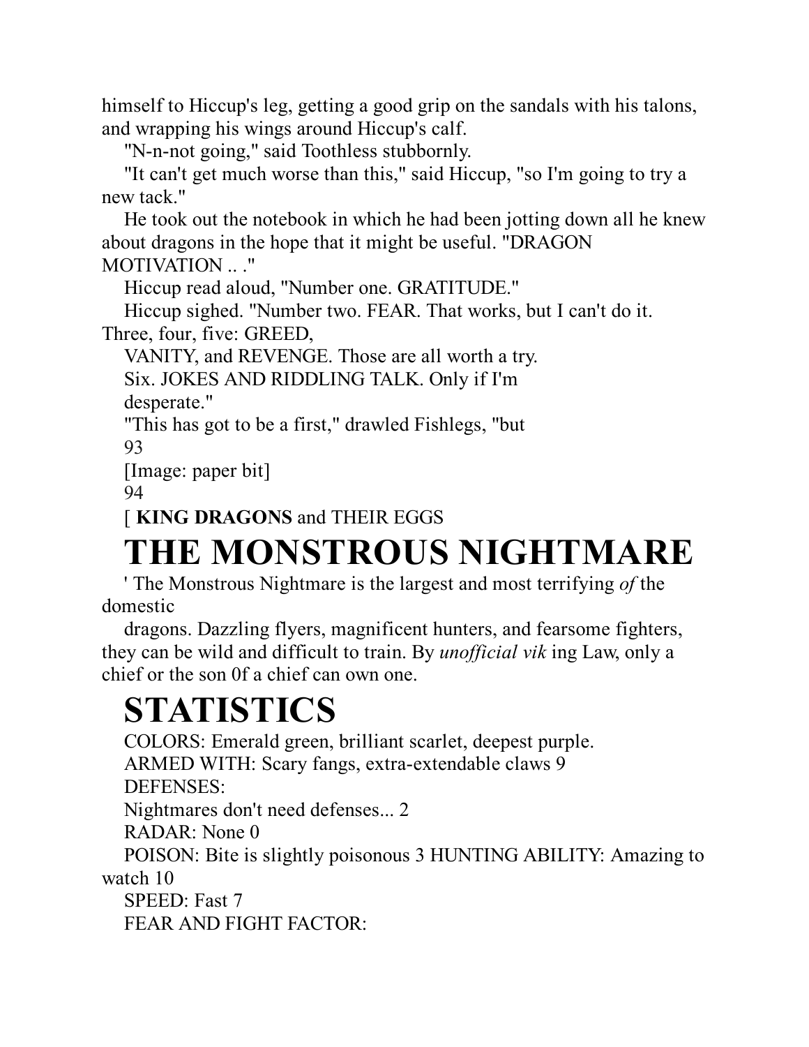himself to Hiccup's leg, getting a good grip on the sandals with his talons, and wrapping his wings around Hiccup's calf.

"N-n-not going," said Toothless stubbornly.

"It can't get much worse than this," said Hiccup, "so I'm going to try a new tack."

He took out the notebook in which he had been jotting down all he knew about dragons in the hope that it might be useful. "DRAGON MOTIVATION .. ."

Hiccup read aloud, "Number one. GRATITUDE."

Hiccup sighed. "Number two. FEAR. That works, but I can't do it. Three, four, five: GREED,

VANITY, and REVENGE. Those are all worth a try.

Six. JOKES AND RIDDLING TALK. Only if I'm

desperate."

"This has got to be a first," drawled Fishlegs, "but

[Image: paper bit]

[ **KING DRAGONS** and THEIR EGGS

# THE MONSTROUS NIGHTMARE

' The Monstrous Nightmare is the largest and most terrifying *of* the domestic

dragons. Dazzling flyers, magnificent hunters, and fearsome fighters, they can be wild and difficult to train. By *unofficial vik* ing Law, only a chief or the son 0f a chief can own one.

# STATISTICS

COLORS: Emerald green, brilliant scarlet, deepest purple.

ARMED WITH: Scary fangs, extra-extendable claws 9

DEFENSES:

Nightmares don't need defenses... 2

RADAR: None 0

POISON: Bite is slightly poisonous 3 HUNTING ABILITY: Amazing to watch 10

SPEED: Fast 7

FEAR AND FIGHT FACTOR: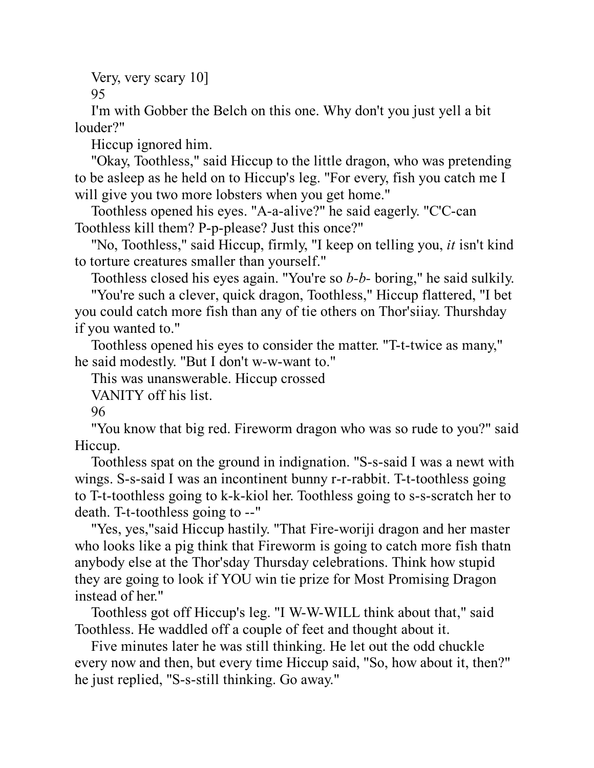Very, very scary 10]

I'm with Gobber the Belch on this one. Why don't you just yell a bit louder?"

Hiccup ignored him.

"Okay, Toothless," said Hiccup to the little dragon, who was pretending to be asleep as he held on to Hiccup's leg. "For every, fish you catch me I will give you two more lobsters when you get home."

Toothless opened his eyes. "A-a-alive?" he said eagerly. "C'C-can Toothless kill them? P-p-please? Just this once?"

"No, Toothless," said Hiccup, firmly, "I keep on telling you, *it* isn't kind to torture creatures smaller than yourself."

Toothless closed his eyes again. "You're so *b-b-* boring," he said sulkily.

"You're such a clever, quick dragon, Toothless," Hiccup flattered, "I bet you could catch more fish than any of tie others on Thor'siiay. Thurshday if you wanted to."

Toothless opened his eyes to consider the matter. "T-t-twice as many," he said modestly. "But I don't w-w-want to."

This was unanswerable. Hiccup crossed

VANITY off his list.

"You know that big red. Fireworm dragon who was so rude to you?" said Hiccup.

Toothless spat on the ground in indignation. "S-s-said I was a newt with wings. S-s-said I was an incontinent bunny r-r-rabbit. T-t-toothless going to T-t-toothless going to k-k-kiol her. Toothless going to s-s-scratch her to death. T-t-toothless going to --"

"Yes, yes,"said Hiccup hastily. "That Fire-woriji dragon and her master who looks like a pig think that Fireworm is going to catch more fish thatn anybody else at the Thor'sday Thursday celebrations. Think how stupid they are going to look if YOU win tie prize for Most Promising Dragon instead of her."

Toothless got off Hiccup's leg. "I W-W-WILL think about that," said Toothless. He waddled off a couple of feet and thought about it.

Five minutes later he was still thinking. He let out the odd chuckle every now and then, but every time Hiccup said, "So, how about it, then?" he just replied, "S-s-still thinking. Go away."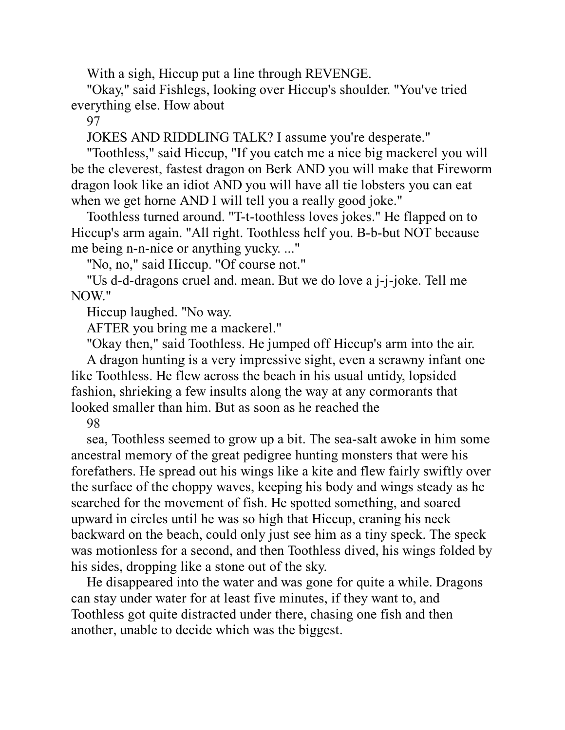With a sigh, Hiccup put a line through REVENGE.

"Okay," said Fishlegs, looking over Hiccup's shoulder. "You've tried everything else. How about

JOKES AND RIDDLING TALK? I assume you're desperate."

"Toothless," said Hiccup, "If you catch me a nice big mackerel you will be the cleverest, fastest dragon on Berk AND you will make that Fireworm dragon look like an idiot AND you will have all tie lobsters you can eat when we get horne AND I will tell you a really good joke."

Toothless turned around. "T-t-toothless loves jokes." He flapped on to Hiccup's arm again. "All right. Toothless helf you. B-b-but NOT because me being n-n-nice or anything yucky. ..."

"No, no," said Hiccup. "Of course not."

"Us d-d-dragons cruel and. mean. But we do love a j-j-joke. Tell me NOW."

Hiccup laughed. "No way.

AFTER you bring me a mackerel."

"Okay then," said Toothless. He jumped off Hiccup's arm into the air.

A dragon hunting is a very impressive sight, even a scrawny infant one like Toothless. He flew across the beach in his usual untidy, lopsided fashion, shrieking a few insults along the way at any cormorants that looked smaller than him. But as soon as he reached the

sea, Toothless seemed to grow up a bit. The sea-salt awoke in him some ancestral memory of the great pedigree hunting monsters that were his forefathers. He spread out his wings like a kite and flew fairly swiftly over the surface of the choppy waves, keeping his body and wings steady as he searched for the movement of fish. He spotted something, and soared upward in circles until he was so high that Hiccup, craning his neck backward on the beach, could only just see him as a tiny speck. The speck was motionless for a second, and then Toothless dived, his wings folded by his sides, dropping like a stone out of the sky.

He disappeared into the water and was gone for quite a while. Dragons can stay under water for at least five minutes, if they want to, and Toothless got quite distracted under there, chasing one fish and then another, unable to decide which was the biggest.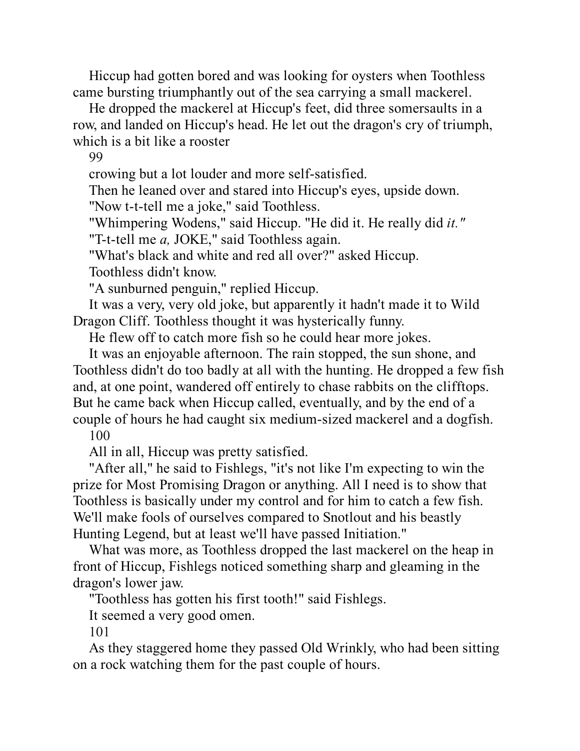Hiccup had gotten bored and was looking for oysters when Toothless came bursting triumphantly out of the sea carrying a small mackerel.

He dropped the mackerel at Hiccup's feet, did three somersaults in a row, and landed on Hiccup's head. He let out the dragon's cry of triumph, which is a bit like a rooster crowing but a lot louder and more self-satisfied.

Then he leaned over and stared into Hiccup's eyes, upside down.

"Now t-t-tell me a joke," said Toothless.

"Whimpering Wodens," said Hiccup. "He did it. He really did *it."*

"T-t-tell me *a,* JOKE," said Toothless again.

"What's black and white and red all over?" asked Hiccup.

Toothless didn't know.

"A sunburned penguin," replied Hiccup.

It was a very, very old joke, but apparently it hadn't made it to Wild Dragon Cliff. Toothless thought it was hysterically funny.

He flew off to catch more fish so he could hear more jokes.

It was an enjoyable afternoon. The rain stopped, the sun shone, and Toothless didn't do too badly at all with the hunting. He dropped a few fish and, at one point, wandered off entirely to chase rabbits on the clifftops. But he came back when Hiccup called, eventually, and by the end of a couple of hours he had caught six medium-sized mackerel and a dogfish.

All in all, Hiccup was pretty satisfied.

"After all," he said to Fishlegs, "it's not like I'm expecting to win the prize for Most Promising Dragon or anything. All I need is to show that Toothless is basically under my control and for him to catch a few fish. We'll make fools of ourselves compared to Snotlout and his beastly Hunting Legend, but at least we'll have passed Initiation."

What was more, as Toothless dropped the last mackerel on the heap in front of Hiccup, Fishlegs noticed something sharp and gleaming in the dragon's lower jaw.

"Toothless has gotten his first tooth!" said Fishlegs.

It seemed a very good omen.

As they staggered home they passed Old Wrinkly, who had been sitting on a rock watching them for the past couple of hours.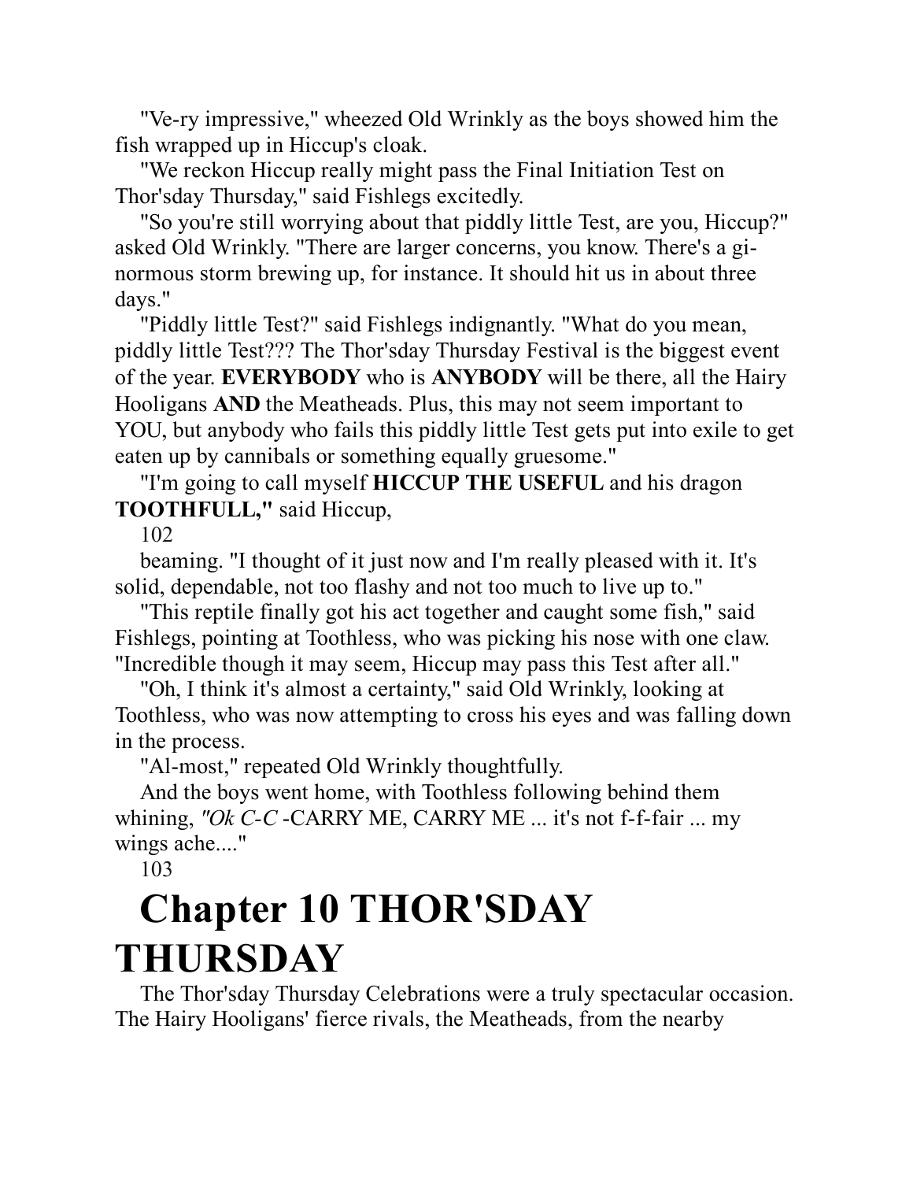"Ve-ry impressive," wheezed Old Wrinkly as the boys showed him the fish wrapped up in Hiccup's cloak.

"We reckon Hiccup really might pass the Final Initiation Test on Thor'sday Thursday," said Fishlegs excitedly.

"So you're still worrying about that piddly little Test, are you, Hiccup?" asked Old Wrinkly. "There are larger concerns, you know. There's a gi-normous storm brewing up, for instance. It should hit us in about three days."

"Piddly little Test?" said Fishlegs indignantly. "What do you mean, piddly little Test??? The Thor'sday Thursday Festival is the biggest event of the year. **EVERYBODY** who is **ANYBODY** will be there, all the Hairy Hooligans **AND** the Meatheads. Plus, this may not seem important to YOU, but anybody who fails this piddly little Test gets put into exile to get eaten up by cannibals or something equally gruesome."

"I'm going to call myself **HICCUP THE USEFUL** and his dragon **TOOTHFULL,"** said Hiccup, beaming. "I thought of it just now and I'm really pleased with it. It's solid, dependable, not too flashy and not too much to live up to."

"This reptile finally got his act together and caught some fish," said Fishlegs, pointing at Toothless, who was picking his nose with one claw. "Incredible though it may seem, Hiccup may pass this Test after all."

"Oh, I think it's almost a certainty," said Old Wrinkly, looking at Toothless, who was now attempting to cross his eyes and was falling down in the process.

"Al-most," repeated Old Wrinkly thoughtfully.

And the boys went home, with Toothless following behind them whining, *"Ok C-C* -CARRY ME, CARRY ME ... it's not f-f-fair ... my wings ache...."

# Chapter 10 THOR'SDAY THURSDAY

The Thor'sday Thursday Celebrations were a truly spectacular occasion. The Hairy Hooligans' fierce rivals, the Meatheads, from the nearby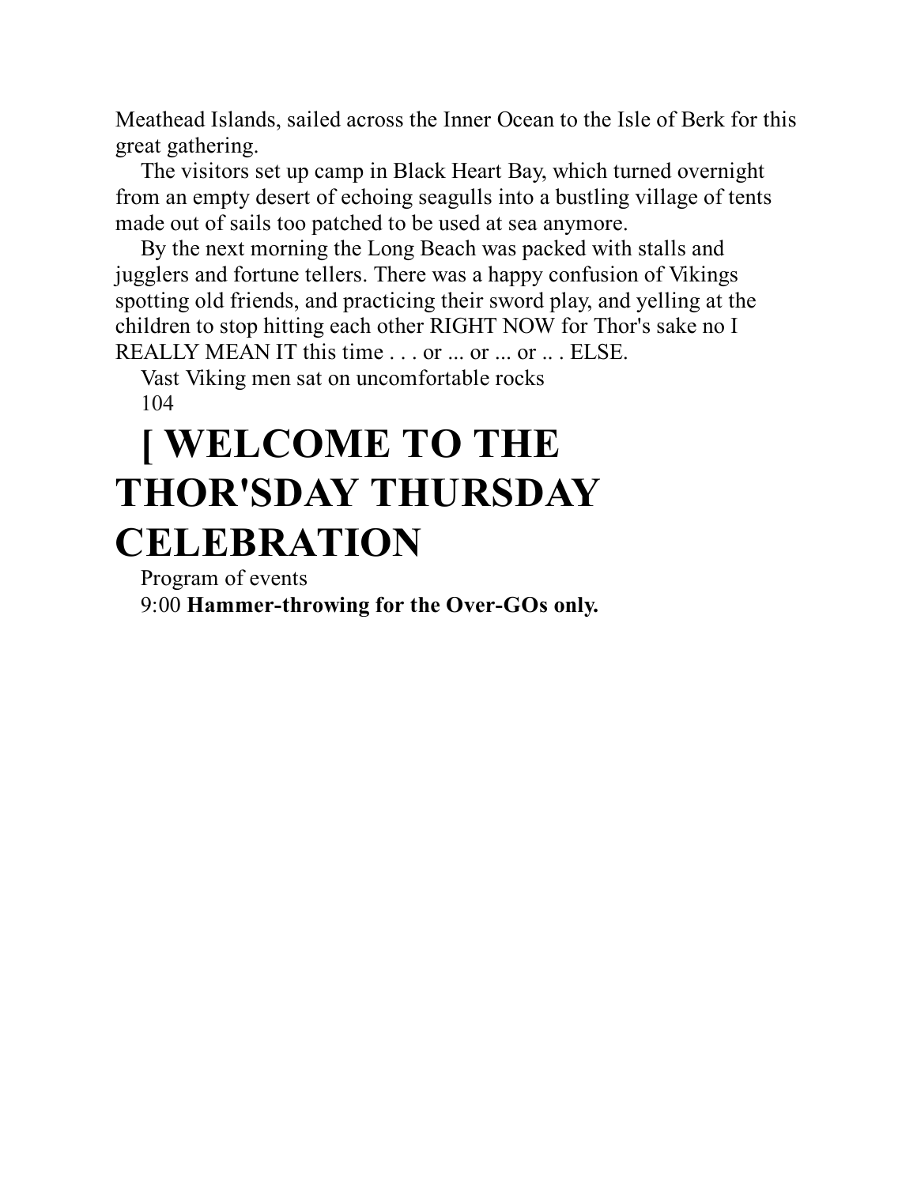Meathead Islands, sailed across the Inner Ocean to the Isle of Berk for this great gathering.

The visitors set up camp in Black Heart Bay, which turned overnight from an empty desert of echoing seagulls into a bustling village of tents made out of sails too patched to be used at sea anymore.

By the next morning the Long Beach was packed with stalls and jugglers and fortune tellers. There was a happy confusion of Vikings spotting old friends, and practicing their sword play, and yelling at the children to stop hitting each other RIGHT NOW for Thor's sake no I REALLY MEAN IT this time . . . or ... or ... or .. . ELSE.

Vast Viking men sat on uncomfortable rocks

# [ WELCOME TO THE THOR'SDAY THURSDAY CELEBRATION

Program of events

9:00 **Hammer-throwing for the Over-GOs only.**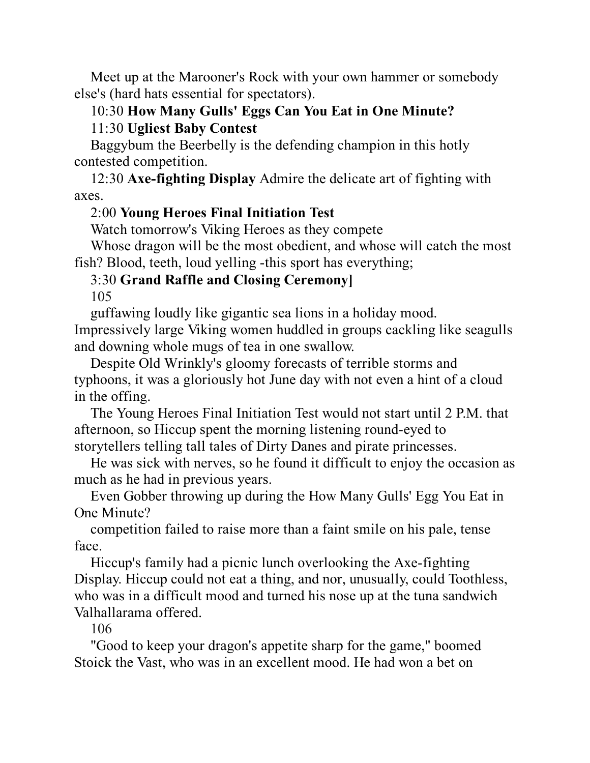Meet up at the Marooner's Rock with your own hammer or somebody else's (hard hats essential for spectators).

10:30 **How Many Gulls' Eggs Can You Eat in One Minute?**

11:30 **Ugliest Baby Contest**

Baggybum the Beerbelly is the defending champion in this hotly contested competition.

12:30 **Axe-fighting Display** Admire the delicate art of fighting with axes.

2:00 **Young Heroes Final Initiation Test**

Watch tomorrow's Viking Heroes as they compete

Whose dragon will be the most obedient, and whose will catch the most fish? Blood, teeth, loud yelling -this sport has everything;

3:30 **Grand Raffle and Closing Ceremony]**

guffawing loudly like gigantic sea lions in a holiday mood. Impressively large Viking women huddled in groups cackling like seagulls and downing whole mugs of tea in one swallow.

Despite Old Wrinkly's gloomy forecasts of terrible storms and typhoons, it was a gloriously hot June day with not even a hint of a cloud in the offing.

The Young Heroes Final Initiation Test would not start until 2 P.M. that afternoon, so Hiccup spent the morning listening round-eyed to storytellers telling tall tales of Dirty Danes and pirate princesses.

He was sick with nerves, so he found it difficult to enjoy the occasion as much as he had in previous years.

Even Gobber throwing up during the How Many Gulls' Egg You Eat in One Minute?
competition failed to raise more than a faint smile on his pale, tense face.

Hiccup's family had a picnic lunch overlooking the Axe-fighting Display. Hiccup could not eat a thing, and nor, unusually, could Toothless, who was in a difficult mood and turned his nose up at the tuna sandwich Valhallarama offered.

"Good to keep your dragon's appetite sharp for the game," boomed Stoick the Vast, who was in an excellent mood. He had won a bet on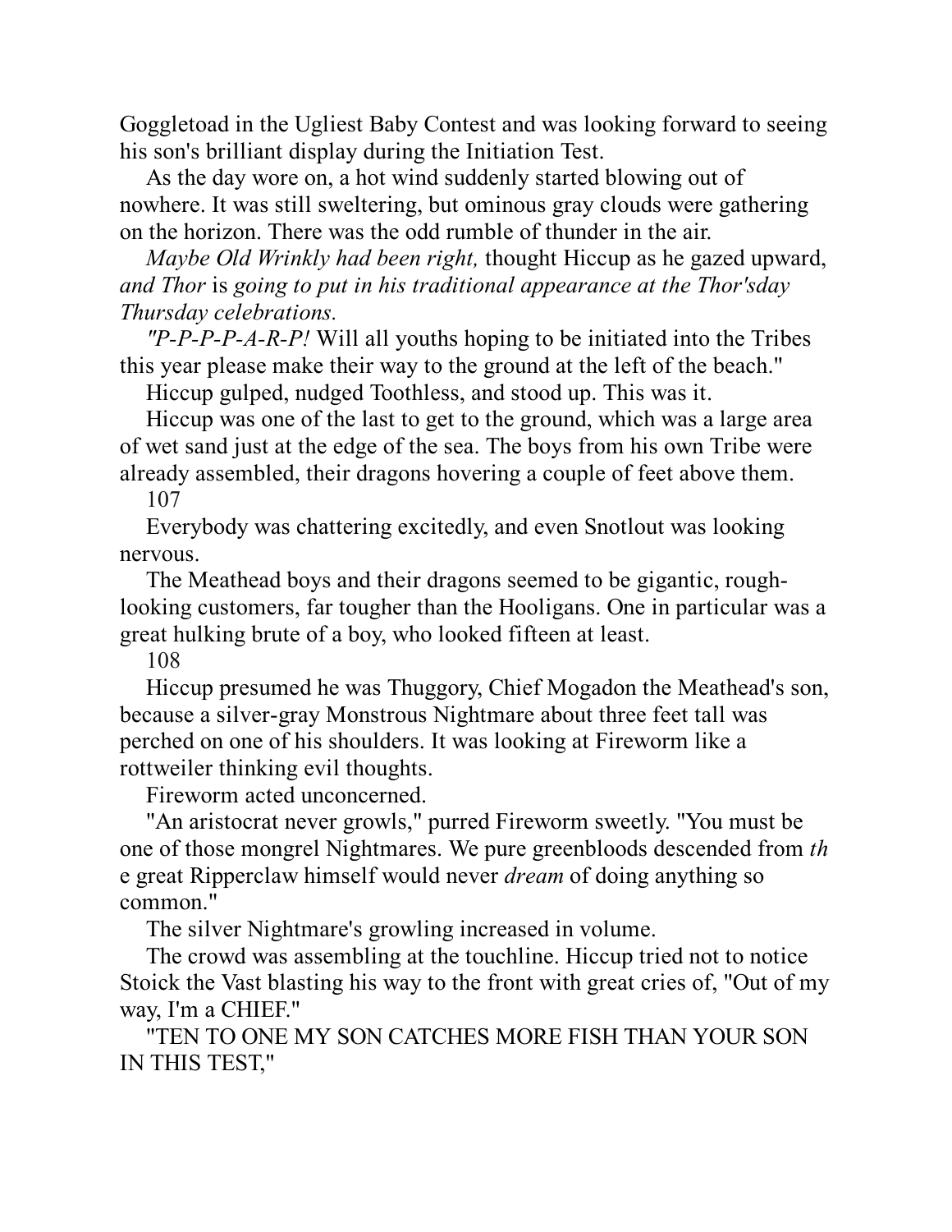Goggletoad in the Ugliest Baby Contest and was looking forward to seeing his son's brilliant display during the Initiation Test.

As the day wore on, a hot wind suddenly started blowing out of nowhere. It was still sweltering, but ominous gray clouds were gathering on the horizon. There was the odd rumble of thunder in the air.

*Maybe Old Wrinkly had been right,* thought Hiccup as he gazed upward, *and Thor* is *going to put in his traditional appearance at the Thor'sday Thursday celebrations.*

*"P-P-P-P-A-R-P!* Will all youths hoping to be initiated into the Tribes this year please make their way to the ground at the left of the beach."

Hiccup gulped, nudged Toothless, and stood up. This was it.

Hiccup was one of the last to get to the ground, which was a large area of wet sand just at the edge of the sea. The boys from his own Tribe were already assembled, their dragons hovering a couple of feet above them.

Everybody was chattering excitedly, and even Snotlout was looking nervous.

The Meathead boys and their dragons seemed to be gigantic, rough-looking customers, far tougher than the Hooligans. One in particular was a great hulking brute of a boy, who looked fifteen at least.

Hiccup presumed he was Thuggory, Chief Mogadon the Meathead's son, because a silver-gray Monstrous Nightmare about three feet tall was perched on one of his shoulders. It was looking at Fireworm like a rottweiler thinking evil thoughts.

Fireworm acted unconcerned.

"An aristocrat never growls," purred Fireworm sweetly. "You must be one of those mongrel Nightmares. We pure greenbloods descended from *the* great Ripperclaw himself would never *dream* of doing anything so common."

The silver Nightmare's growling increased in volume.

The crowd was assembling at the touchline. Hiccup tried not to notice Stoick the Vast blasting his way to the front with great cries of, "Out of my way, I'm a CHIEF."

"TEN TO ONE MY SON CATCHES MORE FISH THAN YOUR SON IN THIS TEST,"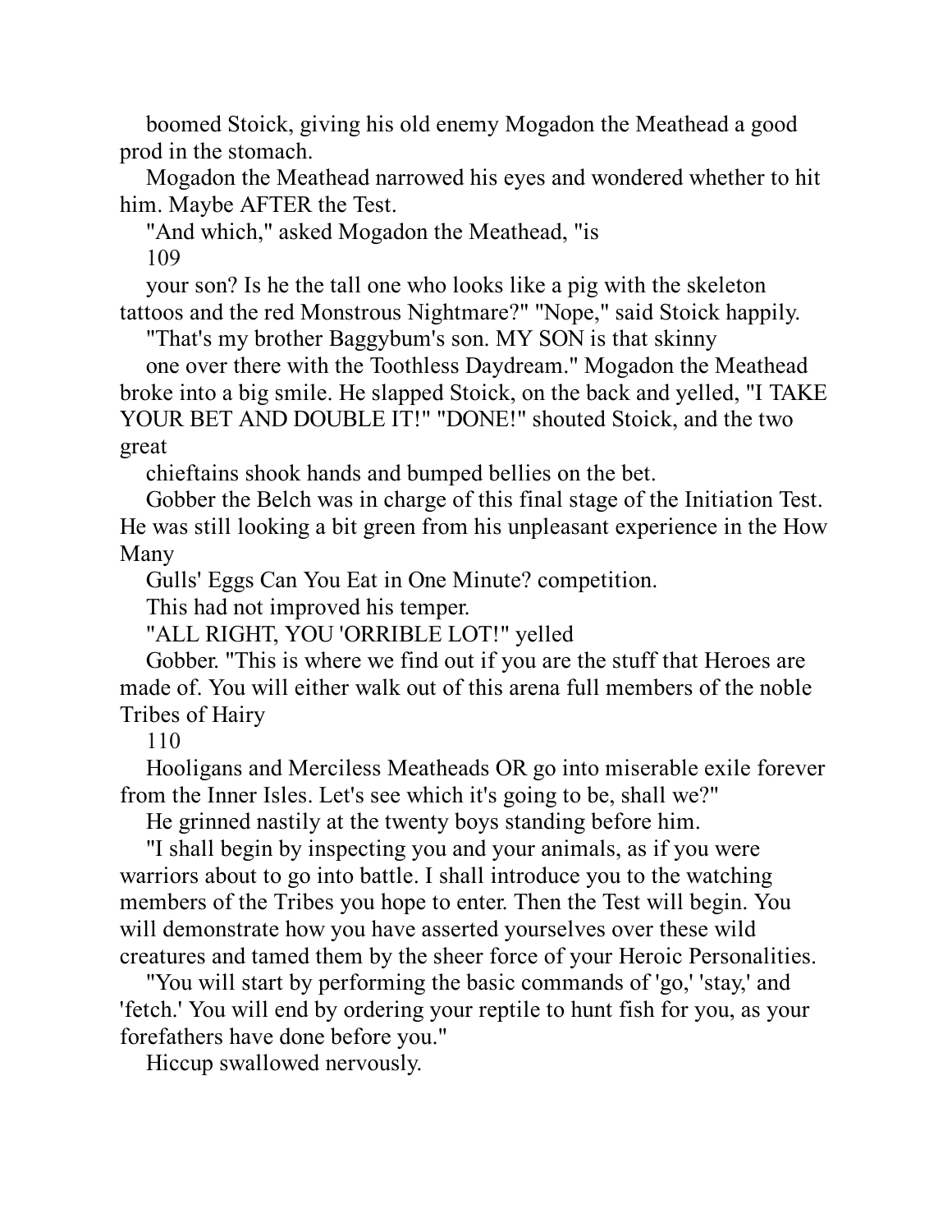boomed Stoick, giving his old enemy Mogadon the Meathead a good prod in the stomach.

Mogadon the Meathead narrowed his eyes and wondered whether to hit him. Maybe AFTER the Test.

"And which," asked Mogadon the Meathead, "is your son? Is he the tall one who looks like a pig with the skeleton tattoos and the red Monstrous Nightmare?" "Nope," said Stoick happily.

"That's my brother Baggybum's son. MY SON is that skinny one over there with the Toothless Daydream." Mogadon the Meathead broke into a big smile. He slapped Stoick, on the back and yelled, "I TAKE YOUR BET AND DOUBLE IT!" "DONE!" shouted Stoick, and the two great chieftains shook hands and bumped bellies on the bet.

Gobber the Belch was in charge of this final stage of the Initiation Test. He was still looking a bit green from his unpleasant experience in the How Many Gulls' Eggs Can You Eat in One Minute? competition.

This had not improved his temper.

"ALL RIGHT, YOU 'ORRIBLE LOT!" yelled Gobber. "This is where we find out if you are the stuff that Heroes are made of. You will either walk out of this arena full members of the noble Tribes of Hairy Hooligans and Merciless Meatheads OR go into miserable exile forever from the Inner Isles. Let's see which it's going to be, shall we?"

He grinned nastily at the twenty boys standing before him.

"I shall begin by inspecting you and your animals, as if you were warriors about to go into battle. I shall introduce you to the watching members of the Tribes you hope to enter. Then the Test will begin. You will demonstrate how you have asserted yourselves over these wild creatures and tamed them by the sheer force of your Heroic Personalities.

"You will start by performing the basic commands of 'go,' 'stay,' and 'fetch.' You will end by ordering your reptile to hunt fish for you, as your forefathers have done before you."

Hiccup swallowed nervously.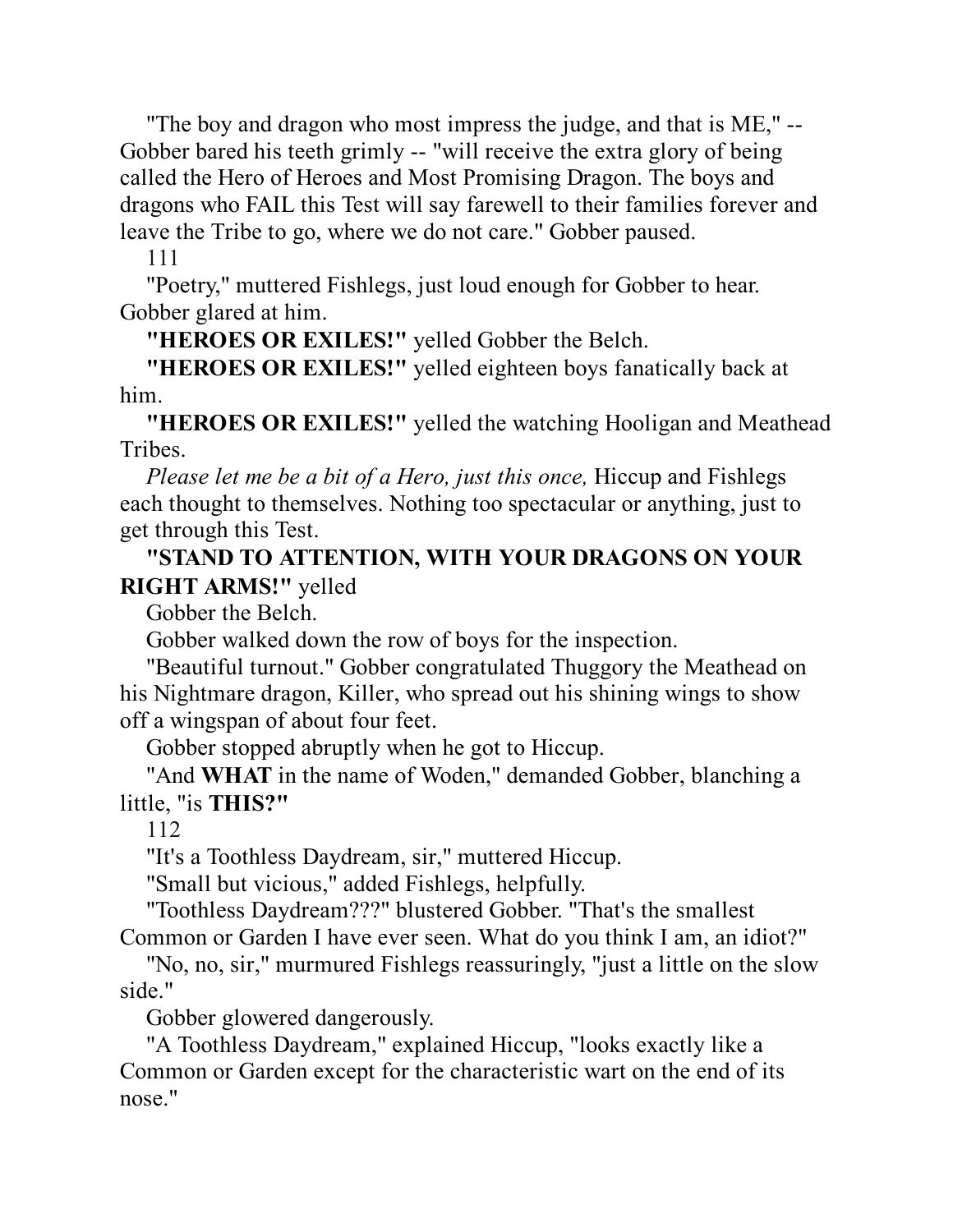"The boy and dragon who most impress the judge, and that is ME," -- Gobber bared his teeth grimly -- "will receive the extra glory of being called the Hero of Heroes and Most Promising Dragon. The boys and dragons who FAIL this Test will say farewell to their families forever and leave the Tribe to go, where we do not care." Gobber paused.

"Poetry," muttered Fishlegs, just loud enough for Gobber to hear. Gobber glared at him.

**"HEROES OR EXILES!"** yelled Gobber the Belch.

**"HEROES OR EXILES!"** yelled eighteen boys fanatically back at him.

**"HEROES OR EXILES!"** yelled the watching Hooligan and Meathead Tribes.

*Please let me be a bit of a Hero, just this once,* Hiccup and Fishlegs each thought to themselves. Nothing too spectacular or anything, just to get through this Test.

**"STAND TO ATTENTION, WITH YOUR DRAGONS ON YOUR RIGHT ARMS!"** yelled Gobber the Belch.

Gobber walked down the row of boys for the inspection.

"Beautiful turnout." Gobber congratulated Thuggory the Meathead on his Nightmare dragon, Killer, who spread out his shining wings to show off a wingspan of about four feet.

Gobber stopped abruptly when he got to Hiccup.

"And **WHAT** in the name of Woden," demanded Gobber, blanching a little, "is **THIS?"**

"It's a Toothless Daydream, sir," muttered Hiccup.

"Small but vicious," added Fishlegs, helpfully.

"Toothless Daydream???" blustered Gobber. "That's the smallest Common or Garden I have ever seen. What do you think I am, an idiot?"

"No, no, sir," murmured Fishlegs reassuringly, "just a little on the slow side."

Gobber glowered dangerously.

"A Toothless Daydream," explained Hiccup, "looks exactly like a Common or Garden except for the characteristic wart on the end of its nose."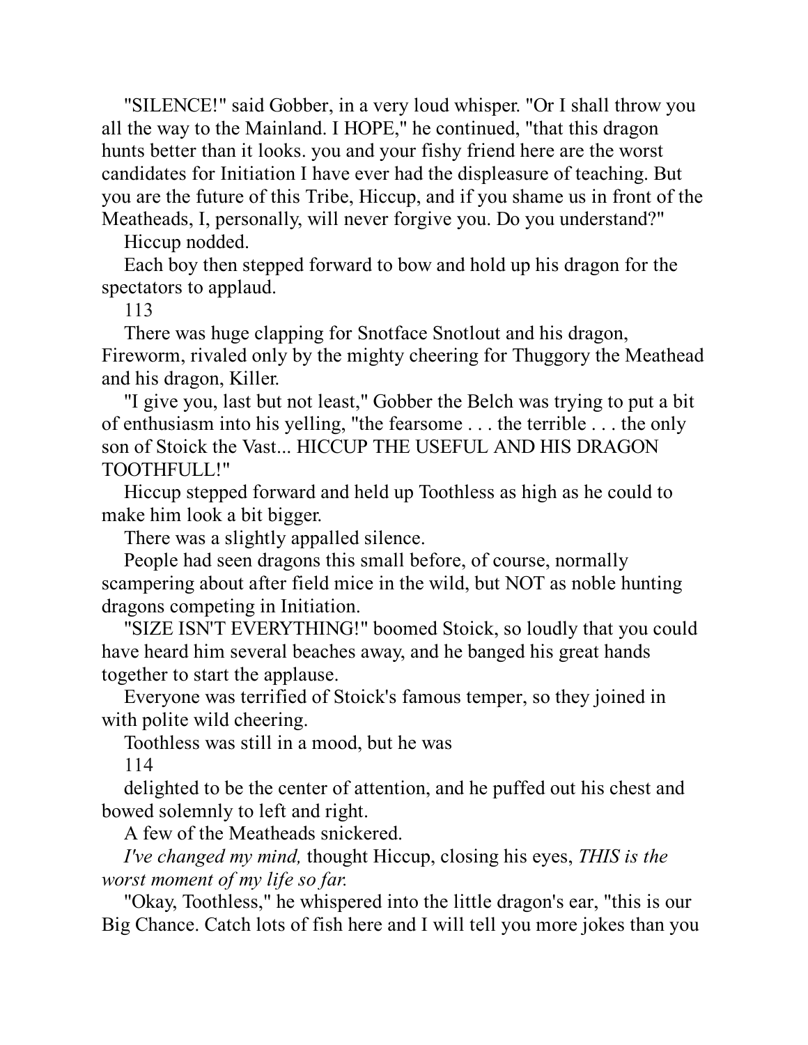"SILENCE!" said Gobber, in a very loud whisper. "Or I shall throw you all the way to the Mainland. I HOPE," he continued, "that this dragon hunts better than it looks. you and your fishy friend here are the worst candidates for Initiation I have ever had the displeasure of teaching. But you are the future of this Tribe, Hiccup, and if you shame us in front of the Meatheads, I, personally, will never forgive you. Do you understand?"

Hiccup nodded.

Each boy then stepped forward to bow and hold up his dragon for the spectators to applaud.

There was huge clapping for Snotface Snotlout and his dragon, Fireworm, rivaled only by the mighty cheering for Thuggory the Meathead and his dragon, Killer.

"I give you, last but not least," Gobber the Belch was trying to put a bit of enthusiasm into his yelling, "the fearsome . . . the terrible . . . the only son of Stoick the Vast... HICCUP THE USEFUL AND HIS DRAGON TOOTHFULL!"

Hiccup stepped forward and held up Toothless as high as he could to make him look a bit bigger.

There was a slightly appalled silence.

People had seen dragons this small before, of course, normally scampering about after field mice in the wild, but NOT as noble hunting dragons competing in Initiation.

"SIZE ISN'T EVERYTHING!" boomed Stoick, so loudly that you could have heard him several beaches away, and he banged his great hands together to start the applause.

Everyone was terrified of Stoick's famous temper, so they joined in with polite wild cheering.

Toothless was still in a mood, but he was delighted to be the center of attention, and he puffed out his chest and bowed solemnly to left and right.

A few of the Meatheads snickered.

*I've changed my mind,* thought Hiccup, closing his eyes, *THIS is the worst moment of my life so far.*

"Okay, Toothless," he whispered into the little dragon's ear, "this is our Big Chance. Catch lots of fish here and I will tell you more jokes than you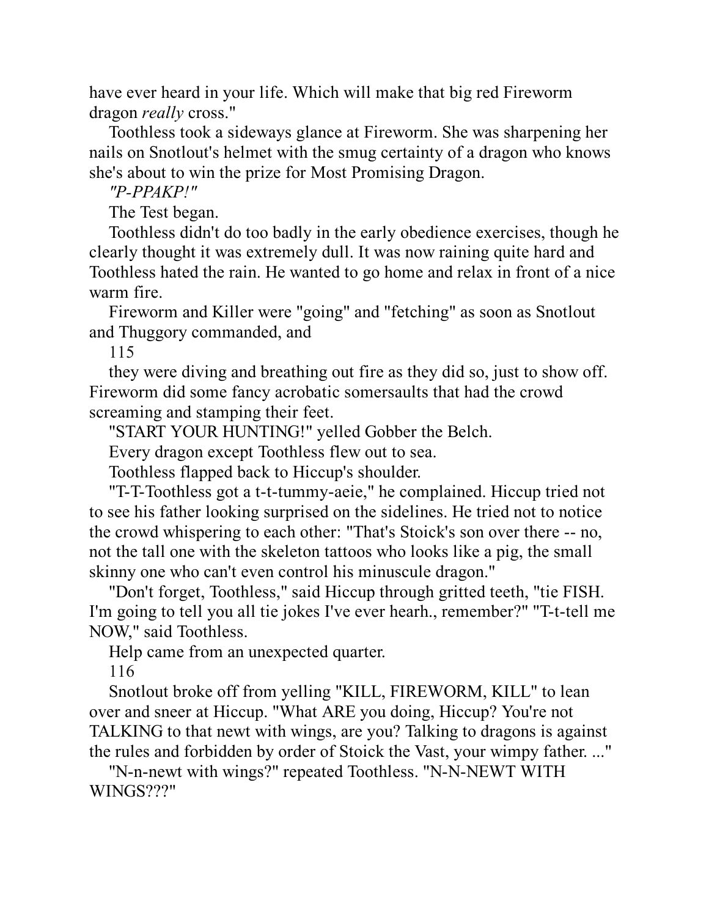have ever heard in your life. Which will make that big red Fireworm dragon *really* cross."

Toothless took a sideways glance at Fireworm. She was sharpening her nails on Snotlout's helmet with the smug certainty of a dragon who knows she's about to win the prize for Most Promising Dragon.

*"P-PPAKP!"*

The Test began.

Toothless didn't do too badly in the early obedience exercises, though he clearly thought it was extremely dull. It was now raining quite hard and Toothless hated the rain. He wanted to go home and relax in front of a nice warm fire.

Fireworm and Killer were "going" and "fetching" as soon as Snotlout and Thuggory commanded, and they were diving and breathing out fire as they did so, just to show off. Fireworm did some fancy acrobatic somersaults that had the crowd screaming and stamping their feet.

"START YOUR HUNTING!" yelled Gobber the Belch.

Every dragon except Toothless flew out to sea.

Toothless flapped back to Hiccup's shoulder.

"T-T-Toothless got a t-t-tummy-aeie," he complained. Hiccup tried not to see his father looking surprised on the sidelines. He tried not to notice the crowd whispering to each other: "That's Stoick's son over there -- no, not the tall one with the skeleton tattoos who looks like a pig, the small skinny one who can't even control his minuscule dragon."

"Don't forget, Toothless," said Hiccup through gritted teeth, "tie FISH. I'm going to tell you all tie jokes I've ever hearh., remember?" "T-t-tell me NOW," said Toothless.

Help came from an unexpected quarter.

Snotlout broke off from yelling "KILL, FIREWORM, KILL" to lean over and sneer at Hiccup. "What ARE you doing, Hiccup? You're not TALKING to that newt with wings, are you? Talking to dragons is against the rules and forbidden by order of Stoick the Vast, your wimpy father. ..."

"N-n-newt with wings?" repeated Toothless. "N-N-NEWT WITH WINGS???"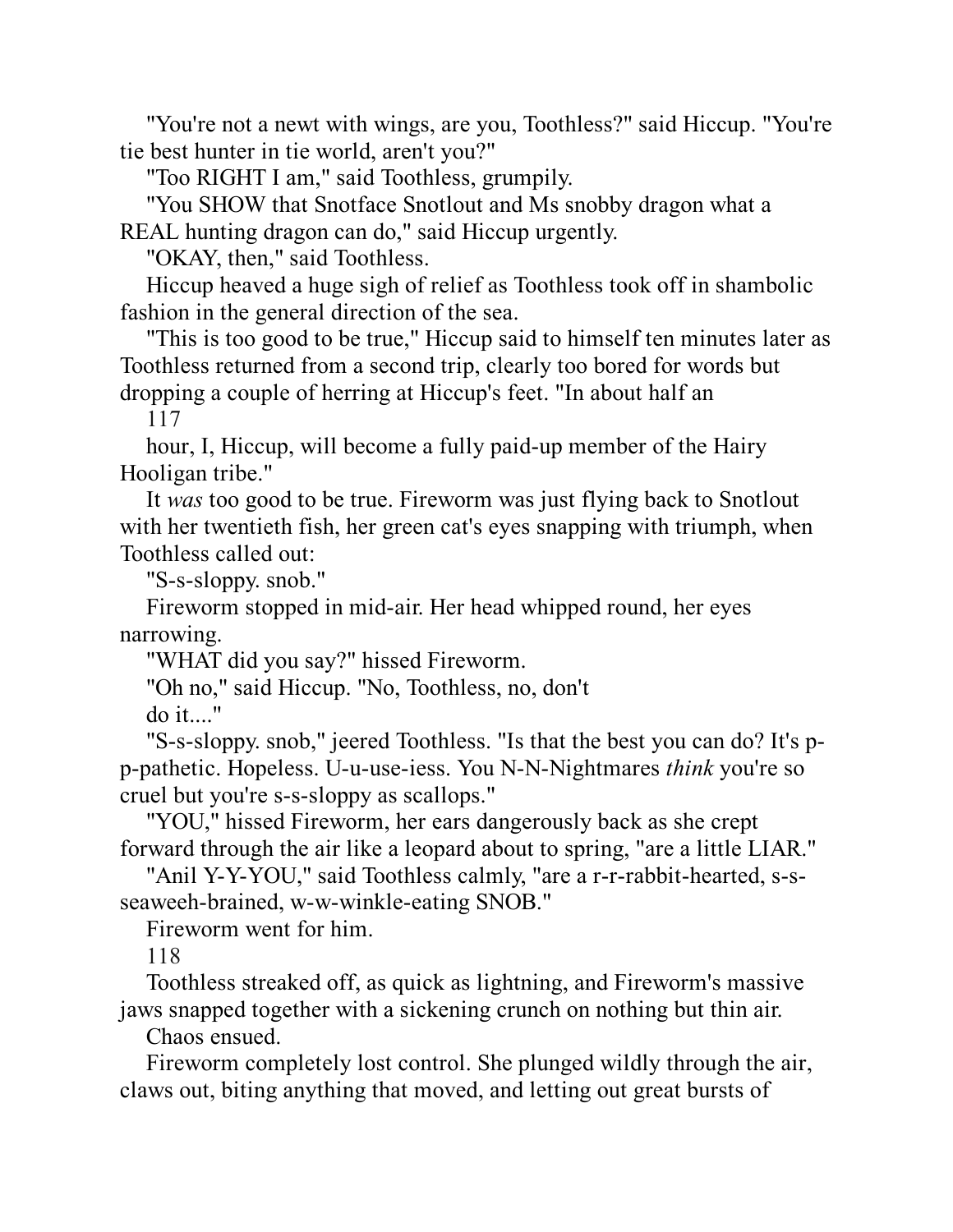"You're not a newt with wings, are you, Toothless?" said Hiccup. "You're tie best hunter in tie world, aren't you?"

"Too RIGHT I am," said Toothless, grumpily.

"You SHOW that Snotface Snotlout and Ms snobby dragon what a REAL hunting dragon can do," said Hiccup urgently.

"OKAY, then," said Toothless.

Hiccup heaved a huge sigh of relief as Toothless took off in shambolic fashion in the general direction of the sea.

"This is too good to be true," Hiccup said to himself ten minutes later as Toothless returned from a second trip, clearly too bored for words but dropping a couple of herring at Hiccup's feet. "In about half an hour, I, Hiccup, will become a fully paid-up member of the Hairy Hooligan tribe."

It *was* too good to be true. Fireworm was just flying back to Snotlout with her twentieth fish, her green cat's eyes snapping with triumph, when Toothless called out:

"S-s-sloppy. snob."

Fireworm stopped in mid-air. Her head whipped round, her eyes narrowing.

"WHAT did you say?" hissed Fireworm.

"Oh no," said Hiccup. "No, Toothless, no, don't do it...."

"S-s-sloppy. snob," jeered Toothless. "Is that the best you can do? It's p-p-pathetic. Hopeless. U-u-use-iess. You N-N-Nightmares *think* you're so cruel but you're s-s-sloppy as scallops."

"YOU," hissed Fireworm, her ears dangerously back as she crept forward through the air like a leopard about to spring, "are a little LIAR."

"Anil Y-Y-YOU," said Toothless calmly, "are a r-r-rabbit-hearted, s-s-seaweeh-brained, w-w-winkle-eating SNOB."

Fireworm went for him.

Toothless streaked off, as quick as lightning, and Fireworm's massive jaws snapped together with a sickening crunch on nothing but thin air.

Chaos ensued.

Fireworm completely lost control. She plunged wildly through the air, claws out, biting anything that moved, and letting out great bursts of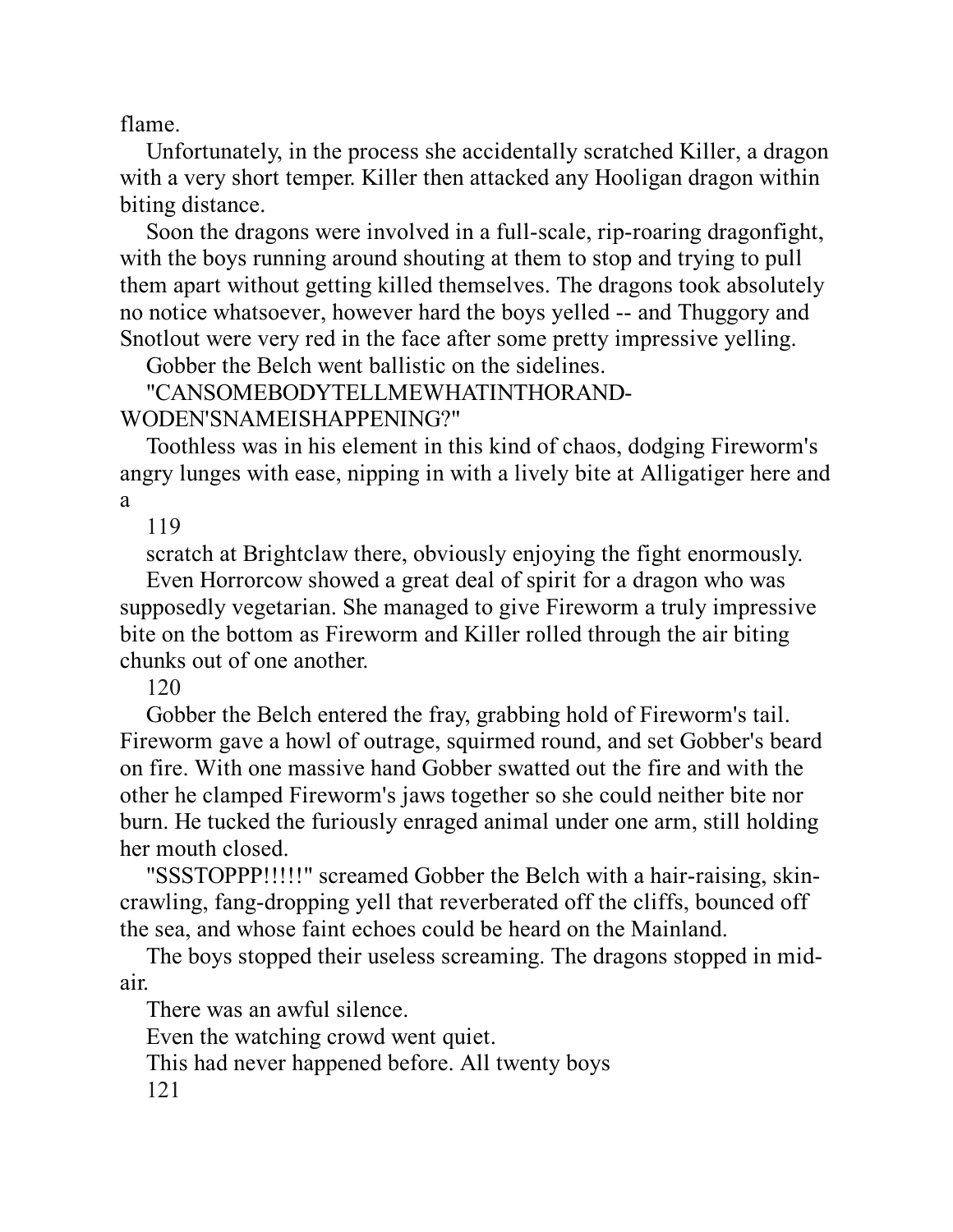flame.

Unfortunately, in the process she accidentally scratched Killer, a dragon with a very short temper. Killer then attacked any Hooligan dragon within biting distance.

Soon the dragons were involved in a full-scale, rip-roaring dragonfight, with the boys running around shouting at them to stop and trying to pull them apart without getting killed themselves. The dragons took absolutely no notice whatsoever, however hard the boys yelled -- and Thuggory and Snotlout were very red in the face after some pretty impressive yelling.

Gobber the Belch went ballistic on the sidelines.

"CANSOMEBODYTELLMEWHATINTHORAND-WODEN'SNAMEISHAPPENING?"

Toothless was in his element in this kind of chaos, dodging Fireworm's angry lunges with ease, nipping in with a lively bite at Alligatiger here and a scratch at Brightclaw there, obviously enjoying the fight enormously.

Even Horrorcow showed a great deal of spirit for a dragon who was supposedly vegetarian. She managed to give Fireworm a truly impressive bite on the bottom as Fireworm and Killer rolled through the air biting chunks out of one another.

Gobber the Belch entered the fray, grabbing hold of Fireworm's tail. Fireworm gave a howl of outrage, squirmed round, and set Gobber's beard on fire. With one massive hand Gobber swatted out the fire and with the other he clamped Fireworm's jaws together so she could neither bite nor burn. He tucked the furiously enraged animal under one arm, still holding her mouth closed.

"SSSTOPPP!!!!!" screamed Gobber the Belch with a hair-raising, skin-crawling, fang-dropping yell that reverberated off the cliffs, bounced off the sea, and whose faint echoes could be heard on the Mainland.

The boys stopped their useless screaming. The dragons stopped in mid-air.

There was an awful silence.

Even the watching crowd went quiet.

This had never happened before. All twenty boys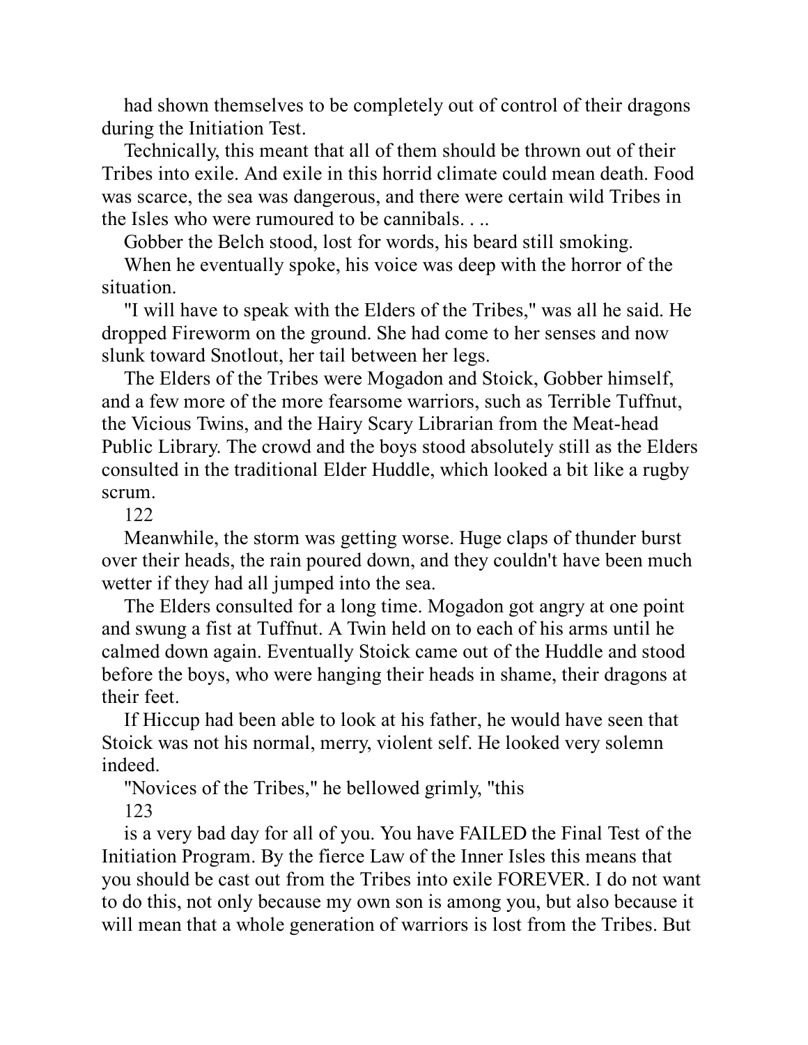had shown themselves to be completely out of control of their dragons during the Initiation Test.

Technically, this meant that all of them should be thrown out of their Tribes into exile. And exile in this horrid climate could mean death. Food was scarce, the sea was dangerous, and there were certain wild Tribes in the Isles who were rumoured to be cannibals. . ..

Gobber the Belch stood, lost for words, his beard still smoking.

When he eventually spoke, his voice was deep with the horror of the situation.

"I will have to speak with the Elders of the Tribes," was all he said. He dropped Fireworm on the ground. She had come to her senses and now slunk toward Snotlout, her tail between her legs.

The Elders of the Tribes were Mogadon and Stoick, Gobber himself, and a few more of the more fearsome warriors, such as Terrible Tuffnut, the Vicious Twins, and the Hairy Scary Librarian from the Meat-head Public Library. The crowd and the boys stood absolutely still as the Elders consulted in the traditional Elder Huddle, which looked a bit like a rugby scrum.

Meanwhile, the storm was getting worse. Huge claps of thunder burst over their heads, the rain poured down, and they couldn't have been much wetter if they had all jumped into the sea.

The Elders consulted for a long time. Mogadon got angry at one point and swung a fist at Tuffnut. A Twin held on to each of his arms until he calmed down again. Eventually Stoick came out of the Huddle and stood before the boys, who were hanging their heads in shame, their dragons at their feet.

If Hiccup had been able to look at his father, he would have seen that Stoick was not his normal, merry, violent self. He looked very solemn indeed.

"Novices of the Tribes," he bellowed grimly, "this is a very bad day for all of you. You have FAILED the Final Test of the Initiation Program. By the fierce Law of the Inner Isles this means that you should be cast out from the Tribes into exile FOREVER. I do not want to do this, not only because my own son is among you, but also because it will mean that a whole generation of warriors is lost from the Tribes. But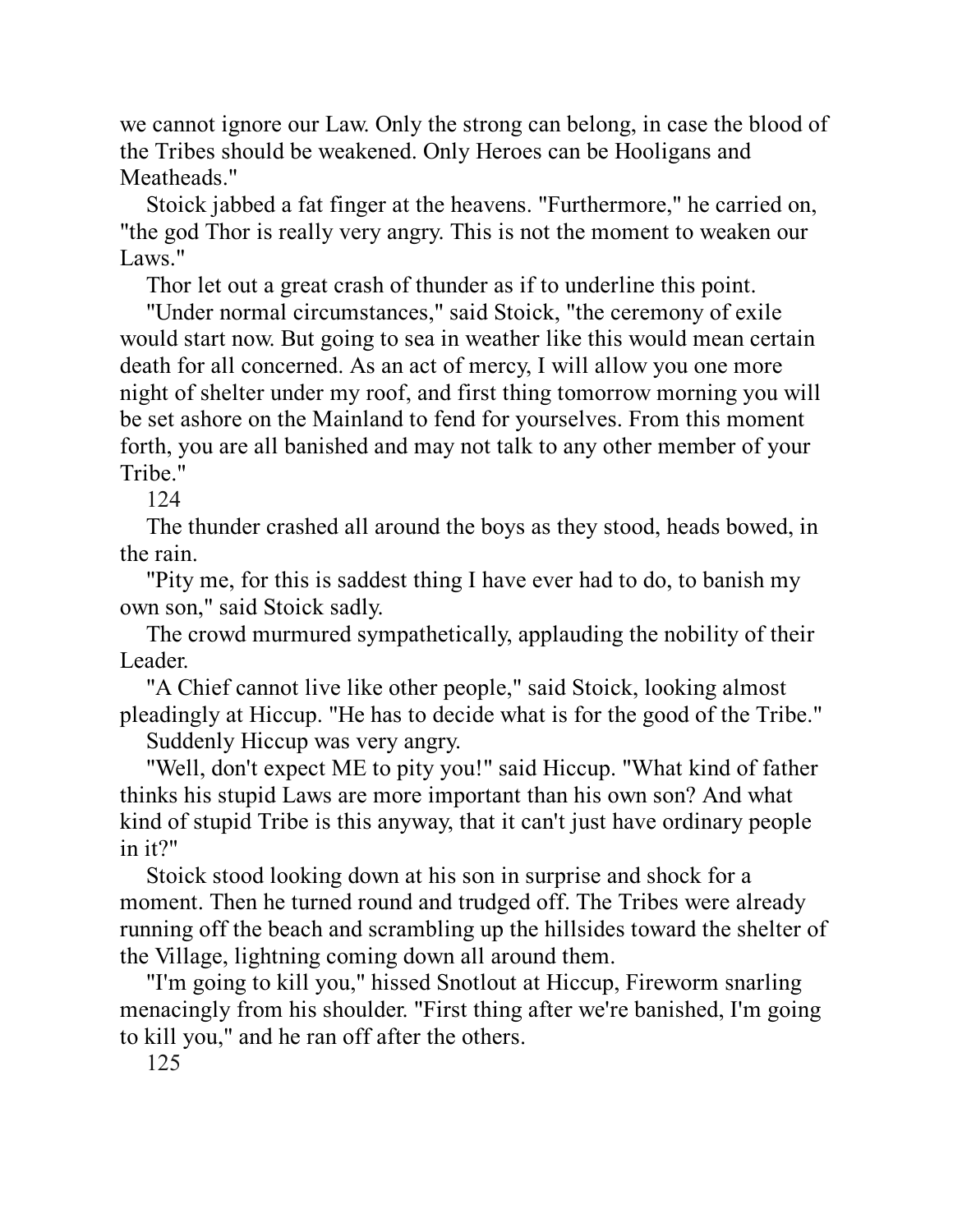we cannot ignore our Law. Only the strong can belong, in case the blood of the Tribes should be weakened. Only Heroes can be Hooligans and Meatheads."

Stoick jabbed a fat finger at the heavens. "Furthermore," he carried on, "the god Thor is really very angry. This is not the moment to weaken our Laws."

Thor let out a great crash of thunder as if to underline this point.

"Under normal circumstances," said Stoick, "the ceremony of exile would start now. But going to sea in weather like this would mean certain death for all concerned. As an act of mercy, I will allow you one more night of shelter under my roof, and first thing tomorrow morning you will be set ashore on the Mainland to fend for yourselves. From this moment forth, you are all banished and may not talk to any other member of your Tribe."

The thunder crashed all around the boys as they stood, heads bowed, in the rain.

"Pity me, for this is saddest thing I have ever had to do, to banish my own son," said Stoick sadly.

The crowd murmured sympathetically, applauding the nobility of their Leader.

"A Chief cannot live like other people," said Stoick, looking almost pleadingly at Hiccup. "He has to decide what is for the good of the Tribe."

Suddenly Hiccup was very angry.

"Well, don't expect ME to pity you!" said Hiccup. "What kind of father thinks his stupid Laws are more important than his own son? And what kind of stupid Tribe is this anyway, that it can't just have ordinary people in it?"

Stoick stood looking down at his son in surprise and shock for a moment. Then he turned round and trudged off. The Tribes were already running off the beach and scrambling up the hillsides toward the shelter of the Village, lightning coming down all around them.

"I'm going to kill you," hissed Snotlout at Hiccup, Fireworm snarling menacingly from his shoulder. "First thing after we're banished, I'm going to kill you," and he ran off after the others.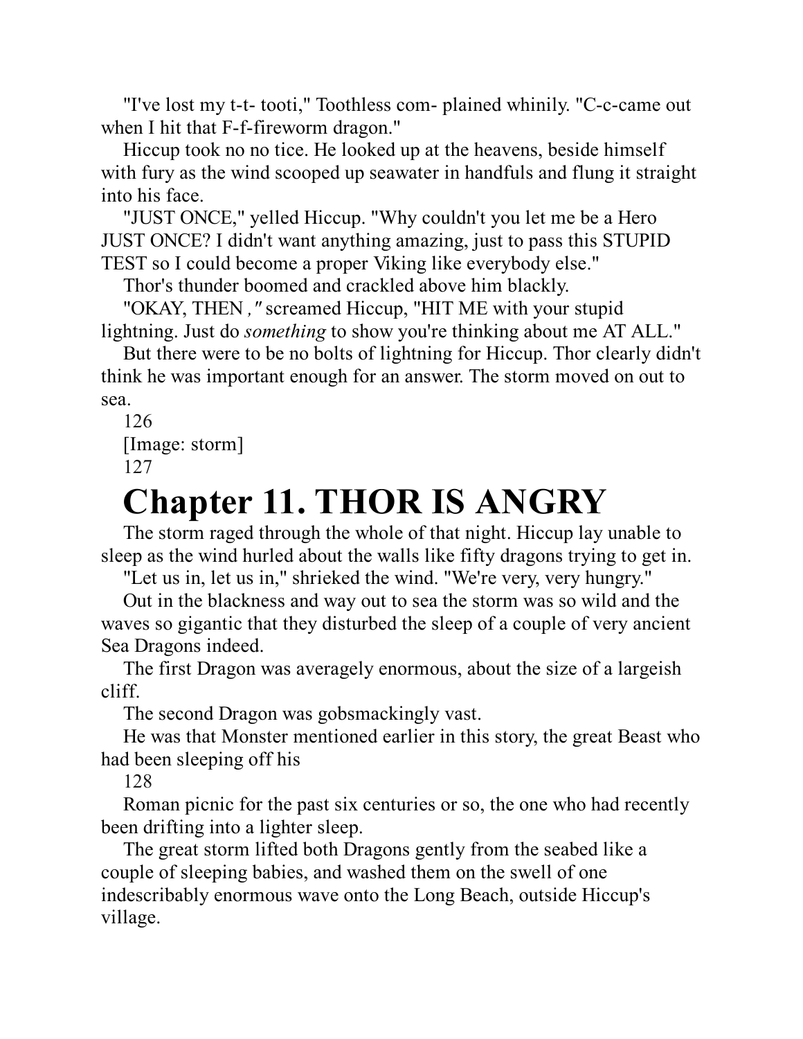"I've lost my t-t- tooti," Toothless com- plained whinily. "C-c-came out when I hit that F-f-fireworm dragon."

Hiccup took no no tice. He looked up at the heavens, beside himself with fury as the wind scooped up seawater in handfuls and flung it straight into his face.

"JUST ONCE," yelled Hiccup. "Why couldn't you let me be a Hero JUST ONCE? I didn't want anything amazing, just to pass this STUPID TEST so I could become a proper Viking like everybody else."

Thor's thunder boomed and crackled above him blackly.

"OKAY, THEN *,"* screamed Hiccup, "HIT ME with your stupid lightning. Just do *something* to show you're thinking about me AT ALL."

But there were to be no bolts of lightning for Hiccup. Thor clearly didn't think he was important enough for an answer. The storm moved on out to sea.

[Image: storm]

# Chapter 11. THOR IS ANGRY

The storm raged through the whole of that night. Hiccup lay unable to sleep as the wind hurled about the walls like fifty dragons trying to get in.

"Let us in, let us in," shrieked the wind. "We're very, very hungry."

Out in the blackness and way out to sea the storm was so wild and the waves so gigantic that they disturbed the sleep of a couple of very ancient Sea Dragons indeed.

The first Dragon was averagely enormous, about the size of a largeish cliff.

The second Dragon was gobsmackingly vast.

He was that Monster mentioned earlier in this story, the great Beast who had been sleeping off his Roman picnic for the past six centuries or so, the one who had recently been drifting into a lighter sleep.

The great storm lifted both Dragons gently from the seabed like a couple of sleeping babies, and washed them on the swell of one indescribably enormous wave onto the Long Beach, outside Hiccup's village.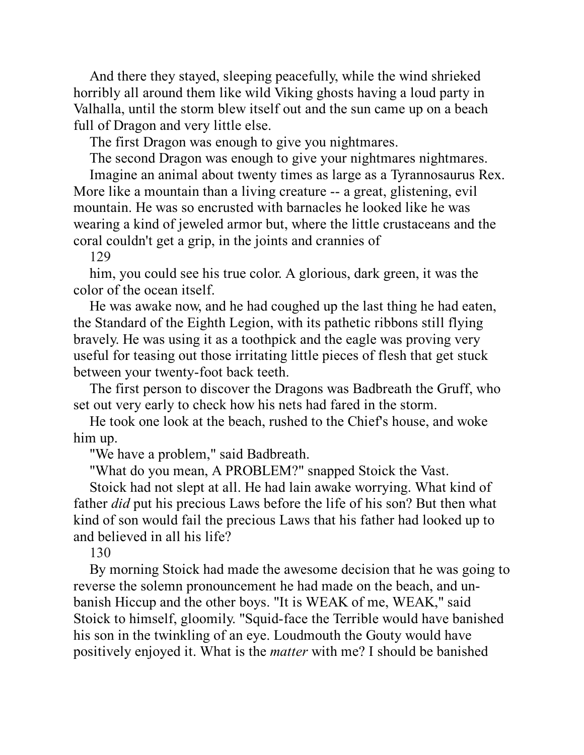And there they stayed, sleeping peacefully, while the wind shrieked horribly all around them like wild Viking ghosts having a loud party in Valhalla, until the storm blew itself out and the sun came up on a beach full of Dragon and very little else.

The first Dragon was enough to give you nightmares.

The second Dragon was enough to give your nightmares nightmares.

Imagine an animal about twenty times as large as a Tyrannosaurus Rex. More like a mountain than a living creature -- a great, glistening, evil mountain. He was so encrusted with barnacles he looked like he was wearing a kind of jeweled armor but, where the little crustaceans and the coral couldn't get a grip, in the joints and crannies of him, you could see his true color. A glorious, dark green, it was the color of the ocean itself.

He was awake now, and he had coughed up the last thing he had eaten, the Standard of the Eighth Legion, with its pathetic ribbons still flying bravely. He was using it as a toothpick and the eagle was proving very useful for teasing out those irritating little pieces of flesh that get stuck between your twenty-foot back teeth.

The first person to discover the Dragons was Badbreath the Gruff, who set out very early to check how his nets had fared in the storm.

He took one look at the beach, rushed to the Chief's house, and woke him up.

"We have a problem," said Badbreath.

"What do you mean, A PROBLEM?" snapped Stoick the Vast.

Stoick had not slept at all. He had lain awake worrying. What kind of father *did* put his precious Laws before the life of his son? But then what kind of son would fail the precious Laws that his father had looked up to and believed in all his life?

By morning Stoick had made the awesome decision that he was going to reverse the solemn pronouncement he had made on the beach, and un-banish Hiccup and the other boys. "It is WEAK of me, WEAK," said Stoick to himself, gloomily. "Squid-face the Terrible would have banished his son in the twinkling of an eye. Loudmouth the Gouty would have positively enjoyed it. What is the *matter* with me? I should be banished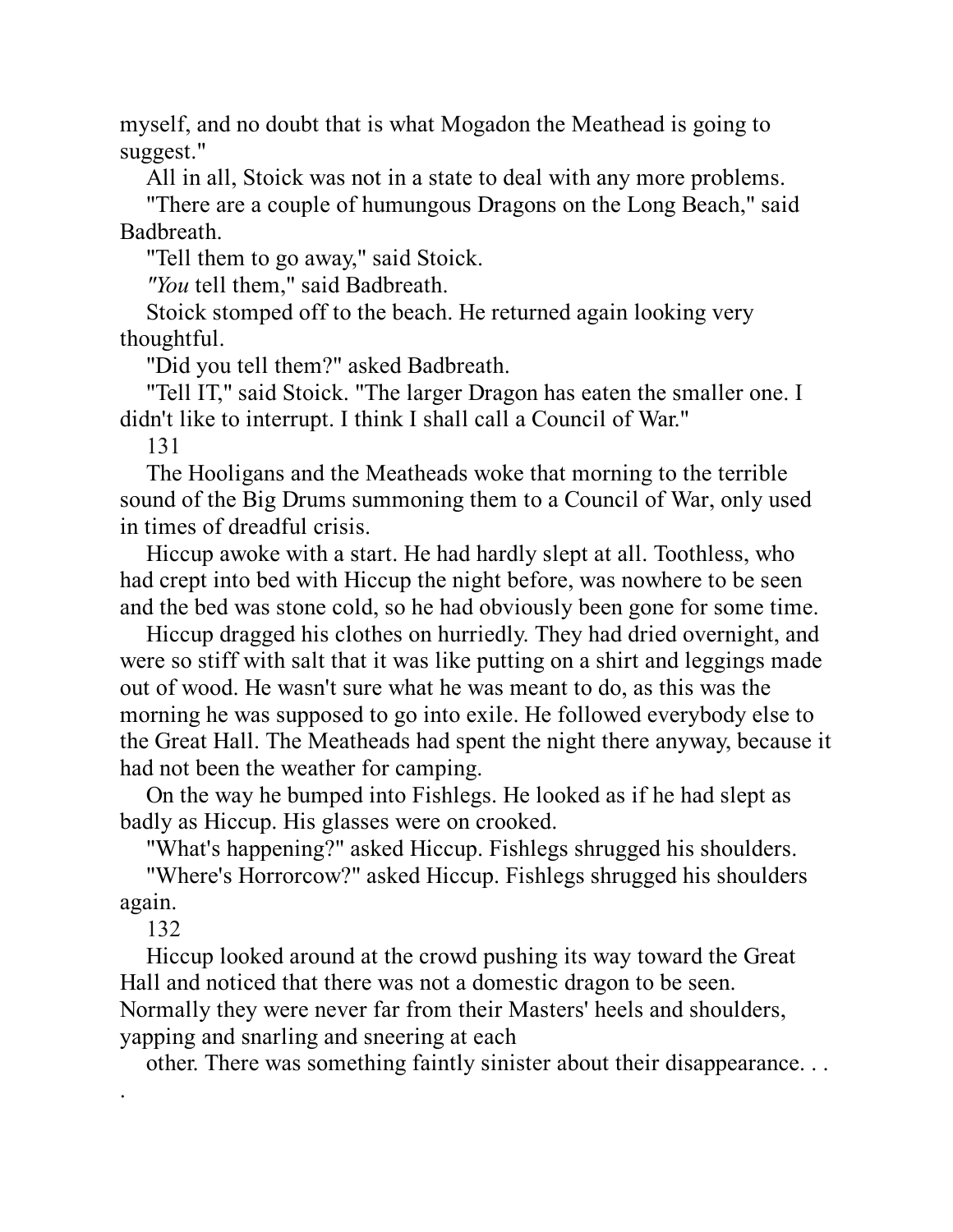myself, and no doubt that is what Mogadon the Meathead is going to suggest."

All in all, Stoick was not in a state to deal with any more problems.

"There are a couple of humungous Dragons on the Long Beach," said Badbreath.

"Tell them to go away," said Stoick.

*"You* tell them," said Badbreath.

Stoick stomped off to the beach. He returned again looking very thoughtful.

"Did you tell them?" asked Badbreath.

"Tell IT," said Stoick. "The larger Dragon has eaten the smaller one. I didn't like to interrupt. I think I shall call a Council of War."

The Hooligans and the Meatheads woke that morning to the terrible sound of the Big Drums summoning them to a Council of War, only used in times of dreadful crisis.

Hiccup awoke with a start. He had hardly slept at all. Toothless, who had crept into bed with Hiccup the night before, was nowhere to be seen and the bed was stone cold, so he had obviously been gone for some time.

Hiccup dragged his clothes on hurriedly. They had dried overnight, and were so stiff with salt that it was like putting on a shirt and leggings made out of wood. He wasn't sure what he was meant to do, as this was the morning he was supposed to go into exile. He followed everybody else to the Great Hall. The Meatheads had spent the night there anyway, because it had not been the weather for camping.

On the way he bumped into Fishlegs. He looked as if he had slept as badly as Hiccup. His glasses were on crooked.

"What's happening?" asked Hiccup. Fishlegs shrugged his shoulders.

"Where's Horrorcow?" asked Hiccup. Fishlegs shrugged his shoulders again.

Hiccup looked around at the crowd pushing its way toward the Great Hall and noticed that there was not a domestic dragon to be seen. Normally they were never far from their Masters' heels and shoulders, yapping and snarling and sneering at each other. There was something faintly sinister about their disappearance. . . .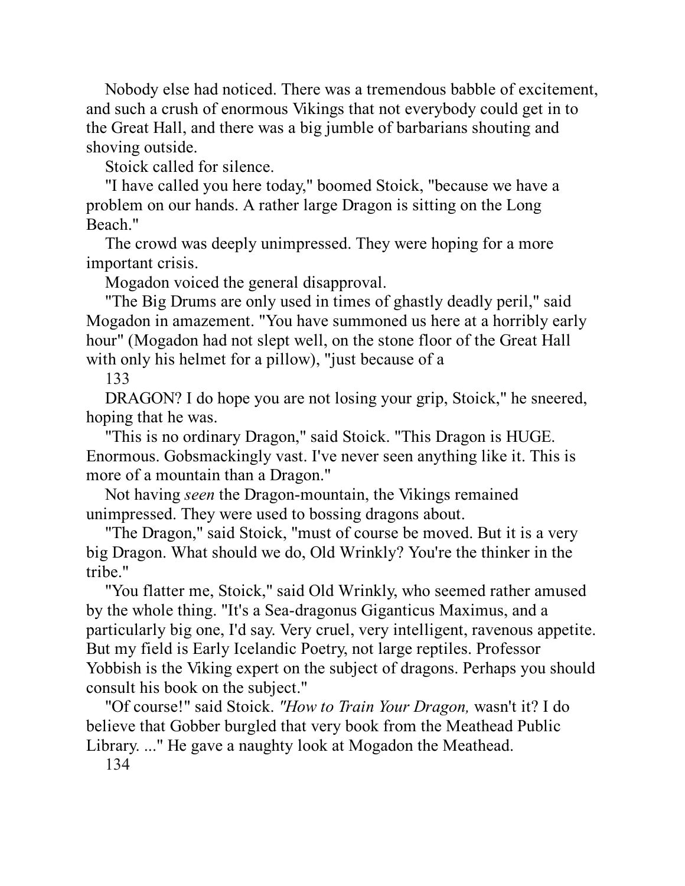Nobody else had noticed. There was a tremendous babble of excitement, and such a crush of enormous Vikings that not everybody could get in to the Great Hall, and there was a big jumble of barbarians shouting and shoving outside.

Stoick called for silence.

"I have called you here today," boomed Stoick, "because we have a problem on our hands. A rather large Dragon is sitting on the Long Beach."

The crowd was deeply unimpressed. They were hoping for a more important crisis.

Mogadon voiced the general disapproval.

"The Big Drums are only used in times of ghastly deadly peril," said Mogadon in amazement. "You have summoned us here at a horribly early hour" (Mogadon had not slept well, on the stone floor of the Great Hall with only his helmet for a pillow), "just because of a DRAGON? I do hope you are not losing your grip, Stoick," he sneered, hoping that he was.

"This is no ordinary Dragon," said Stoick. "This Dragon is HUGE. Enormous. Gobsmackingly vast. I've never seen anything like it. This is more of a mountain than a Dragon."

Not having *seen* the Dragon-mountain, the Vikings remained unimpressed. They were used to bossing dragons about.

"The Dragon," said Stoick, "must of course be moved. But it is a very big Dragon. What should we do, Old Wrinkly? You're the thinker in the tribe."

"You flatter me, Stoick," said Old Wrinkly, who seemed rather amused by the whole thing. "It's a Sea-dragonus Giganticus Maximus, and a particularly big one, I'd say. Very cruel, very intelligent, ravenous appetite. But my field is Early Icelandic Poetry, not large reptiles. Professor Yobbish is the Viking expert on the subject of dragons. Perhaps you should consult his book on the subject."

"Of course!" said Stoick. *"How to Train Your Dragon,* wasn't it? I do believe that Gobber burgled that very book from the Meathead Public Library. ..." He gave a naughty look at Mogadon the Meathead.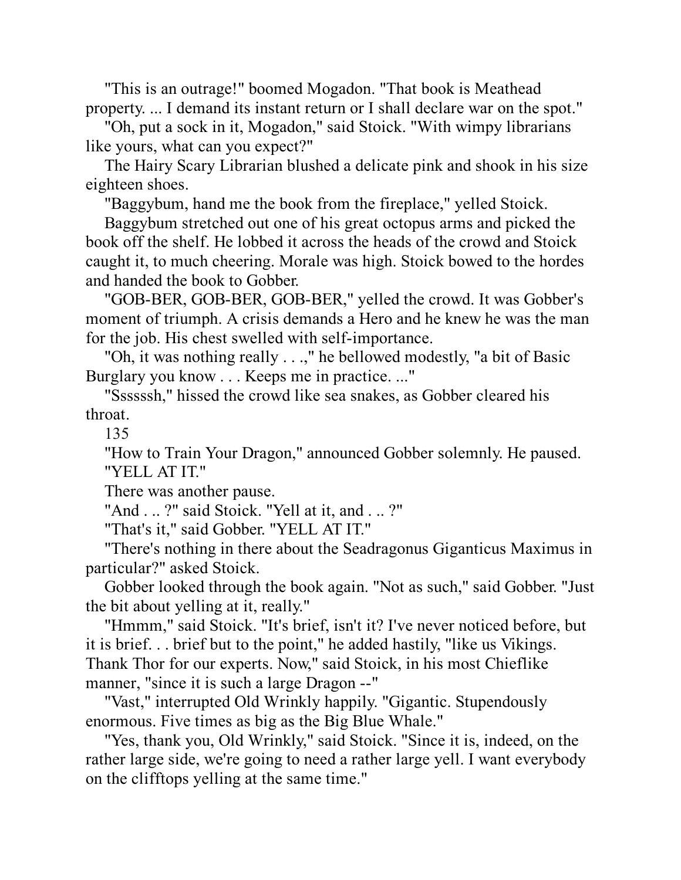"This is an outrage!" boomed Mogadon. "That book is Meathead property. ... I demand its instant return or I shall declare war on the spot."

"Oh, put a sock in it, Mogadon," said Stoick. "With wimpy librarians like yours, what can you expect?"

The Hairy Scary Librarian blushed a delicate pink and shook in his size eighteen shoes.

"Baggybum, hand me the book from the fireplace," yelled Stoick.

Baggybum stretched out one of his great octopus arms and picked the book off the shelf. He lobbed it across the heads of the crowd and Stoick caught it, to much cheering. Morale was high. Stoick bowed to the hordes and handed the book to Gobber.

"GOB-BER, GOB-BER, GOB-BER," yelled the crowd. It was Gobber's moment of triumph. A crisis demands a Hero and he knew he was the man for the job. His chest swelled with self-importance.

"Oh, it was nothing really . . .," he bellowed modestly, "a bit of Basic Burglary you know . . . Keeps me in practice. ..."

"Ssssssh," hissed the crowd like sea snakes, as Gobber cleared his throat.

"How to Train Your Dragon," announced Gobber solemnly. He paused. "YELL AT IT."

There was another pause.

"And . .. ?" said Stoick. "Yell at it, and . .. ?"

"That's it," said Gobber. "YELL AT IT."

"There's nothing in there about the Seadragonus Giganticus Maximus in particular?" asked Stoick.

Gobber looked through the book again. "Not as such," said Gobber. "Just the bit about yelling at it, really."

"Hmmm," said Stoick. "It's brief, isn't it? I've never noticed before, but it is brief. . . brief but to the point," he added hastily, "like us Vikings. Thank Thor for our experts. Now," said Stoick, in his most Chieflike manner, "since it is such a large Dragon --"

"Vast," interrupted Old Wrinkly happily. "Gigantic. Stupendously enormous. Five times as big as the Big Blue Whale."

"Yes, thank you, Old Wrinkly," said Stoick. "Since it is, indeed, on the rather large side, we're going to need a rather large yell. I want everybody on the clifftops yelling at the same time."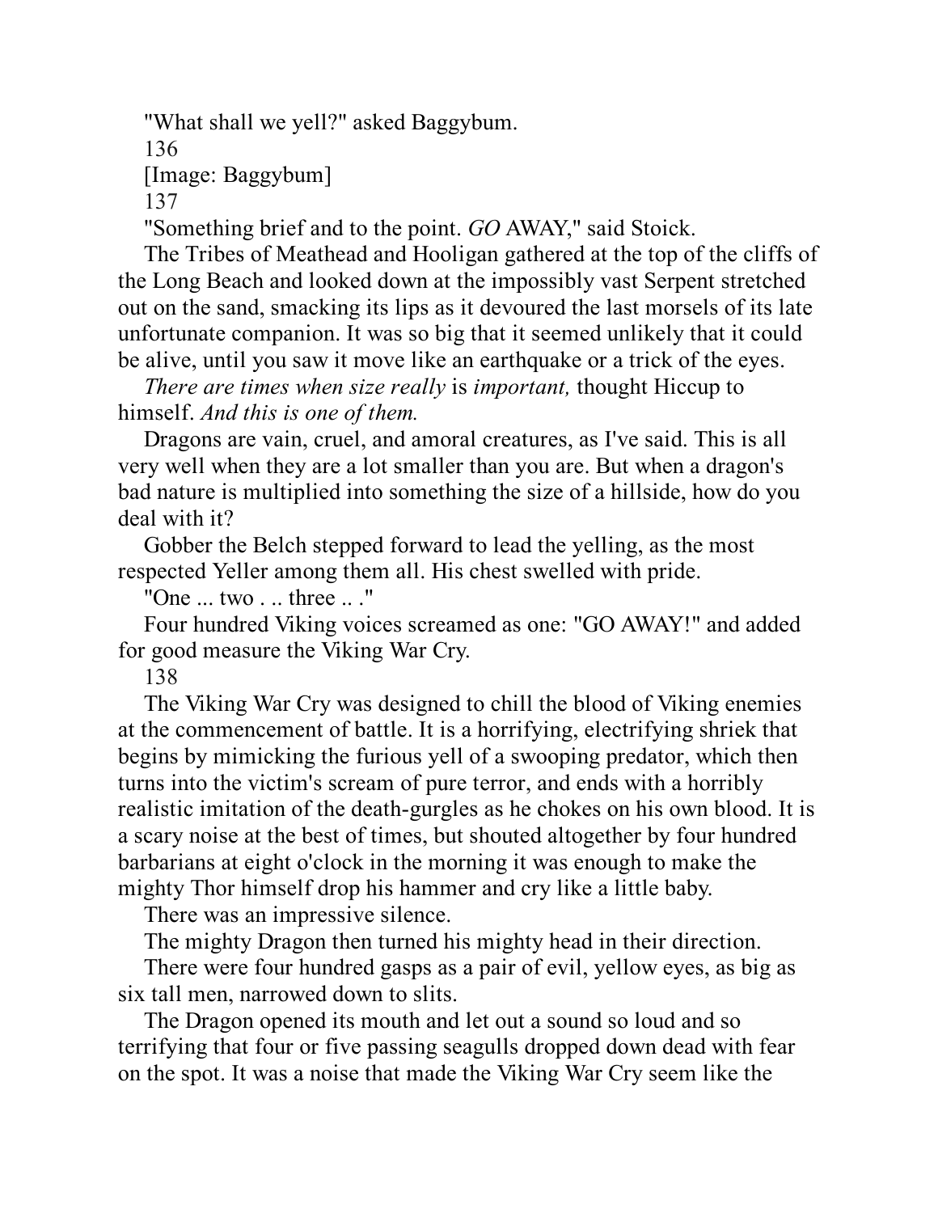"What shall we yell?" asked Baggybum.

[Image: Baggybum]

"Something brief and to the point. *GO* AWAY," said Stoick.

The Tribes of Meathead and Hooligan gathered at the top of the cliffs of the Long Beach and looked down at the impossibly vast Serpent stretched out on the sand, smacking its lips as it devoured the last morsels of its late unfortunate companion. It was so big that it seemed unlikely that it could be alive, until you saw it move like an earthquake or a trick of the eyes.

*There are times when size really* is *important,* thought Hiccup to himself. *And this is one of them.*

Dragons are vain, cruel, and amoral creatures, as I've said. This is all very well when they are a lot smaller than you are. But when a dragon's bad nature is multiplied into something the size of a hillside, how do you deal with it?

Gobber the Belch stepped forward to lead the yelling, as the most respected Yeller among them all. His chest swelled with pride.

"One ... two . .. three .. ."

Four hundred Viking voices screamed as one: "GO AWAY!" and added for good measure the Viking War Cry.

The Viking War Cry was designed to chill the blood of Viking enemies at the commencement of battle. It is a horrifying, electrifying shriek that begins by mimicking the furious yell of a swooping predator, which then turns into the victim's scream of pure terror, and ends with a horribly realistic imitation of the death-gurgles as he chokes on his own blood. It is a scary noise at the best of times, but shouted altogether by four hundred barbarians at eight o'clock in the morning it was enough to make the mighty Thor himself drop his hammer and cry like a little baby.

There was an impressive silence.

The mighty Dragon then turned his mighty head in their direction.

There were four hundred gasps as a pair of evil, yellow eyes, as big as six tall men, narrowed down to slits.

The Dragon opened its mouth and let out a sound so loud and so terrifying that four or five passing seagulls dropped down dead with fear on the spot. It was a noise that made the Viking War Cry seem like the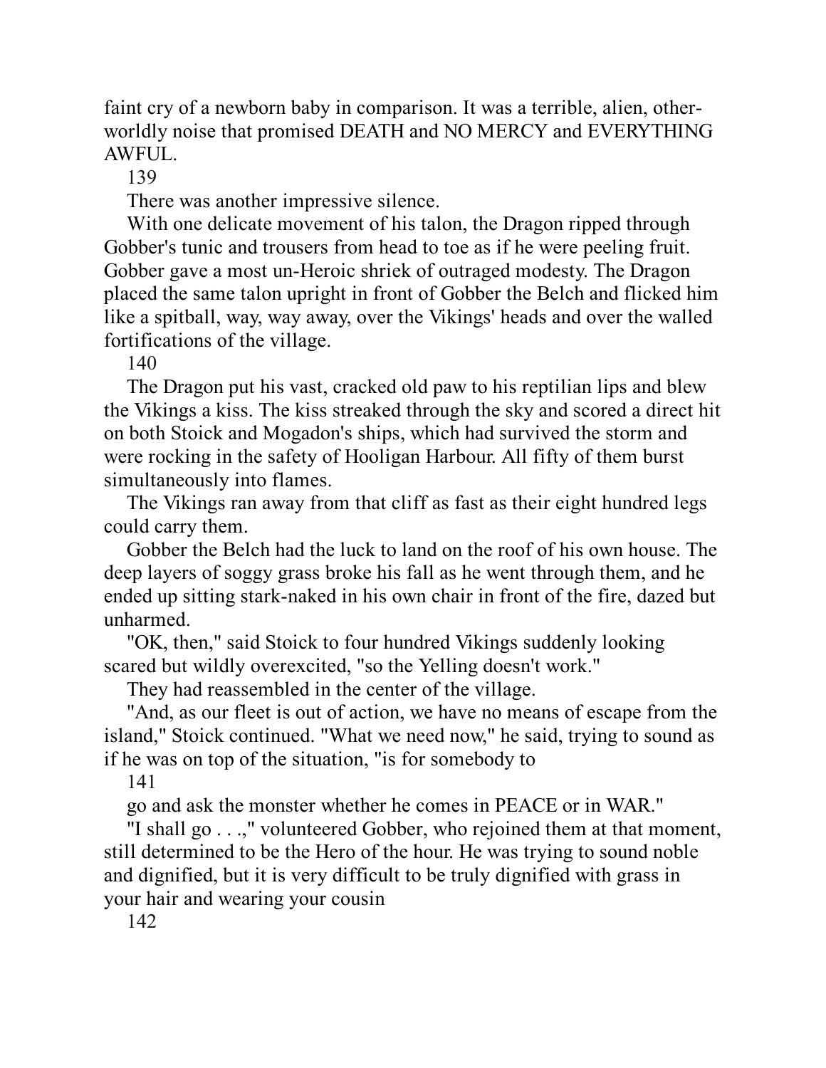faint cry of a newborn baby in comparison. It was a terrible, alien, other-worldly noise that promised DEATH and NO MERCY and EVERYTHING AWFUL.

There was another impressive silence.

With one delicate movement of his talon, the Dragon ripped through Gobber's tunic and trousers from head to toe as if he were peeling fruit. Gobber gave a most un-Heroic shriek of outraged modesty. The Dragon placed the same talon upright in front of Gobber the Belch and flicked him like a spitball, way, way away, over the Vikings' heads and over the walled fortifications of the village.

The Dragon put his vast, cracked old paw to his reptilian lips and blew the Vikings a kiss. The kiss streaked through the sky and scored a direct hit on both Stoick and Mogadon's ships, which had survived the storm and were rocking in the safety of Hooligan Harbour. All fifty of them burst simultaneously into flames.

The Vikings ran away from that cliff as fast as their eight hundred legs could carry them.

Gobber the Belch had the luck to land on the roof of his own house. The deep layers of soggy grass broke his fall as he went through them, and he ended up sitting stark-naked in his own chair in front of the fire, dazed but unharmed.

"OK, then," said Stoick to four hundred Vikings suddenly looking scared but wildly overexcited, "so the Yelling doesn't work."

They had reassembled in the center of the village.

"And, as our fleet is out of action, we have no means of escape from the island," Stoick continued. "What we need now," he said, trying to sound as if he was on top of the situation, "is for somebody to go and ask the monster whether he comes in PEACE or in WAR."

"I shall go . . .," volunteered Gobber, who rejoined them at that moment, still determined to be the Hero of the hour. He was trying to sound noble and dignified, but it is very difficult to be truly dignified with grass in your hair and wearing your cousin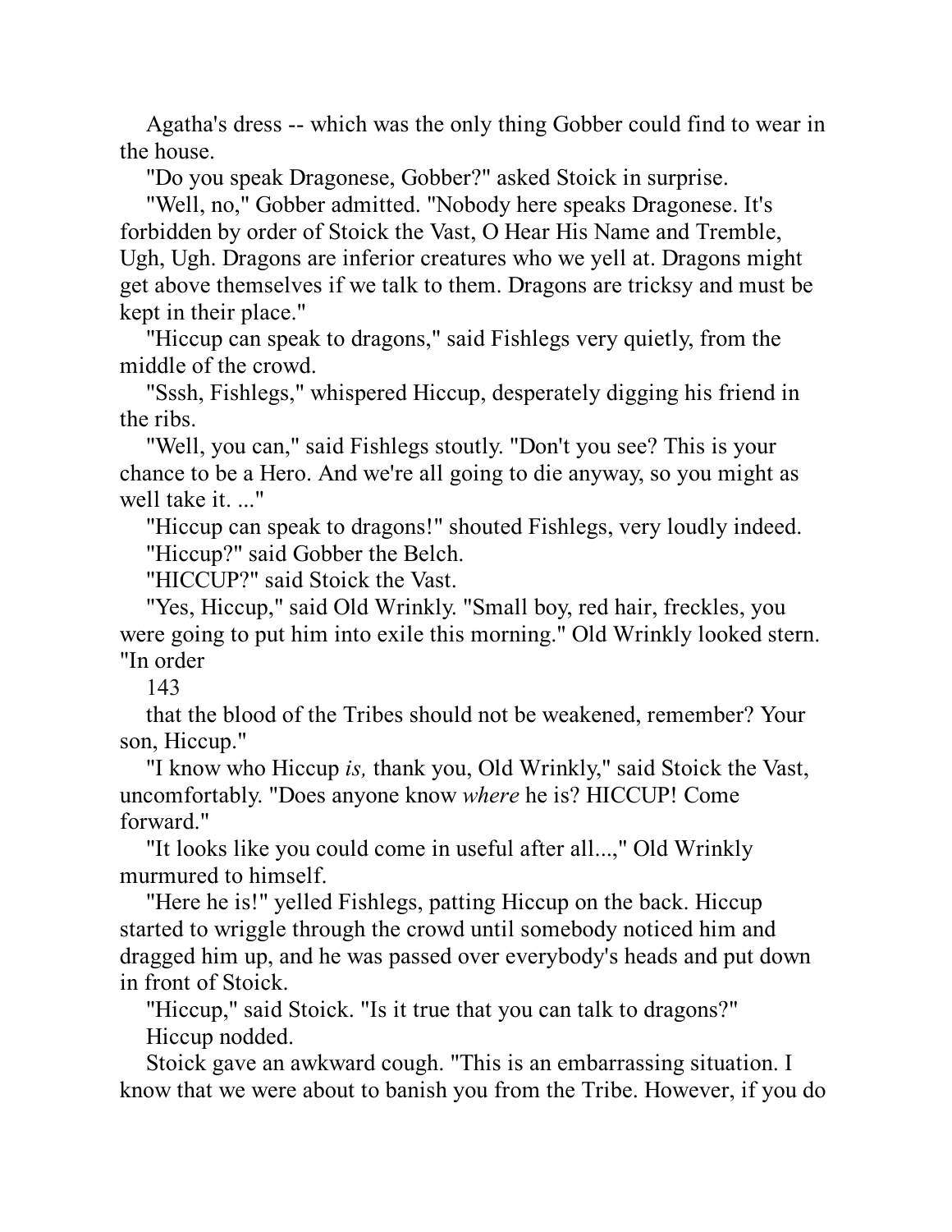Agatha's dress -- which was the only thing Gobber could find to wear in the house.

"Do you speak Dragonese, Gobber?" asked Stoick in surprise.

"Well, no," Gobber admitted. "Nobody here speaks Dragonese. It's forbidden by order of Stoick the Vast, O Hear His Name and Tremble, Ugh, Ugh. Dragons are inferior creatures who we yell at. Dragons might get above themselves if we talk to them. Dragons are tricksy and must be kept in their place."

"Hiccup can speak to dragons," said Fishlegs very quietly, from the middle of the crowd.

"Sssh, Fishlegs," whispered Hiccup, desperately digging his friend in the ribs.

"Well, you can," said Fishlegs stoutly. "Don't you see? This is your chance to be a Hero. And we're all going to die anyway, so you might as well take it. ..."

"Hiccup can speak to dragons!" shouted Fishlegs, very loudly indeed.

"Hiccup?" said Gobber the Belch.

"HICCUP?" said Stoick the Vast.

"Yes, Hiccup," said Old Wrinkly. "Small boy, red hair, freckles, you were going to put him into exile this morning." Old Wrinkly looked stern. "In order that the blood of the Tribes should not be weakened, remember? Your son, Hiccup."

"I know who Hiccup *is,* thank you, Old Wrinkly," said Stoick the Vast, uncomfortably. "Does anyone know *where* he is? HICCUP! Come forward."

"It looks like you could come in useful after all...," Old Wrinkly murmured to himself.

"Here he is!" yelled Fishlegs, patting Hiccup on the back. Hiccup started to wriggle through the crowd until somebody noticed him and dragged him up, and he was passed over everybody's heads and put down in front of Stoick.

"Hiccup," said Stoick. "Is it true that you can talk to dragons?"

Hiccup nodded.

Stoick gave an awkward cough. "This is an embarrassing situation. I know that we were about to banish you from the Tribe. However, if you do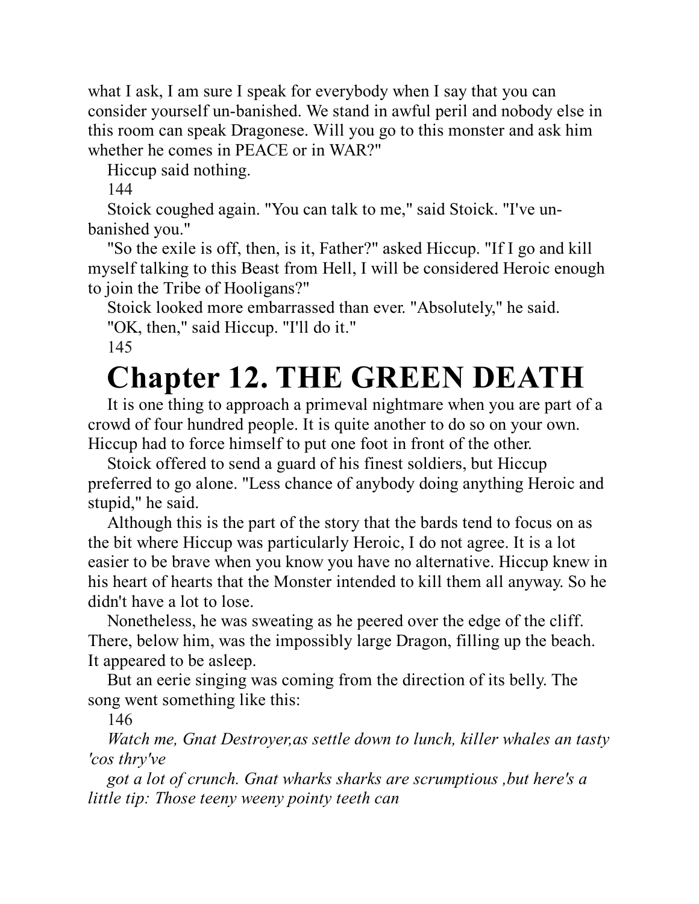what I ask, I am sure I speak for everybody when I say that you can consider yourself un-banished. We stand in awful peril and nobody else in this room can speak Dragonese. Will you go to this monster and ask him whether he comes in PEACE or in WAR?"

Hiccup said nothing.

Stoick coughed again. "You can talk to me," said Stoick. "I've un-banished you."

"So the exile is off, then, is it, Father?" asked Hiccup. "If I go and kill myself talking to this Beast from Hell, I will be considered Heroic enough to join the Tribe of Hooligans?"

Stoick looked more embarrassed than ever. "Absolutely," he said.

"OK, then," said Hiccup. "I'll do it."

# Chapter 12. THE GREEN DEATH

It is one thing to approach a primeval nightmare when you are part of a crowd of four hundred people. It is quite another to do so on your own. Hiccup had to force himself to put one foot in front of the other.

Stoick offered to send a guard of his finest soldiers, but Hiccup preferred to go alone. "Less chance of anybody doing anything Heroic and stupid," he said.

Although this is the part of the story that the bards tend to focus on as the bit where Hiccup was particularly Heroic, I do not agree. It is a lot easier to be brave when you know you have no alternative. Hiccup knew in his heart of hearts that the Monster intended to kill them all anyway. So he didn't have a lot to lose.

Nonetheless, he was sweating as he peered over the edge of the cliff. There, below him, was the impossibly large Dragon, filling up the beach. It appeared to be asleep.

But an eerie singing was coming from the direction of its belly. The song went something like this:

*Watch me, Gnat Destroyer,as settle down to lunch, killer whales an tasty 'cos thry've*

*got a lot of crunch. Gnat wharks sharks are scrumptious ,but here's a little tip: Those teeny weeny pointy teeth can*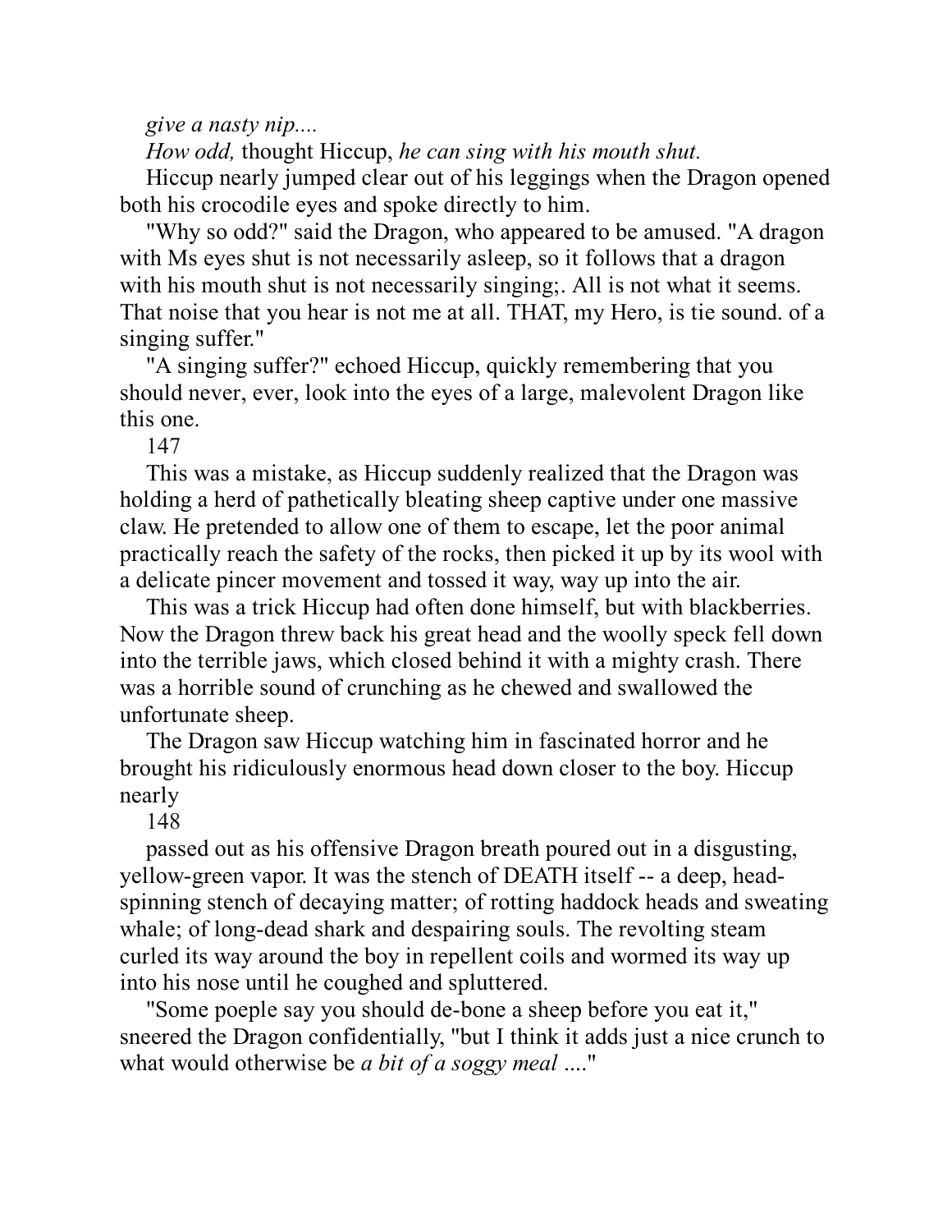*give a nasty nip....*

*How odd,* thought Hiccup, *he can sing with his mouth shut.*

Hiccup nearly jumped clear out of his leggings when the Dragon opened both his crocodile eyes and spoke directly to him.

"Why so odd?" said the Dragon, who appeared to be amused. "A dragon with Ms eyes shut is not necessarily asleep, so it follows that a dragon with his mouth shut is not necessarily singing;. All is not what it seems. That noise that you hear is not me at all. THAT, my Hero, is tie sound. of a singing suffer."

"A singing suffer?" echoed Hiccup, quickly remembering that you should never, ever, look into the eyes of a large, malevolent Dragon like this one.

This was a mistake, as Hiccup suddenly realized that the Dragon was holding a herd of pathetically bleating sheep captive under one massive claw. He pretended to allow one of them to escape, let the poor animal practically reach the safety of the rocks, then picked it up by its wool with a delicate pincer movement and tossed it way, way up into the air.

This was a trick Hiccup had often done himself, but with blackberries. Now the Dragon threw back his great head and the woolly speck fell down into the terrible jaws, which closed behind it with a mighty crash. There was a horrible sound of crunching as he chewed and swallowed the unfortunate sheep.

The Dragon saw Hiccup watching him in fascinated horror and he brought his ridiculously enormous head down closer to the boy. Hiccup nearly passed out as his offensive Dragon breath poured out in a disgusting, yellow-green vapor. It was the stench of DEATH itself -- a deep, head-spinning stench of decaying matter; of rotting haddock heads and sweating whale; of long-dead shark and despairing souls. The revolting steam curled its way around the boy in repellent coils and wormed its way up into his nose until he coughed and spluttered.

"Some poeple say you should de-bone a sheep before you eat it," sneered the Dragon confidentially, "but I think it adds just a nice crunch to what would otherwise be *a bit of a soggy meal ....*"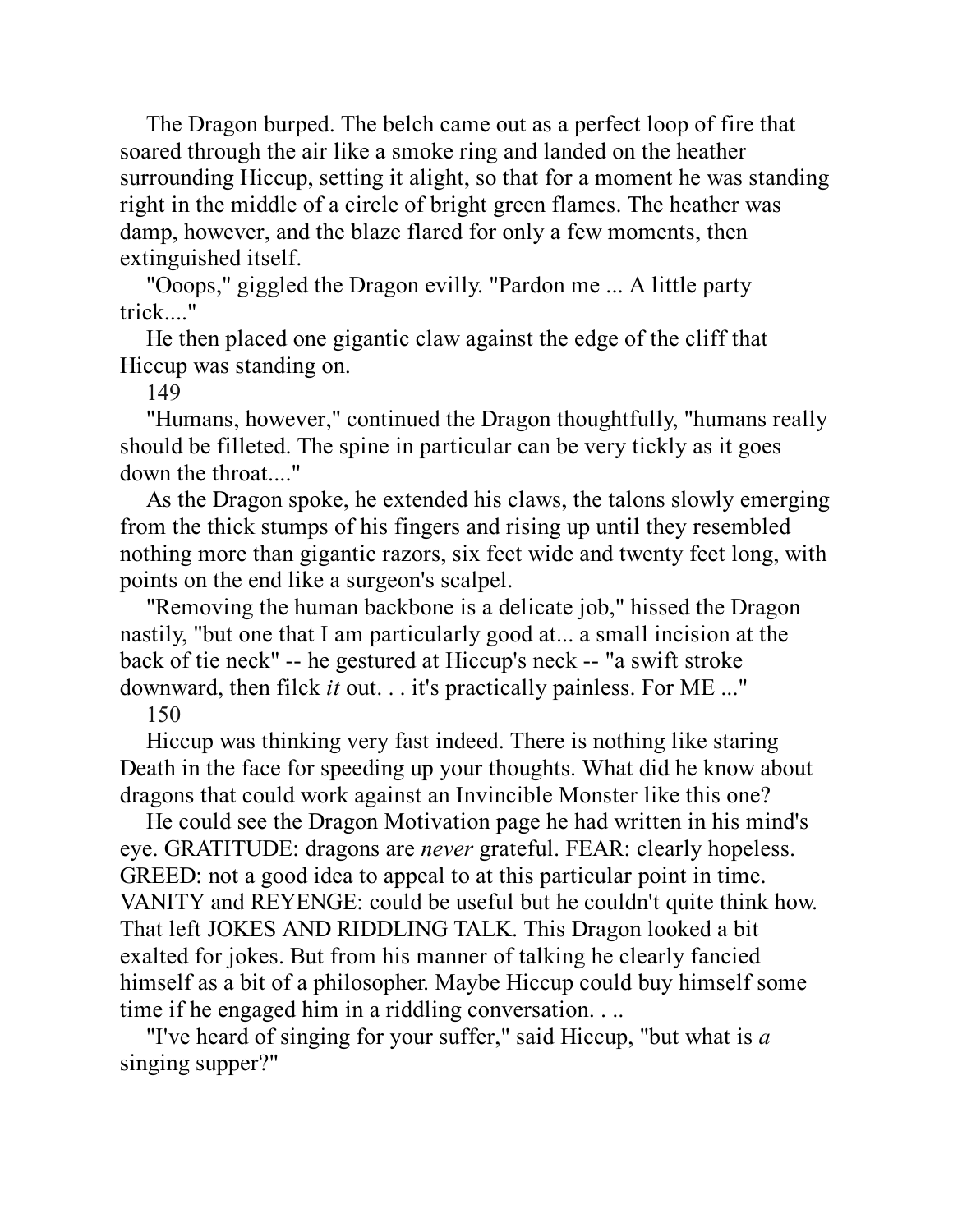The Dragon burped. The belch came out as a perfect loop of fire that soared through the air like a smoke ring and landed on the heather surrounding Hiccup, setting it alight, so that for a moment he was standing right in the middle of a circle of bright green flames. The heather was damp, however, and the blaze flared for only a few moments, then extinguished itself.

"Ooops," giggled the Dragon evilly. "Pardon me ... A little party trick...."

He then placed one gigantic claw against the edge of the cliff that Hiccup was standing on.

"Humans, however," continued the Dragon thoughtfully, "humans really should be filleted. The spine in particular can be very tickly as it goes down the throat...."

As the Dragon spoke, he extended his claws, the talons slowly emerging from the thick stumps of his fingers and rising up until they resembled nothing more than gigantic razors, six feet wide and twenty feet long, with points on the end like a surgeon's scalpel.

"Removing the human backbone is a delicate job," hissed the Dragon nastily, "but one that I am particularly good at... a small incision at the back of tie neck" -- he gestured at Hiccup's neck -- "a swift stroke downward, then filck *it* out. . . it's practically painless. For ME ..."

Hiccup was thinking very fast indeed. There is nothing like staring Death in the face for speeding up your thoughts. What did he know about dragons that could work against an Invincible Monster like this one?

He could see the Dragon Motivation page he had written in his mind's eye. GRATITUDE: dragons are *never* grateful. FEAR: clearly hopeless. GREED: not a good idea to appeal to at this particular point in time. VANITY and REYENGE: could be useful but he couldn't quite think how. That left JOKES AND RIDDLING TALK. This Dragon looked a bit exalted for jokes. But from his manner of talking he clearly fancied himself as a bit of a philosopher. Maybe Hiccup could buy himself some time if he engaged him in a riddling conversation. . ..

"I've heard of singing for your suffer," said Hiccup, "but what is *a* singing supper?"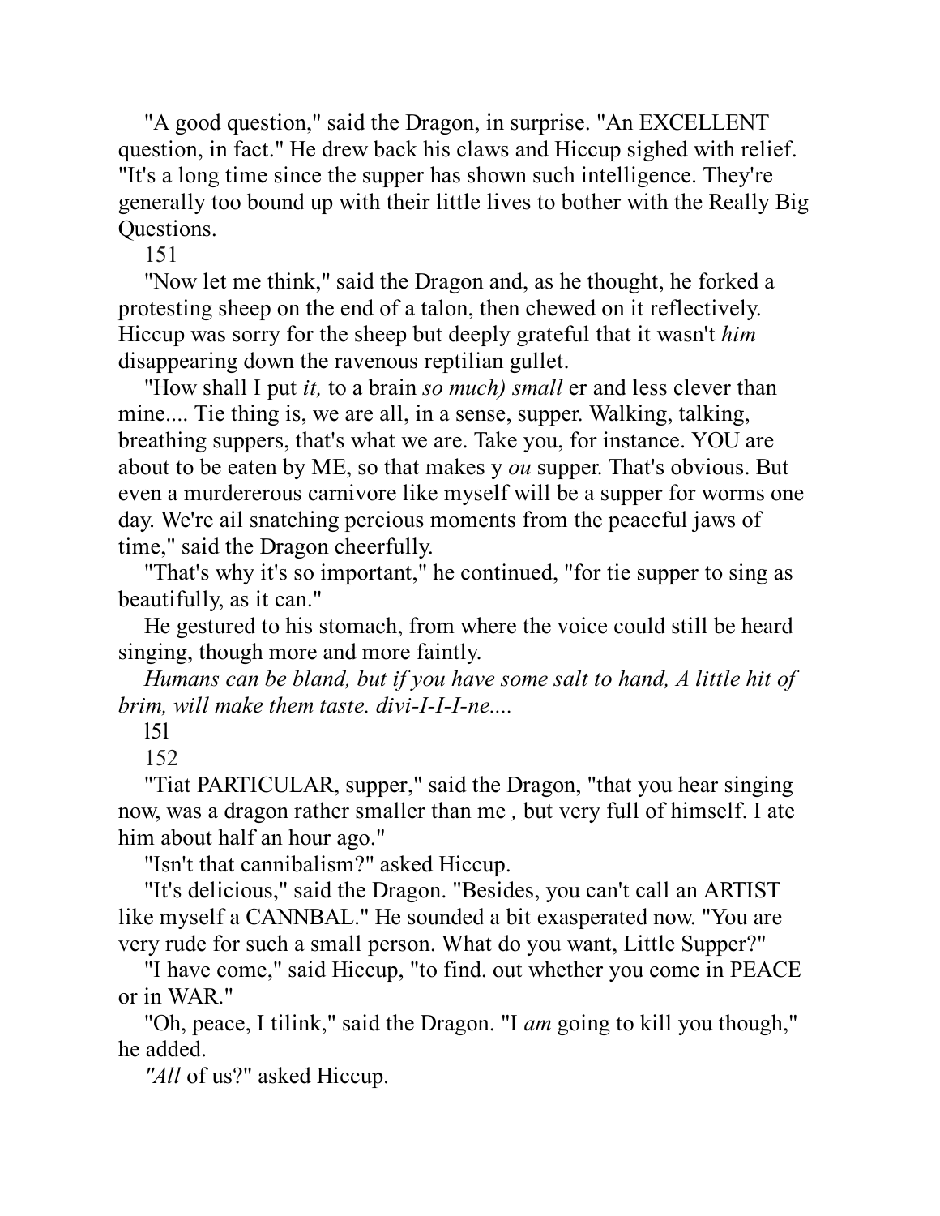"A good question," said the Dragon, in surprise. "An EXCELLENT question, in fact." He drew back his claws and Hiccup sighed with relief. "It's a long time since the supper has shown such intelligence. They're generally too bound up with their little lives to bother with the Really Big Questions.

"Now let me think," said the Dragon and, as he thought, he forked a protesting sheep on the end of a talon, then chewed on it reflectively. Hiccup was sorry for the sheep but deeply grateful that it wasn't *him* disappearing down the ravenous reptilian gullet.

"How shall I put *it,* to a brain *so much) small* er and less clever than mine.... Tie thing is, we are all, in a sense, supper. Walking, talking, breathing suppers, that's what we are. Take you, for instance. YOU are about to be eaten by ME, so that makes y *ou* supper. That's obvious. But even a murdererous carnivore like myself will be a supper for worms one day. We're ail snatching percious moments from the peaceful jaws of time," said the Dragon cheerfully.

"That's why it's so important," he continued, "for tie supper to sing as beautifully, as it can."

He gestured to his stomach, from where the voice could still be heard singing, though more and more faintly.

*Humans can be bland, but if you have some salt to hand, A little hit of brim, will make them taste. divi-I-I-I-ne....*

"Tiat PARTICULAR, supper," said the Dragon, "that you hear singing now, was a dragon rather smaller than me *,* but very full of himself. I ate him about half an hour ago."

"Isn't that cannibalism?" asked Hiccup.

"It's delicious," said the Dragon. "Besides, you can't call an ARTIST like myself a CANNBAL." He sounded a bit exasperated now. "You are very rude for such a small person. What do you want, Little Supper?"

"I have come," said Hiccup, "to find. out whether you come in PEACE or in WAR."

"Oh, peace, I tilink," said the Dragon. "I *am* going to kill you though," he added.

*"All* of us?" asked Hiccup.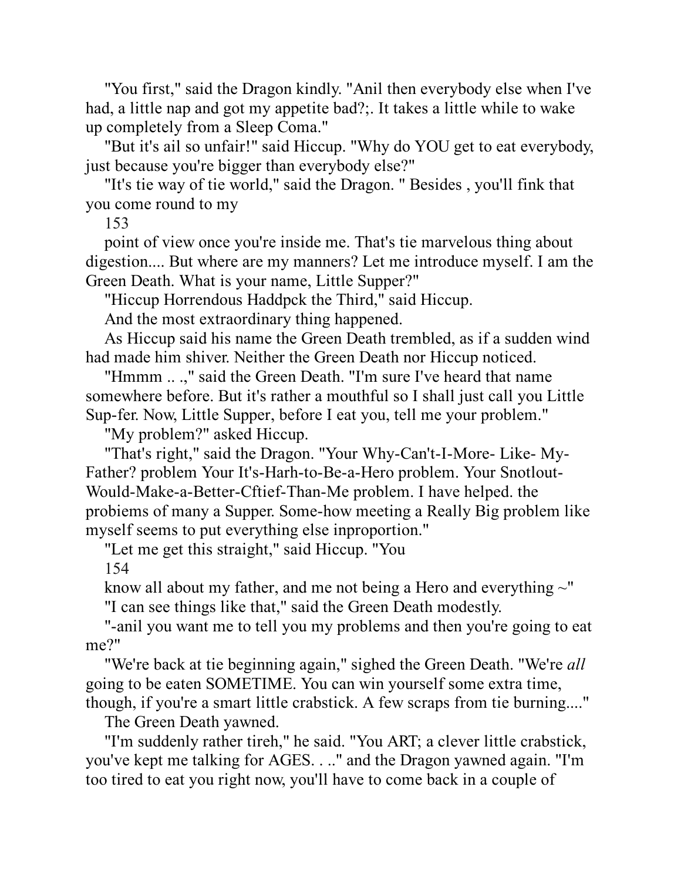"You first," said the Dragon kindly. "Anil then everybody else when I've had, a little nap and got my appetite bad?;. It takes a little while to wake up completely from a Sleep Coma."

"But it's ail so unfair!" said Hiccup. "Why do YOU get to eat everybody, just because you're bigger than everybody else?"

"It's tie way of tie world," said the Dragon. " Besides , you'll fink that you come round to my point of view once you're inside me. That's tie marvelous thing about digestion.... But where are my manners? Let me introduce myself. I am the Green Death. What is your name, Little Supper?"

"Hiccup Horrendous Haddpck the Third," said Hiccup.

And the most extraordinary thing happened.

As Hiccup said his name the Green Death trembled, as if a sudden wind had made him shiver. Neither the Green Death nor Hiccup noticed.

"Hmmm .. .," said the Green Death. "I'm sure I've heard that name somewhere before. But it's rather a mouthful so I shall just call you Little Sup-fer. Now, Little Supper, before I eat you, tell me your problem."

"My problem?" asked Hiccup.

"That's right," said the Dragon. "Your Why-Can't-I-More- Like- My-Father? problem Your It's-Harh-to-Be-a-Hero problem. Your Snotlout-Would-Make-a-Better-Cftief-Than-Me problem. I have helped. the probiems of many a Supper. Some-how meeting a Really Big problem like myself seems to put everything else inproportion."

"Let me get this straight," said Hiccup. "You know all about my father, and me not being a Hero and everything ~"

"I can see things like that," said the Green Death modestly.

"-anil you want me to tell you my problems and then you're going to eat me?"

"We're back at tie beginning again," sighed the Green Death. "We're *all* going to be eaten SOMETIME. You can win yourself some extra time, though, if you're a smart little crabstick. A few scraps from tie burning...."

The Green Death yawned.

"I'm suddenly rather tireh," he said. "You ART; a clever little crabstick, you've kept me talking for AGES. . .." and the Dragon yawned again. "I'm too tired to eat you right now, you'll have to come back in a couple of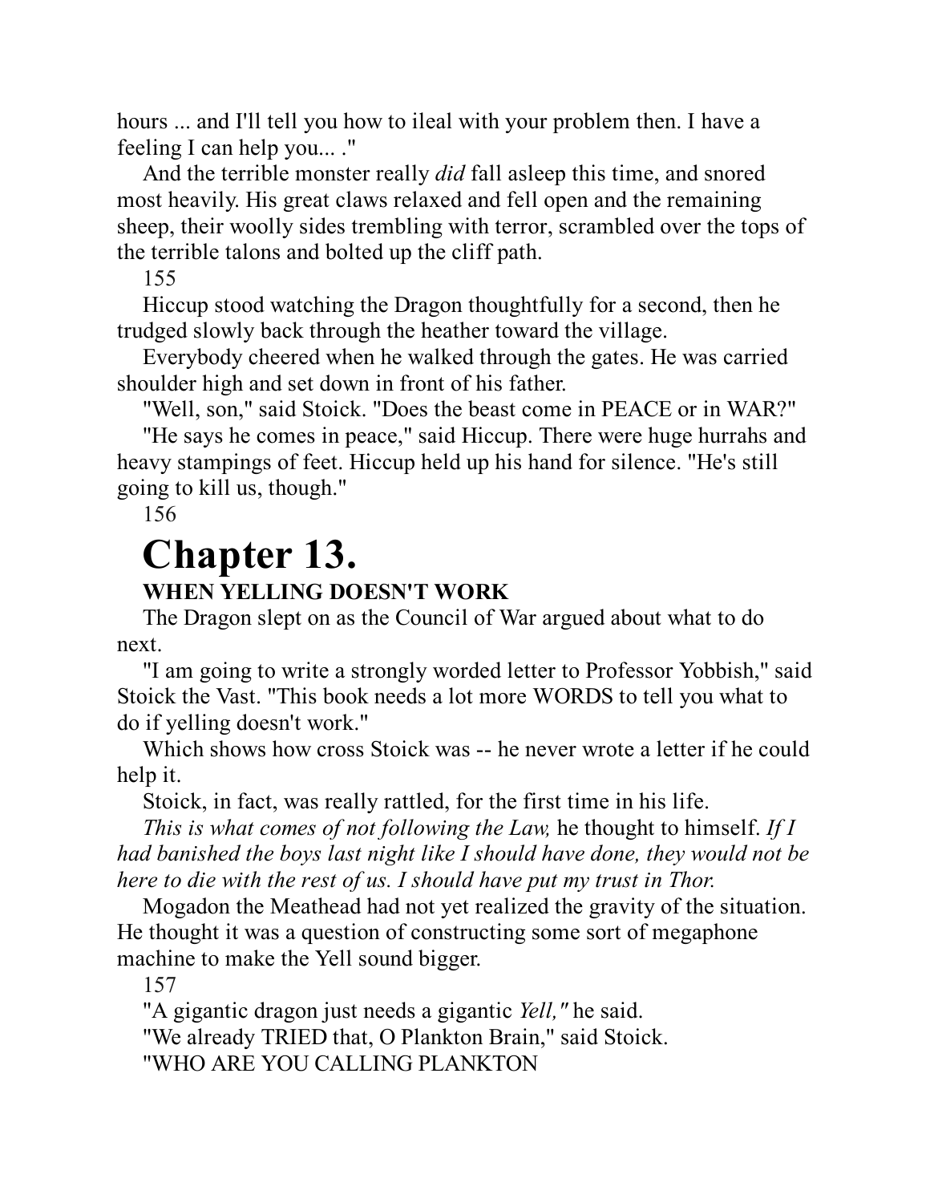hours ... and I'll tell you how to ileal with your problem then. I have a feeling I can help you... ."

And the terrible monster really *did* fall asleep this time, and snored most heavily. His great claws relaxed and fell open and the remaining sheep, their woolly sides trembling with terror, scrambled over the tops of the terrible talons and bolted up the cliff path.

Hiccup stood watching the Dragon thoughtfully for a second, then he trudged slowly back through the heather toward the village.

Everybody cheered when he walked through the gates. He was carried shoulder high and set down in front of his father.

"Well, son," said Stoick. "Does the beast come in PEACE or in WAR?"

"He says he comes in peace," said Hiccup. There were huge hurrahs and heavy stampings of feet. Hiccup held up his hand for silence. "He's still going to kill us, though."

# Chapter 13.

## WHEN YELLING DOESN'T WORK

The Dragon slept on as the Council of War argued about what to do next.

"I am going to write a strongly worded letter to Professor Yobbish," said Stoick the Vast. "This book needs a lot more WORDS to tell you what to do if yelling doesn't work."

Which shows how cross Stoick was -- he never wrote a letter if he could help it.

Stoick, in fact, was really rattled, for the first time in his life.

*This is what comes of not following the Law,* he thought to himself. *If I had banished the boys last night like I should have done, they would not be here to die with the rest of us. I should have put my trust in Thor.*

Mogadon the Meathead had not yet realized the gravity of the situation. He thought it was a question of constructing some sort of megaphone machine to make the Yell sound bigger.

"A gigantic dragon just needs a gigantic *Yell,"* he said.

"We already TRIED that, O Plankton Brain," said Stoick.

"WHO ARE YOU CALLING PLANKTON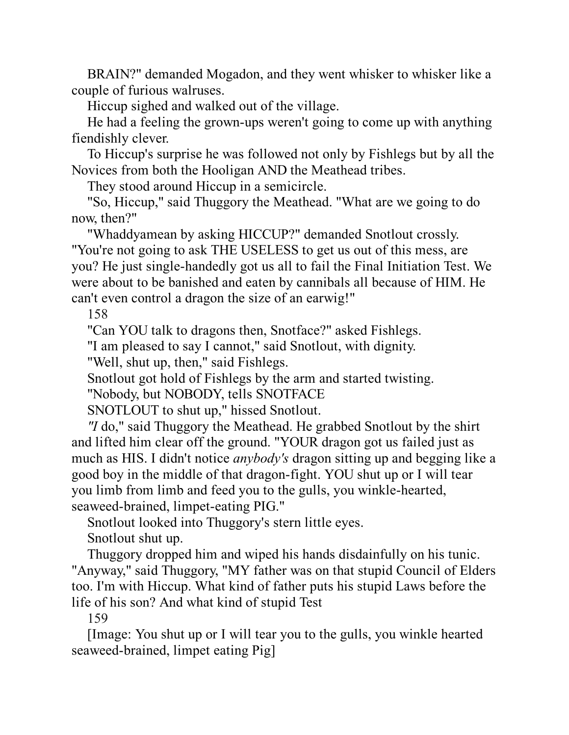BRAIN?" demanded Mogadon, and they went whisker to whisker like a couple of furious walruses.

Hiccup sighed and walked out of the village.

He had a feeling the grown-ups weren't going to come up with anything fiendishly clever.

To Hiccup's surprise he was followed not only by Fishlegs but by all the Novices from both the Hooligan AND the Meathead tribes.

They stood around Hiccup in a semicircle.

"So, Hiccup," said Thuggory the Meathead. "What are we going to do now, then?"

"Whaddyamean by asking HICCUP?" demanded Snotlout crossly. "You're not going to ask THE USELESS to get us out of this mess, are you? He just single-handedly got us all to fail the Final Initiation Test. We were about to be banished and eaten by cannibals all because of HIM. He can't even control a dragon the size of an earwig!"

"Can YOU talk to dragons then, Snotface?" asked Fishlegs.

"I am pleased to say I cannot," said Snotlout, with dignity.

"Well, shut up, then," said Fishlegs.

Snotlout got hold of Fishlegs by the arm and started twisting.

"Nobody, but NOBODY, tells SNOTFACE SNOTLOUT to shut up," hissed Snotlout.

*"I* do," said Thuggory the Meathead. He grabbed Snotlout by the shirt and lifted him clear off the ground. "YOUR dragon got us failed just as much as HIS. I didn't notice *anybody's* dragon sitting up and begging like a good boy in the middle of that dragon-fight. YOU shut up or I will tear you limb from limb and feed you to the gulls, you winkle-hearted, seaweed-brained, limpet-eating PIG."

Snotlout looked into Thuggory's stern little eyes.

Snotlout shut up.

Thuggory dropped him and wiped his hands disdainfully on his tunic. "Anyway," said Thuggory, "MY father was on that stupid Council of Elders too. I'm with Hiccup. What kind of father puts his stupid Laws before the life of his son? And what kind of stupid Test

[Image: You shut up or I will tear you to the gulls, you winkle hearted seaweed-brained, limpet eating Pig]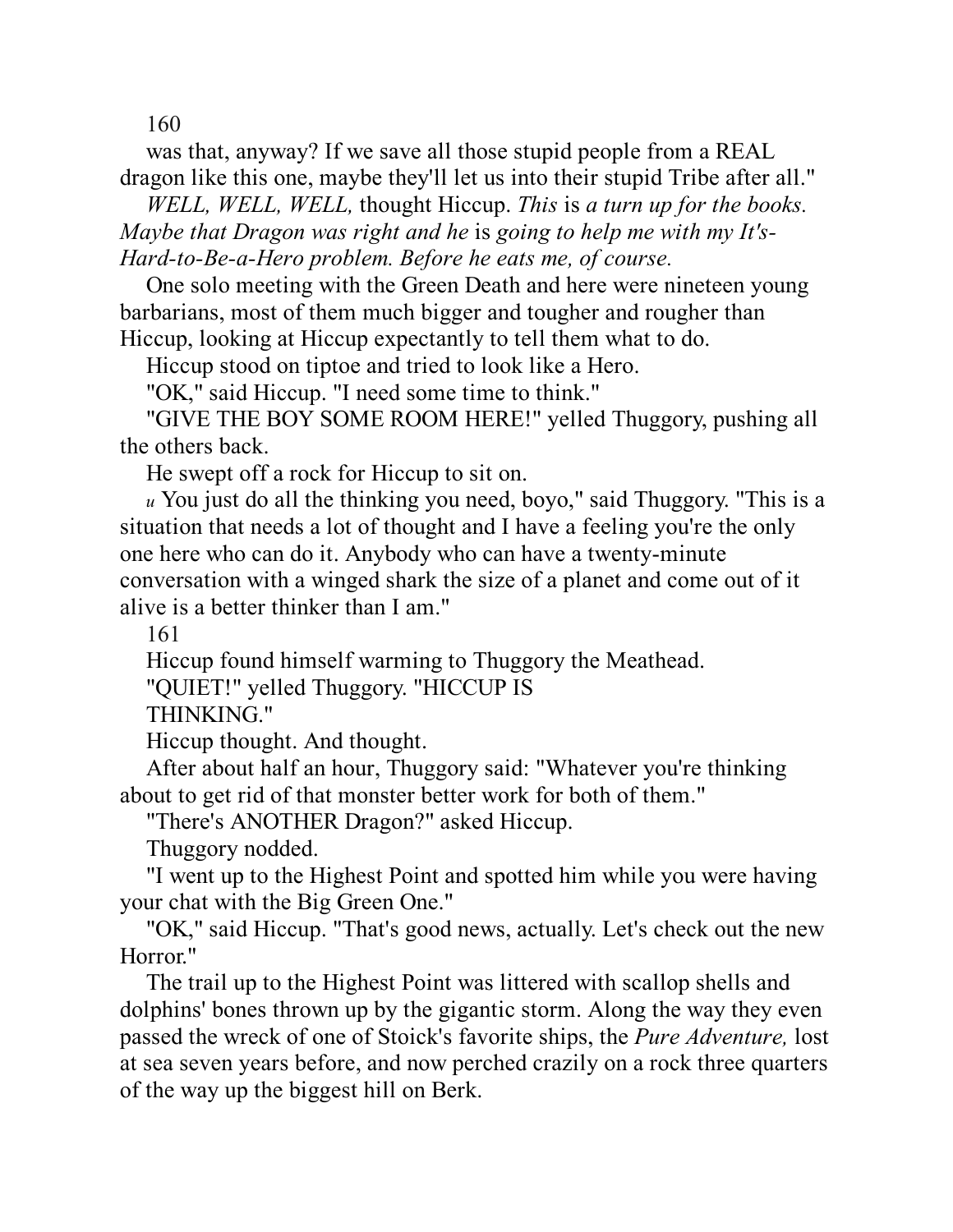was that, anyway? If we save all those stupid people from a REAL dragon like this one, maybe they'll let us into their stupid Tribe after all."

*WELL, WELL, WELL,* thought Hiccup. *This* is *a turn up for the books. Maybe that Dragon was right and he* is *going to help me with my It's-Hard-to-Be-a-Hero problem. Before he eats me, of course.*

One solo meeting with the Green Death and here were nineteen young barbarians, most of them much bigger and tougher and rougher than Hiccup, looking at Hiccup expectantly to tell them what to do.

Hiccup stood on tiptoe and tried to look like a Hero.

"OK," said Hiccup. "I need some time to think."

"GIVE THE BOY SOME ROOM HERE!" yelled Thuggory, pushing all the others back.

He swept off a rock for Hiccup to sit on.

*u* You just do all the thinking you need, boyo," said Thuggory. "This is a situation that needs a lot of thought and I have a feeling you're the only one here who can do it. Anybody who can have a twenty-minute conversation with a winged shark the size of a planet and come out of it alive is a better thinker than I am."

Hiccup found himself warming to Thuggory the Meathead.

"QUIET!" yelled Thuggory. "HICCUP IS THINKING."

Hiccup thought. And thought.

After about half an hour, Thuggory said: "Whatever you're thinking about to get rid of that monster better work for both of them."

"There's ANOTHER Dragon?" asked Hiccup.

Thuggory nodded.

"I went up to the Highest Point and spotted him while you were having your chat with the Big Green One."

"OK," said Hiccup. "That's good news, actually. Let's check out the new Horror."

The trail up to the Highest Point was littered with scallop shells and dolphins' bones thrown up by the gigantic storm. Along the way they even passed the wreck of one of Stoick's favorite ships, the *Pure Adventure,* lost at sea seven years before, and now perched crazily on a rock three quarters of the way up the biggest hill on Berk.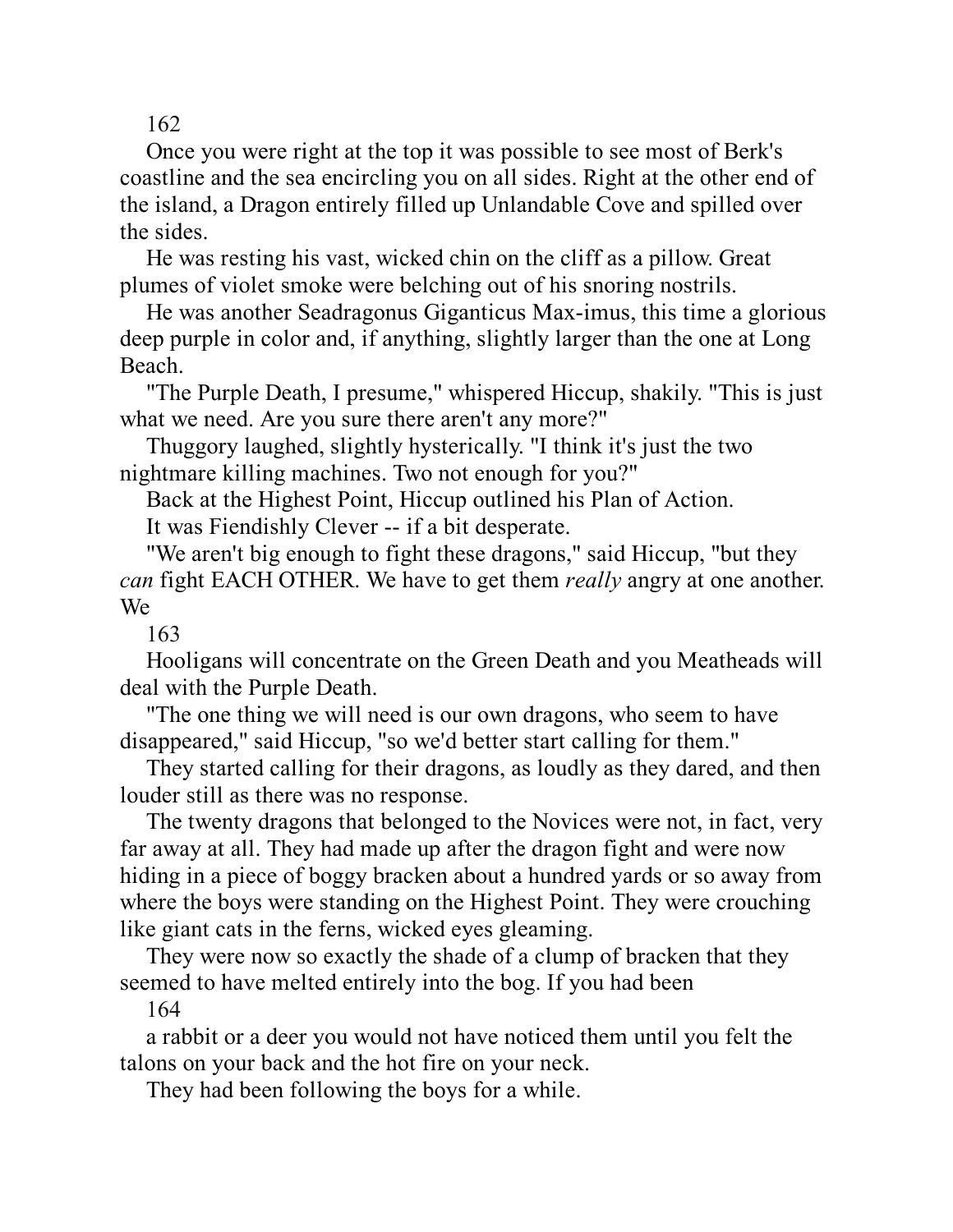Once you were right at the top it was possible to see most of Berk's coastline and the sea encircling you on all sides. Right at the other end of the island, a Dragon entirely filled up Unlandable Cove and spilled over the sides.

He was resting his vast, wicked chin on the cliff as a pillow. Great plumes of violet smoke were belching out of his snoring nostrils.

He was another Seadragonus Giganticus Max-imus, this time a glorious deep purple in color and, if anything, slightly larger than the one at Long Beach.

"The Purple Death, I presume," whispered Hiccup, shakily. "This is just what we need. Are you sure there aren't any more?"

Thuggory laughed, slightly hysterically. "I think it's just the two nightmare killing machines. Two not enough for you?"

Back at the Highest Point, Hiccup outlined his Plan of Action.

It was Fiendishly Clever -- if a bit desperate.

"We aren't big enough to fight these dragons," said Hiccup, "but they *can* fight EACH OTHER. We have to get them *really* angry at one another. We Hooligans will concentrate on the Green Death and you Meatheads will deal with the Purple Death.

"The one thing we will need is our own dragons, who seem to have disappeared," said Hiccup, "so we'd better start calling for them."

They started calling for their dragons, as loudly as they dared, and then louder still as there was no response.

The twenty dragons that belonged to the Novices were not, in fact, very far away at all. They had made up after the dragon fight and were now hiding in a piece of boggy bracken about a hundred yards or so away from where the boys were standing on the Highest Point. They were crouching like giant cats in the ferns, wicked eyes gleaming.

They were now so exactly the shade of a clump of bracken that they seemed to have melted entirely into the bog. If you had been a rabbit or a deer you would not have noticed them until you felt the talons on your back and the hot fire on your neck.

They had been following the boys for a while.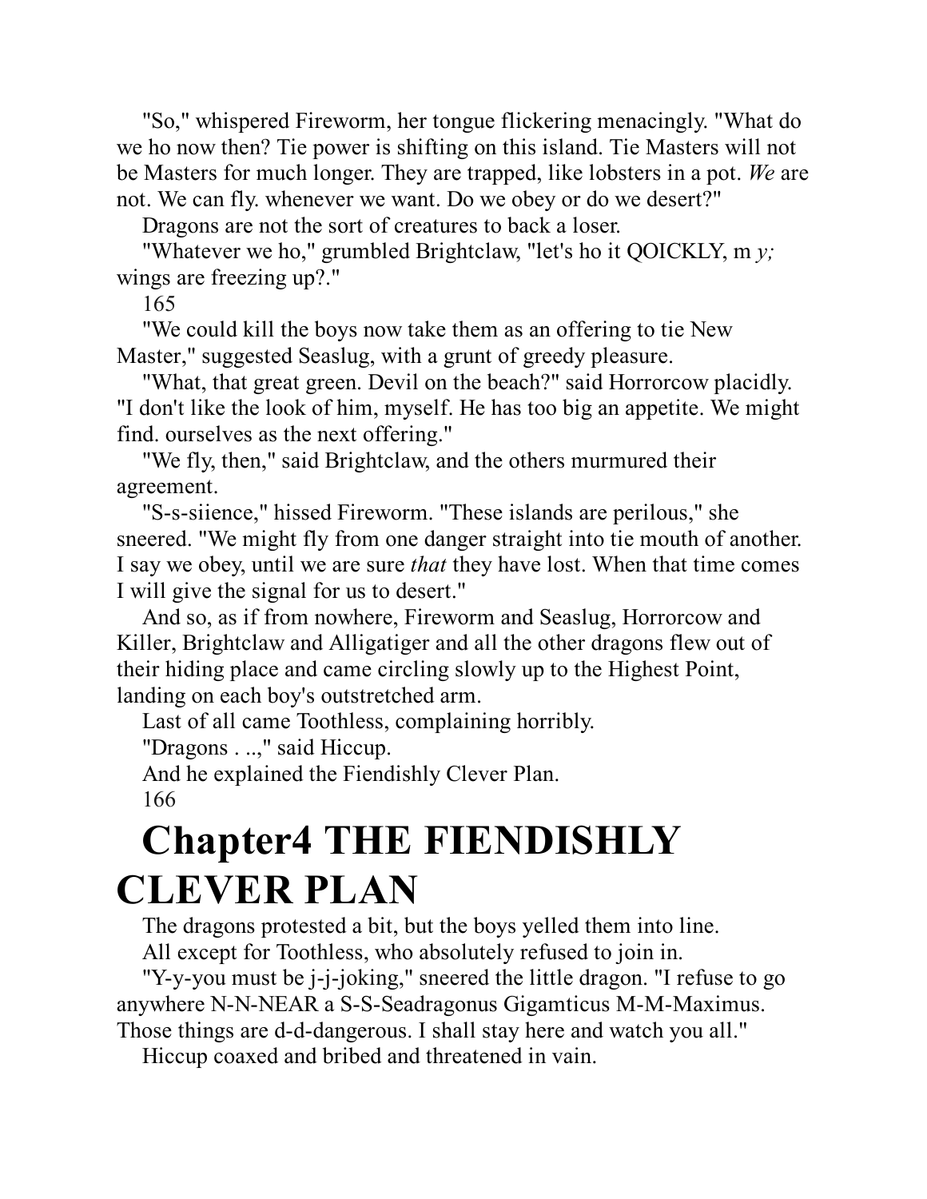"So," whispered Fireworm, her tongue flickering menacingly. "What do we ho now then? Tie power is shifting on this island. Tie Masters will not be Masters for much longer. They are trapped, like lobsters in a pot. *We* are not. We can fly. whenever we want. Do we obey or do we desert?"

Dragons are not the sort of creatures to back a loser.

"Whatever we ho," grumbled Brightclaw, "let's ho it QOICKLY, m *y;* wings are freezing up?."

"We could kill the boys now take them as an offering to tie New Master," suggested Seaslug, with a grunt of greedy pleasure.

"What, that great green. Devil on the beach?" said Horrorcow placidly. "I don't like the look of him, myself. He has too big an appetite. We might find. ourselves as the next offering."

"We fly, then," said Brightclaw, and the others murmured their agreement.

"S-s-siience," hissed Fireworm. "These islands are perilous," she sneered. "We might fly from one danger straight into tie mouth of another. I say we obey, until we are sure *that* they have lost. When that time comes I will give the signal for us to desert."

And so, as if from nowhere, Fireworm and Seaslug, Horrorcow and Killer, Brightclaw and Alligatiger and all the other dragons flew out of their hiding place and came circling slowly up to the Highest Point, landing on each boy's outstretched arm.

Last of all came Toothless, complaining horribly.

"Dragons . ..," said Hiccup.

And he explained the Fiendishly Clever Plan.

# Chapter4 THE FIENDISHLY CLEVER PLAN

The dragons protested a bit, but the boys yelled them into line.

All except for Toothless, who absolutely refused to join in.

"Y-y-you must be j-j-joking," sneered the little dragon. "I refuse to go anywhere N-N-NEAR a S-S-Seadragonus Gigamticus M-M-Maximus. Those things are d-d-dangerous. I shall stay here and watch you all."

Hiccup coaxed and bribed and threatened in vain.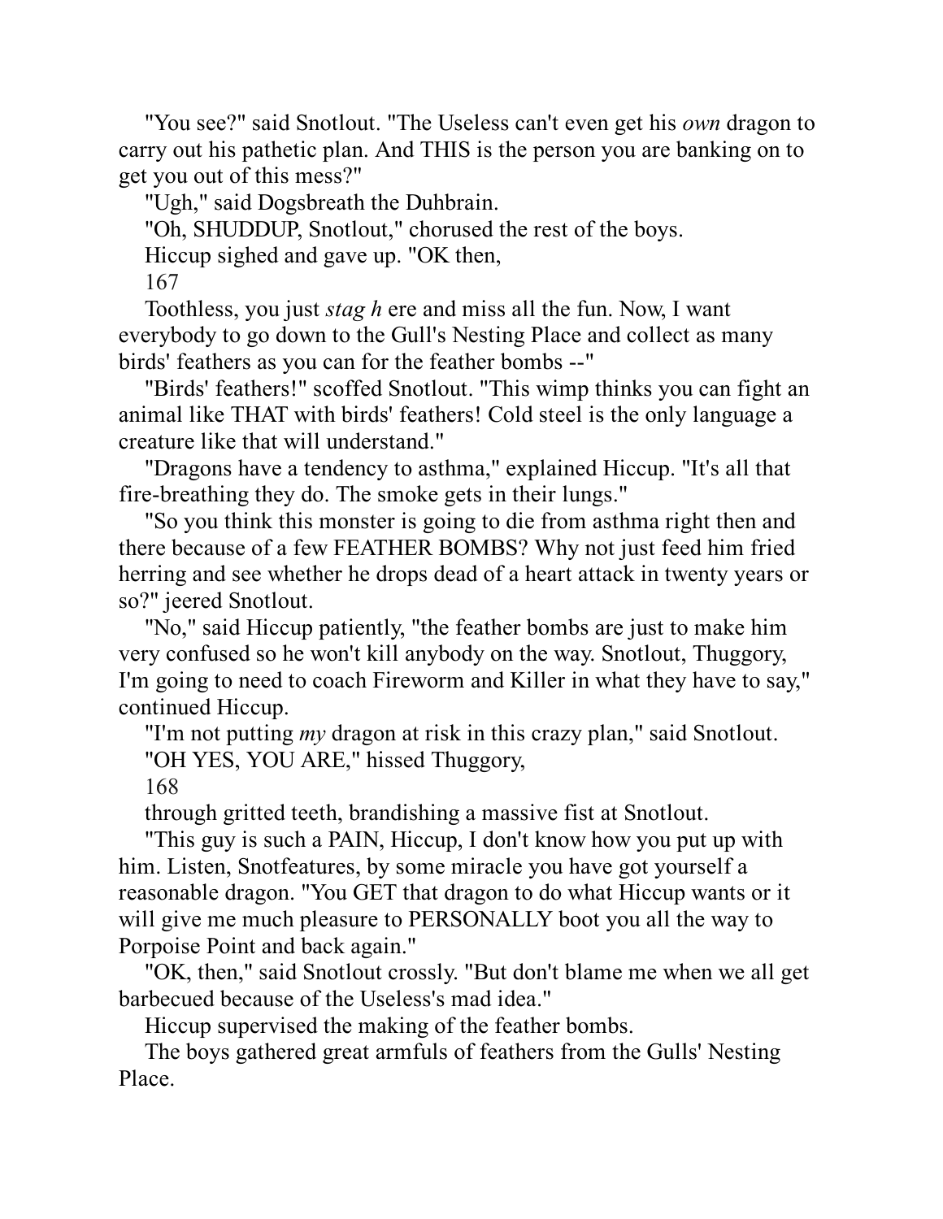"You see?" said Snotlout. "The Useless can't even get his *own* dragon to carry out his pathetic plan. And THIS is the person you are banking on to get you out of this mess?"

"Ugh," said Dogsbreath the Duhbrain.

"Oh, SHUDDUP, Snotlout," chorused the rest of the boys.

Hiccup sighed and gave up. "OK then,

Toothless, you just *stag h* ere and miss all the fun. Now, I want everybody to go down to the Gull's Nesting Place and collect as many birds' feathers as you can for the feather bombs --"

"Birds' feathers!" scoffed Snotlout. "This wimp thinks you can fight an animal like THAT with birds' feathers! Cold steel is the only language a creature like that will understand."

"Dragons have a tendency to asthma," explained Hiccup. "It's all that fire-breathing they do. The smoke gets in their lungs."

"So you think this monster is going to die from asthma right then and there because of a few FEATHER BOMBS? Why not just feed him fried herring and see whether he drops dead of a heart attack in twenty years or so?" jeered Snotlout.

"No," said Hiccup patiently, "the feather bombs are just to make him very confused so he won't kill anybody on the way. Snotlout, Thuggory, I'm going to need to coach Fireworm and Killer in what they have to say," continued Hiccup.

"I'm not putting *my* dragon at risk in this crazy plan," said Snotlout.

"OH YES, YOU ARE," hissed Thuggory,

through gritted teeth, brandishing a massive fist at Snotlout.

"This guy is such a PAIN, Hiccup, I don't know how you put up with him. Listen, Snotfeatures, by some miracle you have got yourself a reasonable dragon. "You GET that dragon to do what Hiccup wants or it will give me much pleasure to PERSONALLY boot you all the way to Porpoise Point and back again."

"OK, then," said Snotlout crossly. "But don't blame me when we all get barbecued because of the Useless's mad idea."

Hiccup supervised the making of the feather bombs.

The boys gathered great armfuls of feathers from the Gulls' Nesting Place.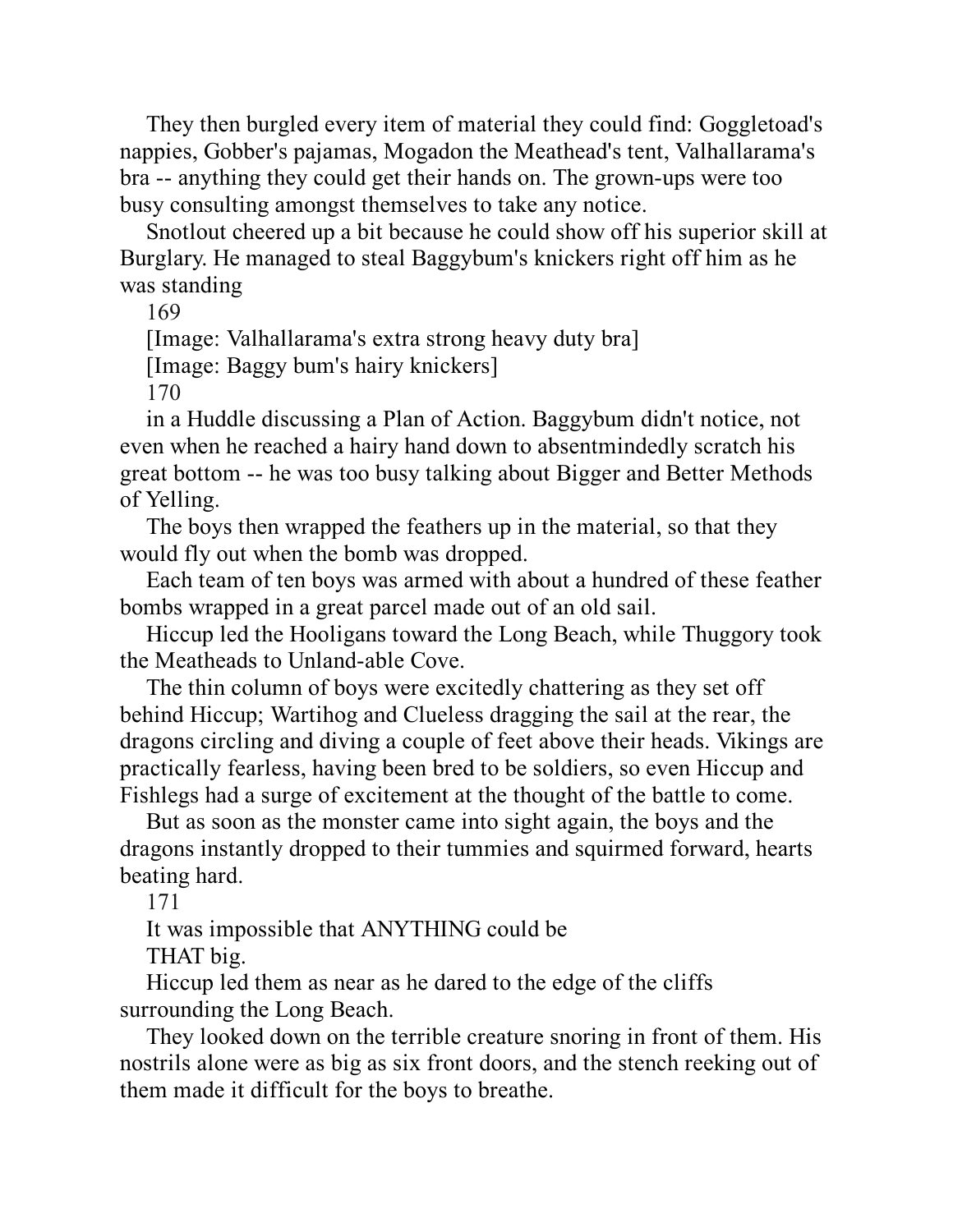They then burgled every item of material they could find: Goggletoad's nappies, Gobber's pajamas, Mogadon the Meathead's tent, Valhallarama's bra -- anything they could get their hands on. The grown-ups were too busy consulting amongst themselves to take any notice.

Snotlout cheered up a bit because he could show off his superior skill at Burglary. He managed to steal Baggybum's knickers right off him as he was standing

[Image: Valhallarama's extra strong heavy duty bra]

[Image: Baggy bum's hairy knickers]

in a Huddle discussing a Plan of Action. Baggybum didn't notice, not even when he reached a hairy hand down to absentmindedly scratch his great bottom -- he was too busy talking about Bigger and Better Methods of Yelling.

The boys then wrapped the feathers up in the material, so that they would fly out when the bomb was dropped.

Each team of ten boys was armed with about a hundred of these feather bombs wrapped in a great parcel made out of an old sail.

Hiccup led the Hooligans toward the Long Beach, while Thuggory took the Meatheads to Unland-able Cove.

The thin column of boys were excitedly chattering as they set off behind Hiccup; Wartihog and Clueless dragging the sail at the rear, the dragons circling and diving a couple of feet above their heads. Vikings are practically fearless, having been bred to be soldiers, so even Hiccup and Fishlegs had a surge of excitement at the thought of the battle to come.

But as soon as the monster came into sight again, the boys and the dragons instantly dropped to their tummies and squirmed forward, hearts beating hard.

It was impossible that ANYTHING could be
THAT big.

Hiccup led them as near as he dared to the edge of the cliffs surrounding the Long Beach.

They looked down on the terrible creature snoring in front of them. His nostrils alone were as big as six front doors, and the stench reeking out of them made it difficult for the boys to breathe.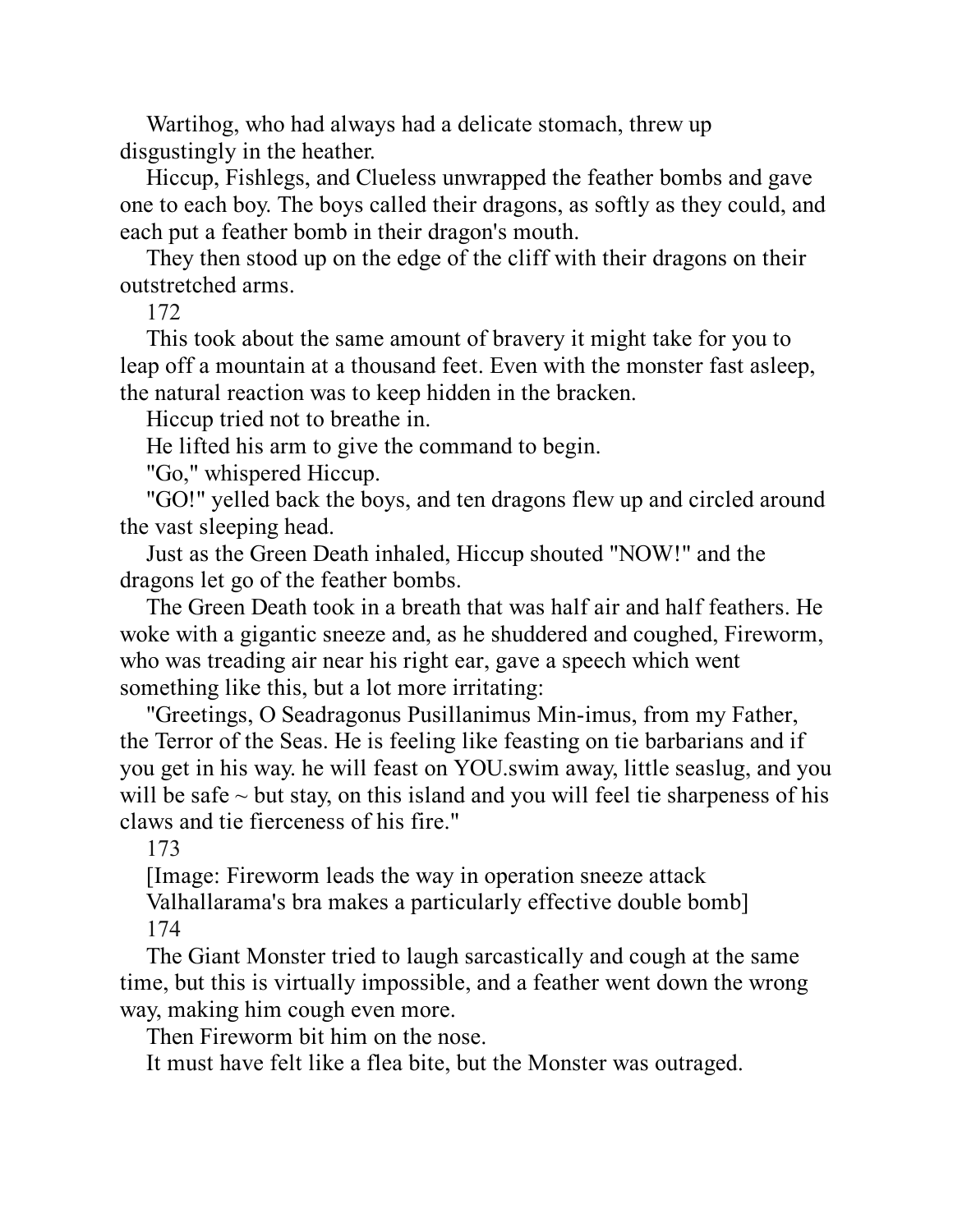Wartihog, who had always had a delicate stomach, threw up disgustingly in the heather.

Hiccup, Fishlegs, and Clueless unwrapped the feather bombs and gave one to each boy. The boys called their dragons, as softly as they could, and each put a feather bomb in their dragon's mouth.

They then stood up on the edge of the cliff with their dragons on their outstretched arms.

This took about the same amount of bravery it might take for you to leap off a mountain at a thousand feet. Even with the monster fast asleep, the natural reaction was to keep hidden in the bracken.

Hiccup tried not to breathe in.

He lifted his arm to give the command to begin.

"Go," whispered Hiccup.

"GO!" yelled back the boys, and ten dragons flew up and circled around the vast sleeping head.

Just as the Green Death inhaled, Hiccup shouted "NOW!" and the dragons let go of the feather bombs.

The Green Death took in a breath that was half air and half feathers. He woke with a gigantic sneeze and, as he shuddered and coughed, Fireworm, who was treading air near his right ear, gave a speech which went something like this, but a lot more irritating:

"Greetings, O Seadragonus Pusillanimus Min-imus, from my Father, the Terror of the Seas. He is feeling like feasting on tie barbarians and if you get in his way. he will feast on YOU.swim away, little seaslug, and you will be safe ~ but stay, on this island and you will feel tie sharpeness of his claws and tie fierceness of his fire."

[Image: Fireworm leads the way in operation sneeze attack
Valhallarama's bra makes a particularly effective double bomb]

The Giant Monster tried to laugh sarcastically and cough at the same time, but this is virtually impossible, and a feather went down the wrong way, making him cough even more.

Then Fireworm bit him on the nose.

It must have felt like a flea bite, but the Monster was outraged.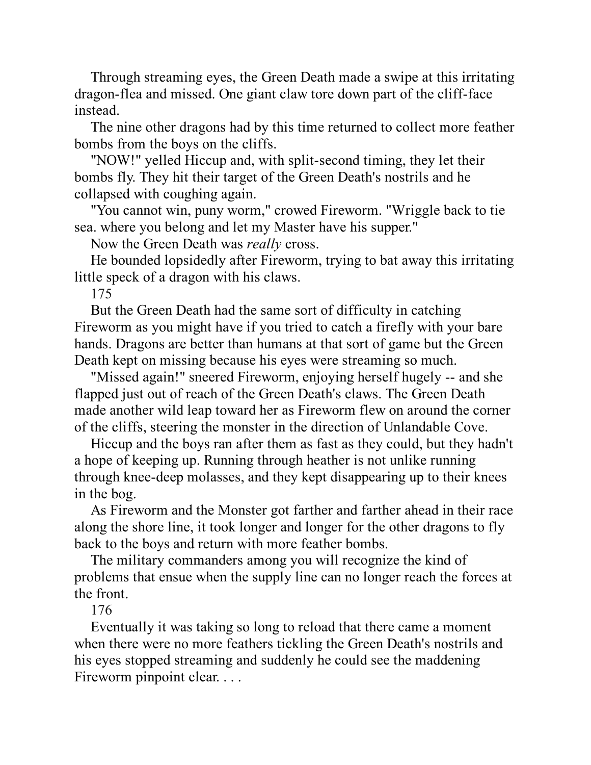Through streaming eyes, the Green Death made a swipe at this irritating dragon-flea and missed. One giant claw tore down part of the cliff-face instead.

The nine other dragons had by this time returned to collect more feather bombs from the boys on the cliffs.

"NOW!" yelled Hiccup and, with split-second timing, they let their bombs fly. They hit their target of the Green Death's nostrils and he collapsed with coughing again.

"You cannot win, puny worm," crowed Fireworm. "Wriggle back to tie sea. where you belong and let my Master have his supper."

Now the Green Death was *really* cross.

He bounded lopsidedly after Fireworm, trying to bat away this irritating little speck of a dragon with his claws.

But the Green Death had the same sort of difficulty in catching Fireworm as you might have if you tried to catch a firefly with your bare hands. Dragons are better than humans at that sort of game but the Green Death kept on missing because his eyes were streaming so much.

"Missed again!" sneered Fireworm, enjoying herself hugely -- and she flapped just out of reach of the Green Death's claws. The Green Death made another wild leap toward her as Fireworm flew on around the corner of the cliffs, steering the monster in the direction of Unlandable Cove.

Hiccup and the boys ran after them as fast as they could, but they hadn't a hope of keeping up. Running through heather is not unlike running through knee-deep molasses, and they kept disappearing up to their knees in the bog.

As Fireworm and the Monster got farther and farther ahead in their race along the shore line, it took longer and longer for the other dragons to fly back to the boys and return with more feather bombs.

The military commanders among you will recognize the kind of problems that ensue when the supply line can no longer reach the forces at the front.

Eventually it was taking so long to reload that there came a moment when there were no more feathers tickling the Green Death's nostrils and his eyes stopped streaming and suddenly he could see the maddening Fireworm pinpoint clear. . . .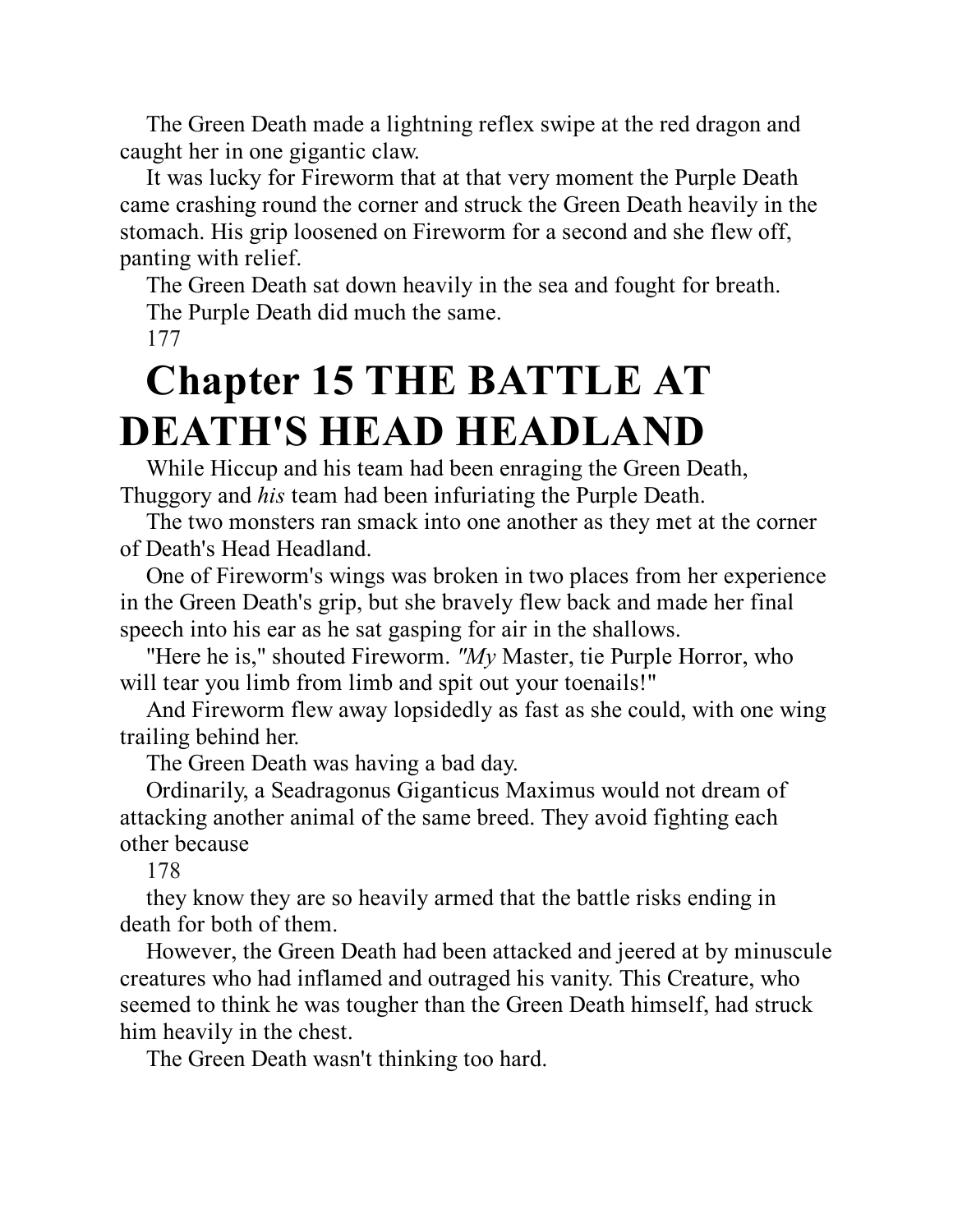The Green Death made a lightning reflex swipe at the red dragon and caught her in one gigantic claw.

It was lucky for Fireworm that at that very moment the Purple Death came crashing round the corner and struck the Green Death heavily in the stomach. His grip loosened on Fireworm for a second and she flew off, panting with relief.

The Green Death sat down heavily in the sea and fought for breath.

The Purple Death did much the same.

# Chapter 15 THE BATTLE AT DEATH'S HEAD HEADLAND

While Hiccup and his team had been enraging the Green Death, Thuggory and *his* team had been infuriating the Purple Death.

The two monsters ran smack into one another as they met at the corner of Death's Head Headland.

One of Fireworm's wings was broken in two places from her experience in the Green Death's grip, but she bravely flew back and made her final speech into his ear as he sat gasping for air in the shallows.

"Here he is," shouted Fireworm. *"My* Master, tie Purple Horror, who will tear you limb from limb and spit out your toenails!"

And Fireworm flew away lopsidedly as fast as she could, with one wing trailing behind her.

The Green Death was having a bad day.

Ordinarily, a Seadragonus Giganticus Maximus would not dream of attacking another animal of the same breed. They avoid fighting each other because they know they are so heavily armed that the battle risks ending in death for both of them.

However, the Green Death had been attacked and jeered at by minuscule creatures who had inflamed and outraged his vanity. This Creature, who seemed to think he was tougher than the Green Death himself, had struck him heavily in the chest.

The Green Death wasn't thinking too hard.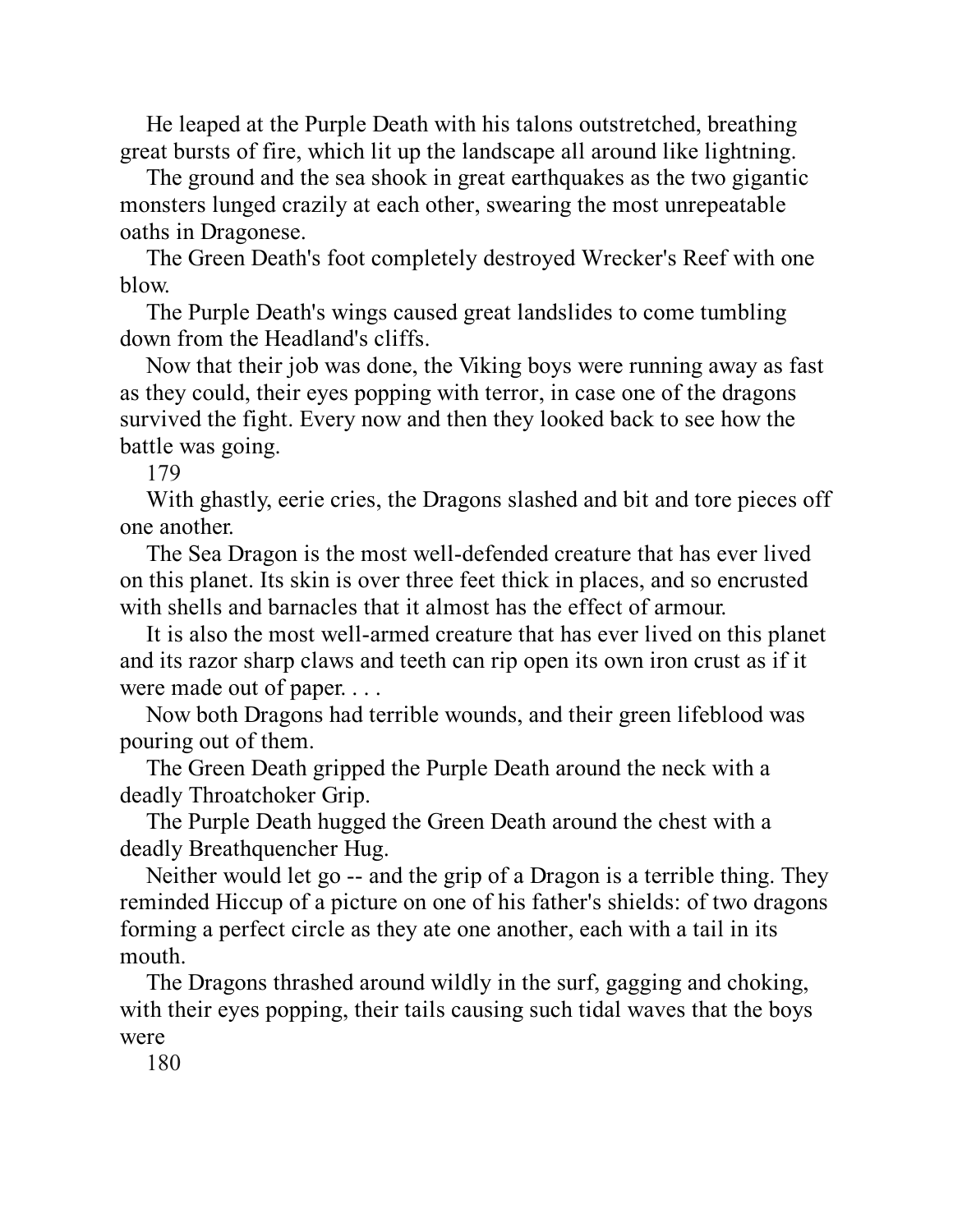He leaped at the Purple Death with his talons outstretched, breathing great bursts of fire, which lit up the landscape all around like lightning.

The ground and the sea shook in great earthquakes as the two gigantic monsters lunged crazily at each other, swearing the most unrepeatable oaths in Dragonese.

The Green Death's foot completely destroyed Wrecker's Reef with one blow.

The Purple Death's wings caused great landslides to come tumbling down from the Headland's cliffs.

Now that their job was done, the Viking boys were running away as fast as they could, their eyes popping with terror, in case one of the dragons survived the fight. Every now and then they looked back to see how the battle was going.

With ghastly, eerie cries, the Dragons slashed and bit and tore pieces off one another.

The Sea Dragon is the most well-defended creature that has ever lived on this planet. Its skin is over three feet thick in places, and so encrusted with shells and barnacles that it almost has the effect of armour.

It is also the most well-armed creature that has ever lived on this planet and its razor sharp claws and teeth can rip open its own iron crust as if it were made out of paper. . . .

Now both Dragons had terrible wounds, and their green lifeblood was pouring out of them.

The Green Death gripped the Purple Death around the neck with a deadly Throatchoker Grip.

The Purple Death hugged the Green Death around the chest with a deadly Breathquencher Hug.

Neither would let go -- and the grip of a Dragon is a terrible thing. They reminded Hiccup of a picture on one of his father's shields: of two dragons forming a perfect circle as they ate one another, each with a tail in its mouth.

The Dragons thrashed around wildly in the surf, gagging and choking, with their eyes popping, their tails causing such tidal waves that the boys were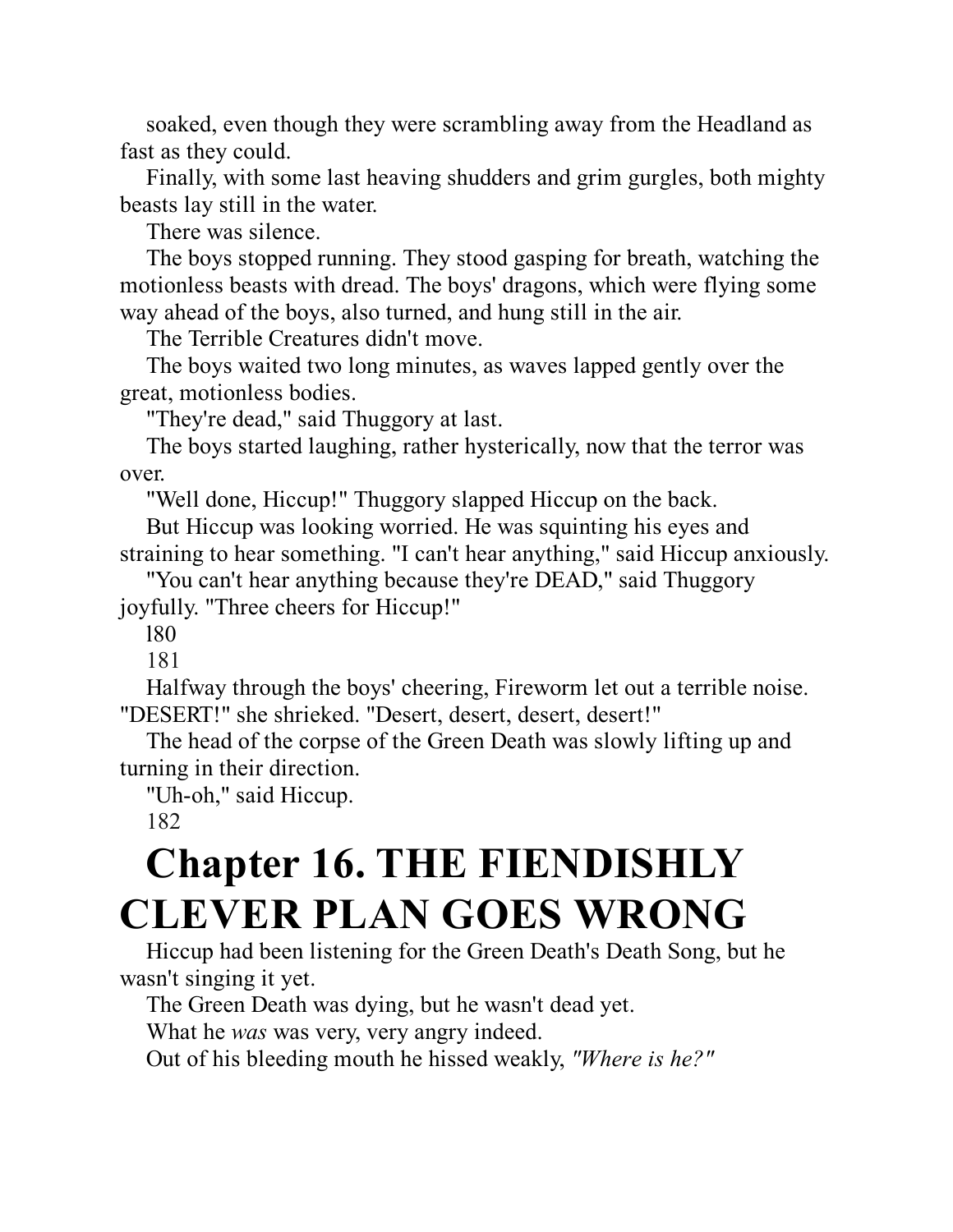soaked, even though they were scrambling away from the Headland as fast as they could.

Finally, with some last heaving shudders and grim gurgles, both mighty beasts lay still in the water.

There was silence.

The boys stopped running. They stood gasping for breath, watching the motionless beasts with dread. The boys' dragons, which were flying some way ahead of the boys, also turned, and hung still in the air.

The Terrible Creatures didn't move.

The boys waited two long minutes, as waves lapped gently over the great, motionless bodies.

"They're dead," said Thuggory at last.

The boys started laughing, rather hysterically, now that the terror was over.

"Well done, Hiccup!" Thuggory slapped Hiccup on the back.

But Hiccup was looking worried. He was squinting his eyes and straining to hear something. "I can't hear anything," said Hiccup anxiously.

"You can't hear anything because they're DEAD," said Thuggory joyfully. "Three cheers for Hiccup!"

Halfway through the boys' cheering, Fireworm let out a terrible noise. "DESERT!" she shrieked. "Desert, desert, desert, desert!"

The head of the corpse of the Green Death was slowly lifting up and turning in their direction.

"Uh-oh," said Hiccup.

# Chapter 16. THE FIENDISHLY CLEVER PLAN GOES WRONG

Hiccup had been listening for the Green Death's Death Song, but he wasn't singing it yet.

The Green Death was dying, but he wasn't dead yet.

What he *was* was very, very angry indeed.

Out of his bleeding mouth he hissed weakly, *"Where is he?"*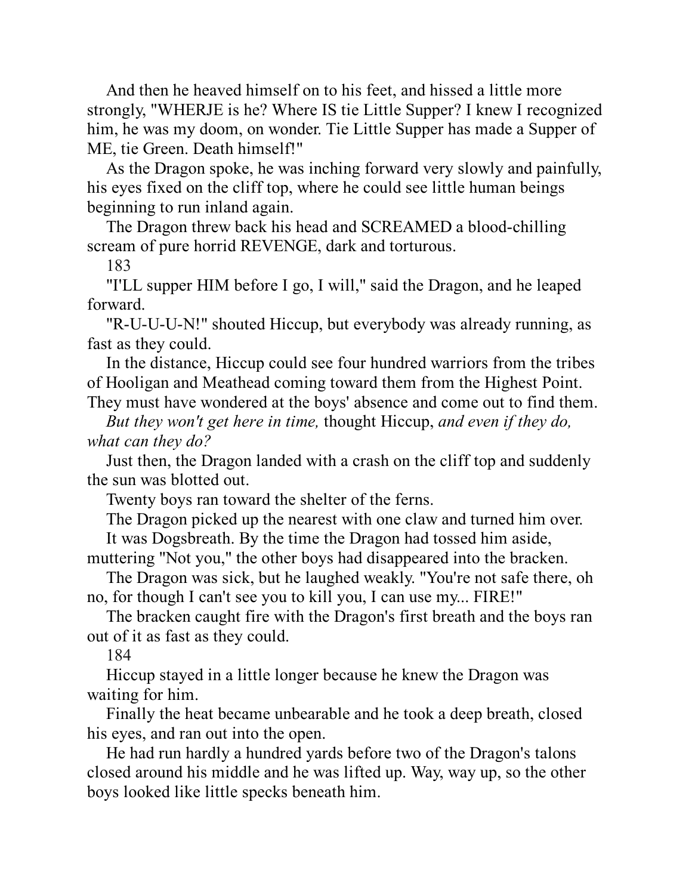And then he heaved himself on to his feet, and hissed a little more strongly, "WHERJE is he? Where IS tie Little Supper? I knew I recognized him, he was my doom, on wonder. Tie Little Supper has made a Supper of ME, tie Green. Death himself!"

As the Dragon spoke, he was inching forward very slowly and painfully, his eyes fixed on the cliff top, where he could see little human beings beginning to run inland again.

The Dragon threw back his head and SCREAMED a blood-chilling scream of pure horrid REVENGE, dark and torturous.

"I'LL supper HIM before I go, I will," said the Dragon, and he leaped forward.

"R-U-U-U-N!" shouted Hiccup, but everybody was already running, as fast as they could.

In the distance, Hiccup could see four hundred warriors from the tribes of Hooligan and Meathead coming toward them from the Highest Point. They must have wondered at the boys' absence and come out to find them.

*But they won't get here in time,* thought Hiccup, *and even if they do, what can they do?*

Just then, the Dragon landed with a crash on the cliff top and suddenly the sun was blotted out.

Twenty boys ran toward the shelter of the ferns.

The Dragon picked up the nearest with one claw and turned him over.

It was Dogsbreath. By the time the Dragon had tossed him aside, muttering "Not you," the other boys had disappeared into the bracken.

The Dragon was sick, but he laughed weakly. "You're not safe there, oh no, for though I can't see you to kill you, I can use my... FIRE!"

The bracken caught fire with the Dragon's first breath and the boys ran out of it as fast as they could.

Hiccup stayed in a little longer because he knew the Dragon was waiting for him.

Finally the heat became unbearable and he took a deep breath, closed his eyes, and ran out into the open.

He had run hardly a hundred yards before two of the Dragon's talons closed around his middle and he was lifted up. Way, way up, so the other boys looked like little specks beneath him.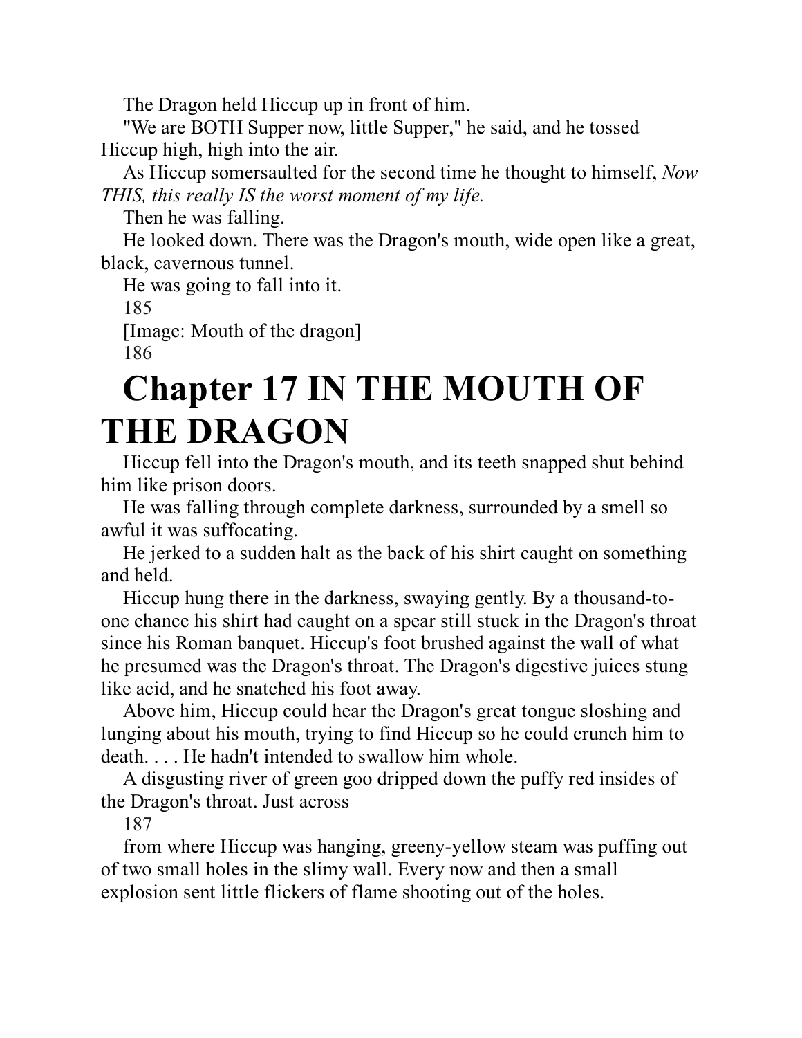The Dragon held Hiccup up in front of him.

"We are BOTH Supper now, little Supper," he said, and he tossed Hiccup high, high into the air.

As Hiccup somersaulted for the second time he thought to himself, *Now THIS, this really IS the worst moment of my life.*

Then he was falling.

He looked down. There was the Dragon's mouth, wide open like a great, black, cavernous tunnel.

He was going to fall into it.

[Image: Mouth of the dragon]

# Chapter 17 IN THE MOUTH OF THE DRAGON

Hiccup fell into the Dragon's mouth, and its teeth snapped shut behind him like prison doors.

He was falling through complete darkness, surrounded by a smell so awful it was suffocating.

He jerked to a sudden halt as the back of his shirt caught on something and held.

Hiccup hung there in the darkness, swaying gently. By a thousand-to-one chance his shirt had caught on a spear still stuck in the Dragon's throat since his Roman banquet. Hiccup's foot brushed against the wall of what he presumed was the Dragon's throat. The Dragon's digestive juices stung like acid, and he snatched his foot away.

Above him, Hiccup could hear the Dragon's great tongue sloshing and lunging about his mouth, trying to find Hiccup so he could crunch him to death. . . . He hadn't intended to swallow him whole.

A disgusting river of green goo dripped down the puffy red insides of the Dragon's throat. Just across from where Hiccup was hanging, greeny-yellow steam was puffing out of two small holes in the slimy wall. Every now and then a small explosion sent little flickers of flame shooting out of the holes.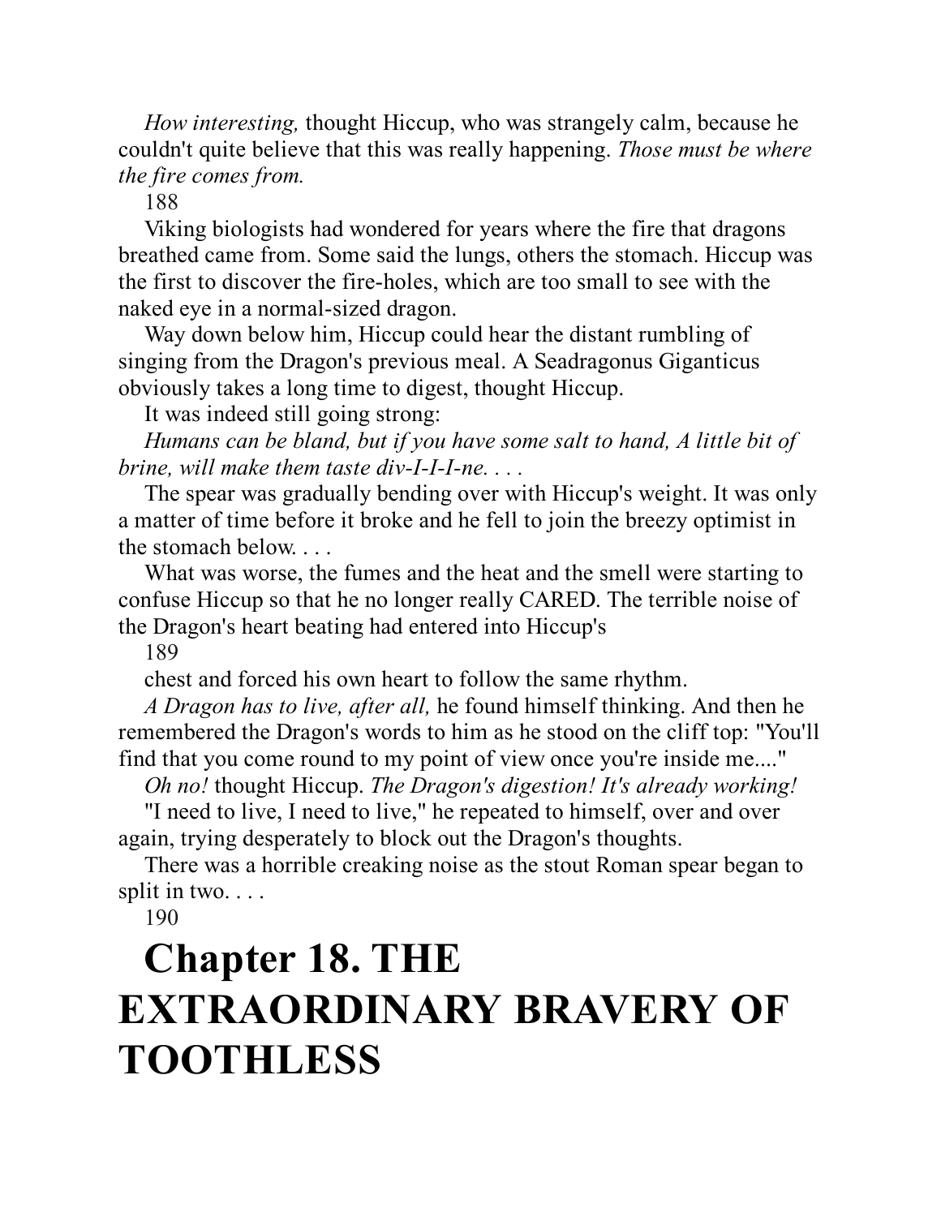*How interesting,* thought Hiccup, who was strangely calm, because he couldn't quite believe that this was really happening. *Those must be where the fire comes from.*

Viking biologists had wondered for years where the fire that dragons breathed came from. Some said the lungs, others the stomach. Hiccup was the first to discover the fire-holes, which are too small to see with the naked eye in a normal-sized dragon.

Way down below him, Hiccup could hear the distant rumbling of singing from the Dragon's previous meal. A Seadragonus Giganticus obviously takes a long time to digest, thought Hiccup.

It was indeed still going strong:

*Humans can be bland, but if you have some salt to hand, A little bit of brine, will make them taste div-I-I-I-ne. . . .*

The spear was gradually bending over with Hiccup's weight. It was only a matter of time before it broke and he fell to join the breezy optimist in the stomach below. . . .

What was worse, the fumes and the heat and the smell were starting to confuse Hiccup so that he no longer really CARED. The terrible noise of the Dragon's heart beating had entered into Hiccup's chest and forced his own heart to follow the same rhythm.

*A Dragon has to live, after all,* he found himself thinking. And then he remembered the Dragon's words to him as he stood on the cliff top: "You'll find that you come round to my point of view once you're inside me...."

*Oh no!* thought Hiccup. *The Dragon's digestion! It's already working!*

"I need to live, I need to live," he repeated to himself, over and over again, trying desperately to block out the Dragon's thoughts.

There was a horrible creaking noise as the stout Roman spear began to split in two. . . .

# Chapter 18. THE EXTRAORDINARY BRAVERY OF TOOTHLESS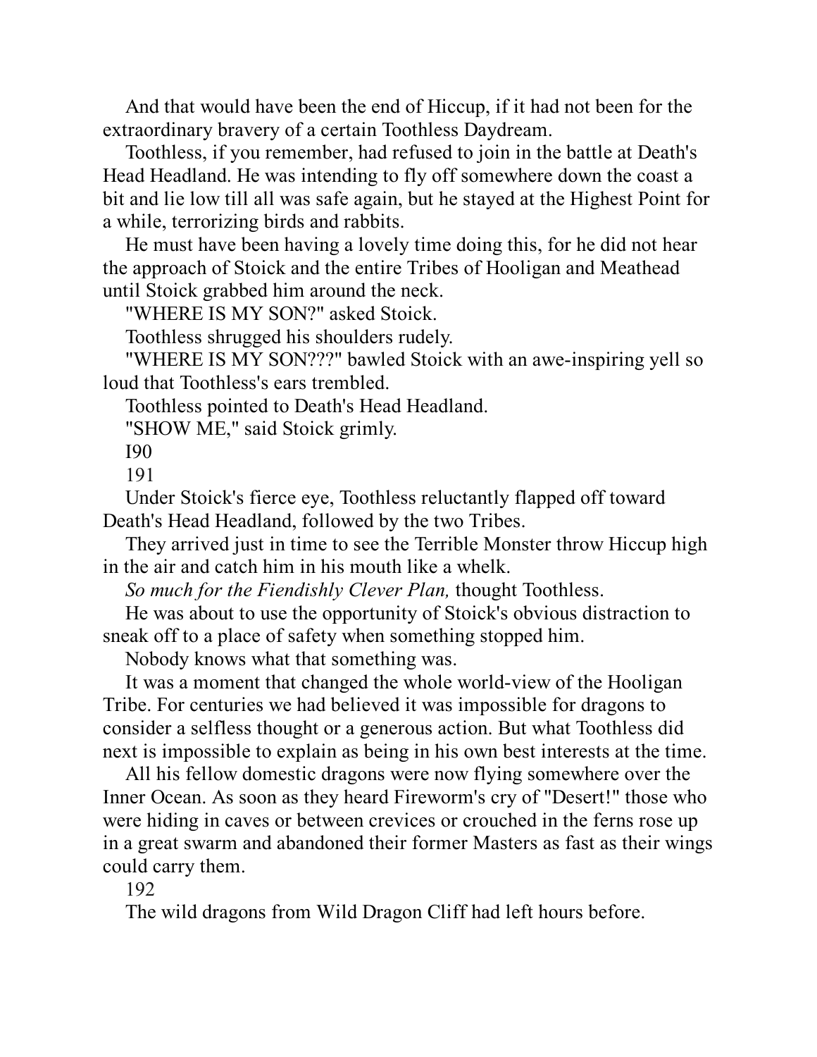And that would have been the end of Hiccup, if it had not been for the extraordinary bravery of a certain Toothless Daydream.

Toothless, if you remember, had refused to join in the battle at Death's Head Headland. He was intending to fly off somewhere down the coast a bit and lie low till all was safe again, but he stayed at the Highest Point for a while, terrorizing birds and rabbits.

He must have been having a lovely time doing this, for he did not hear the approach of Stoick and the entire Tribes of Hooligan and Meathead until Stoick grabbed him around the neck.

"WHERE IS MY SON?" asked Stoick.

Toothless shrugged his shoulders rudely.

"WHERE IS MY SON???" bawled Stoick with an awe-inspiring yell so loud that Toothless's ears trembled.

Toothless pointed to Death's Head Headland.

"SHOW ME," said Stoick grimly.

Under Stoick's fierce eye, Toothless reluctantly flapped off toward Death's Head Headland, followed by the two Tribes.

They arrived just in time to see the Terrible Monster throw Hiccup high in the air and catch him in his mouth like a whelk.

*So much for the Fiendishly Clever Plan,* thought Toothless.

He was about to use the opportunity of Stoick's obvious distraction to sneak off to a place of safety when something stopped him.

Nobody knows what that something was.

It was a moment that changed the whole world-view of the Hooligan Tribe. For centuries we had believed it was impossible for dragons to consider a selfless thought or a generous action. But what Toothless did next is impossible to explain as being in his own best interests at the time.

All his fellow domestic dragons were now flying somewhere over the Inner Ocean. As soon as they heard Fireworm's cry of "Desert!" those who were hiding in caves or between crevices or crouched in the ferns rose up in a great swarm and abandoned their former Masters as fast as their wings could carry them.

The wild dragons from Wild Dragon Cliff had left hours before.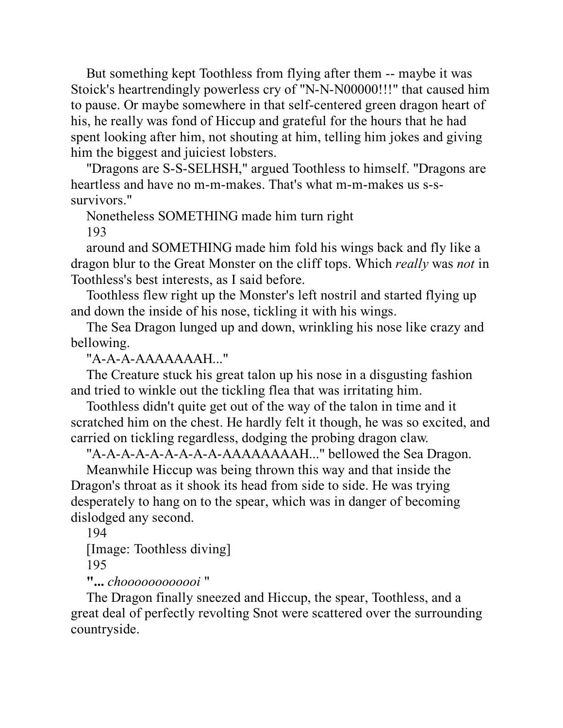But something kept Toothless from flying after them -- maybe it was Stoick's heartrendingly powerless cry of "N-N-N00000!!!" that caused him to pause. Or maybe somewhere in that self-centered green dragon heart of his, he really was fond of Hiccup and grateful for the hours that he had spent looking after him, not shouting at him, telling him jokes and giving him the biggest and juiciest lobsters.

"Dragons are S-S-SELHSH," argued Toothless to himself. "Dragons are heartless and have no m-m-makes. That's what m-m-makes us s-s-survivors."

Nonetheless SOMETHING made him turn right around and SOMETHING made him fold his wings back and fly like a dragon blur to the Great Monster on the cliff tops. Which *really* was *not* in Toothless's best interests, as I said before.

Toothless flew right up the Monster's left nostril and started flying up and down the inside of his nose, tickling it with his wings.

The Sea Dragon lunged up and down, wrinkling his nose like crazy and bellowing.

"A-A-A-AAAAAAAH..."

The Creature stuck his great talon up his nose in a disgusting fashion and tried to winkle out the tickling flea that was irritating him.

Toothless didn't quite get out of the way of the talon in time and it scratched him on the chest. He hardly felt it though, he was so excited, and carried on tickling regardless, dodging the probing dragon claw.

"A-A-A-A-A-A-A-A-A-AAAAAAAAH..." bellowed the Sea Dragon.

Meanwhile Hiccup was being thrown this way and that inside the Dragon's throat as it shook its head from side to side. He was trying desperately to hang on to the spear, which was in danger of becoming dislodged any second.

[Image: Toothless diving]

**"...** *chooooooooooi* "

The Dragon finally sneezed and Hiccup, the spear, Toothless, and a great deal of perfectly revolting Snot were scattered over the surrounding countryside.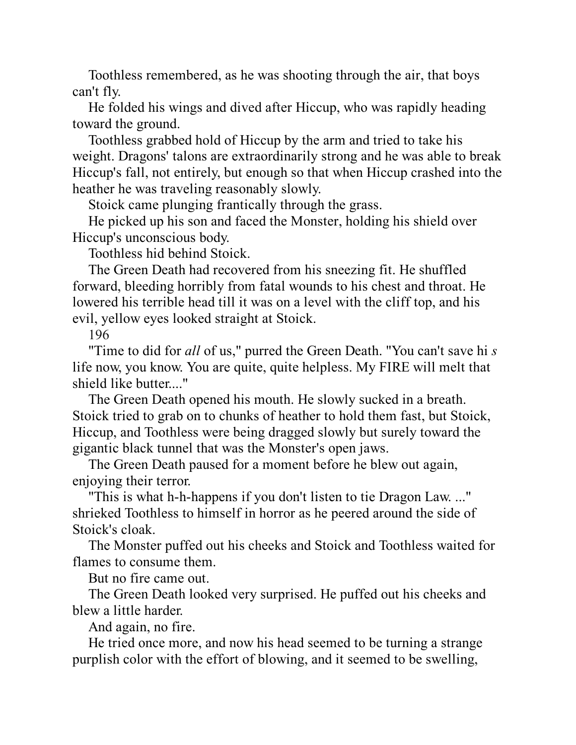Toothless remembered, as he was shooting through the air, that boys can't fly.

He folded his wings and dived after Hiccup, who was rapidly heading toward the ground.

Toothless grabbed hold of Hiccup by the arm and tried to take his weight. Dragons' talons are extraordinarily strong and he was able to break Hiccup's fall, not entirely, but enough so that when Hiccup crashed into the heather he was traveling reasonably slowly.

Stoick came plunging frantically through the grass.

He picked up his son and faced the Monster, holding his shield over Hiccup's unconscious body.

Toothless hid behind Stoick.

The Green Death had recovered from his sneezing fit. He shuffled forward, bleeding horribly from fatal wounds to his chest and throat. He lowered his terrible head till it was on a level with the cliff top, and his evil, yellow eyes looked straight at Stoick.

"Time to did for *all* of us," purred the Green Death. "You can't save hi *s* life now, you know. You are quite, quite helpless. My FIRE will melt that shield like butter...."

The Green Death opened his mouth. He slowly sucked in a breath. Stoick tried to grab on to chunks of heather to hold them fast, but Stoick, Hiccup, and Toothless were being dragged slowly but surely toward the gigantic black tunnel that was the Monster's open jaws.

The Green Death paused for a moment before he blew out again, enjoying their terror.

"This is what h-h-happens if you don't listen to tie Dragon Law. ..." shrieked Toothless to himself in horror as he peered around the side of Stoick's cloak.

The Monster puffed out his cheeks and Stoick and Toothless waited for flames to consume them.

But no fire came out.

The Green Death looked very surprised. He puffed out his cheeks and blew a little harder.

And again, no fire.

He tried once more, and now his head seemed to be turning a strange purplish color with the effort of blowing, and it seemed to be swelling,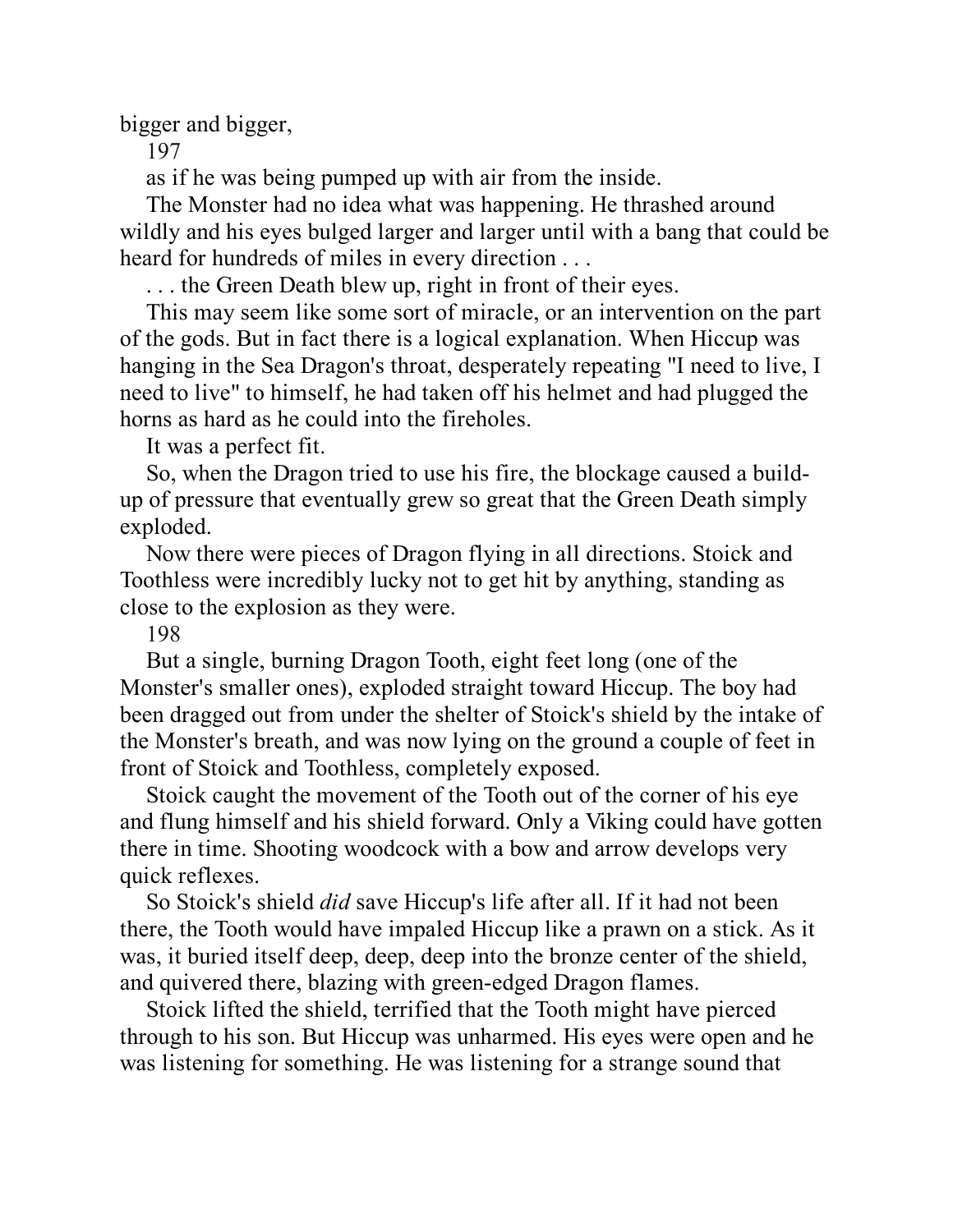bigger and bigger,

as if he was being pumped up with air from the inside.

The Monster had no idea what was happening. He thrashed around wildly and his eyes bulged larger and larger until with a bang that could be heard for hundreds of miles in every direction . . .

. . . the Green Death blew up, right in front of their eyes.

This may seem like some sort of miracle, or an intervention on the part of the gods. But in fact there is a logical explanation. When Hiccup was hanging in the Sea Dragon's throat, desperately repeating "I need to live, I need to live" to himself, he had taken off his helmet and had plugged the horns as hard as he could into the fireholes.

It was a perfect fit.

So, when the Dragon tried to use his fire, the blockage caused a build-up of pressure that eventually grew so great that the Green Death simply exploded.

Now there were pieces of Dragon flying in all directions. Stoick and Toothless were incredibly lucky not to get hit by anything, standing as close to the explosion as they were.

But a single, burning Dragon Tooth, eight feet long (one of the Monster's smaller ones), exploded straight toward Hiccup. The boy had been dragged out from under the shelter of Stoick's shield by the intake of the Monster's breath, and was now lying on the ground a couple of feet in front of Stoick and Toothless, completely exposed.

Stoick caught the movement of the Tooth out of the corner of his eye and flung himself and his shield forward. Only a Viking could have gotten there in time. Shooting woodcock with a bow and arrow develops very quick reflexes.

So Stoick's shield *did* save Hiccup's life after all. If it had not been there, the Tooth would have impaled Hiccup like a prawn on a stick. As it was, it buried itself deep, deep, deep into the bronze center of the shield, and quivered there, blazing with green-edged Dragon flames.

Stoick lifted the shield, terrified that the Tooth might have pierced through to his son. But Hiccup was unharmed. His eyes were open and he was listening for something. He was listening for a strange sound that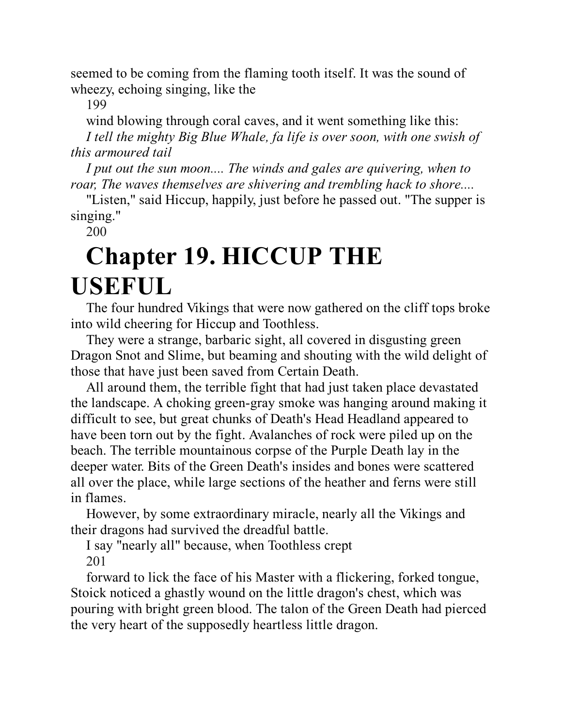seemed to be coming from the flaming tooth itself. It was the sound of wheezy, echoing singing, like the

wind blowing through coral caves, and it went something like this:

*I tell the mighty Big Blue Whale, fa life is over soon, with one swish of this armoured tail*

*I put out the sun moon.... The winds and gales are quivering, when to roar, The waves themselves are shivering and trembling hack to shore....*

"Listen," said Hiccup, happily, just before he passed out. "The supper is singing."

# Chapter 19. HICCUP THE USEFUL

The four hundred Vikings that were now gathered on the cliff tops broke into wild cheering for Hiccup and Toothless.

They were a strange, barbaric sight, all covered in disgusting green Dragon Snot and Slime, but beaming and shouting with the wild delight of those that have just been saved from Certain Death.

All around them, the terrible fight that had just taken place devastated the landscape. A choking green-gray smoke was hanging around making it difficult to see, but great chunks of Death's Head Headland appeared to have been torn out by the fight. Avalanches of rock were piled up on the beach. The terrible mountainous corpse of the Purple Death lay in the deeper water. Bits of the Green Death's insides and bones were scattered all over the place, while large sections of the heather and ferns were still in flames.

However, by some extraordinary miracle, nearly all the Vikings and their dragons had survived the dreadful battle.

I say "nearly all" because, when Toothless crept

forward to lick the face of his Master with a flickering, forked tongue, Stoick noticed a ghastly wound on the little dragon's chest, which was pouring with bright green blood. The talon of the Green Death had pierced the very heart of the supposedly heartless little dragon.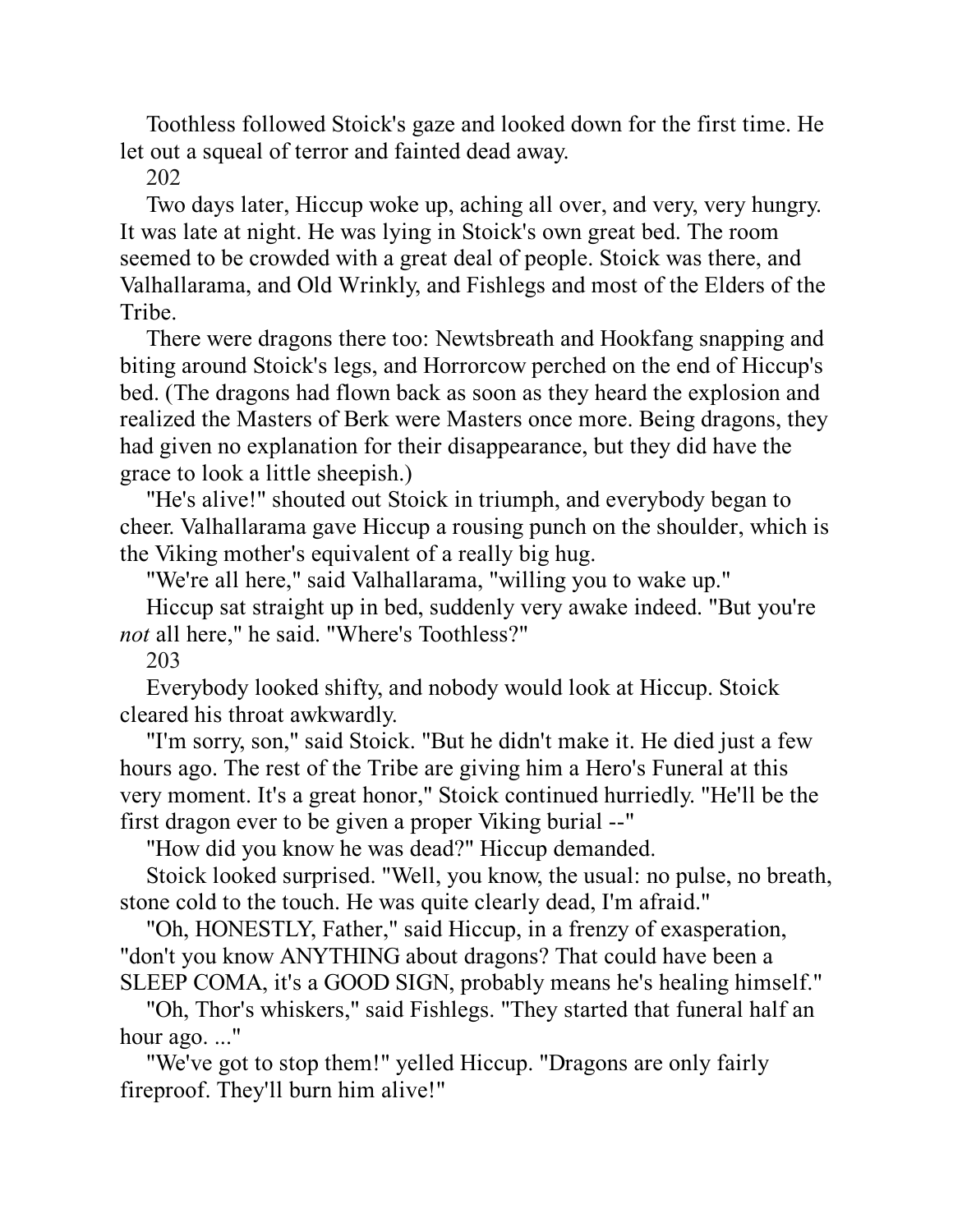Toothless followed Stoick's gaze and looked down for the first time. He let out a squeal of terror and fainted dead away.

Two days later, Hiccup woke up, aching all over, and very, very hungry. It was late at night. He was lying in Stoick's own great bed. The room seemed to be crowded with a great deal of people. Stoick was there, and Valhallarama, and Old Wrinkly, and Fishlegs and most of the Elders of the Tribe.

There were dragons there too: Newtsbreath and Hookfang snapping and biting around Stoick's legs, and Horrorcow perched on the end of Hiccup's bed. (The dragons had flown back as soon as they heard the explosion and realized the Masters of Berk were Masters once more. Being dragons, they had given no explanation for their disappearance, but they did have the grace to look a little sheepish.)

"He's alive!" shouted out Stoick in triumph, and everybody began to cheer. Valhallarama gave Hiccup a rousing punch on the shoulder, which is the Viking mother's equivalent of a really big hug.

"We're all here," said Valhallarama, "willing you to wake up."

Hiccup sat straight up in bed, suddenly very awake indeed. "But you're *not* all here," he said. "Where's Toothless?"

Everybody looked shifty, and nobody would look at Hiccup. Stoick cleared his throat awkwardly.

"I'm sorry, son," said Stoick. "But he didn't make it. He died just a few hours ago. The rest of the Tribe are giving him a Hero's Funeral at this very moment. It's a great honor," Stoick continued hurriedly. "He'll be the first dragon ever to be given a proper Viking burial --"

"How did you know he was dead?" Hiccup demanded.

Stoick looked surprised. "Well, you know, the usual: no pulse, no breath, stone cold to the touch. He was quite clearly dead, I'm afraid."

"Oh, HONESTLY, Father," said Hiccup, in a frenzy of exasperation, "don't you know ANYTHING about dragons? That could have been a SLEEP COMA, it's a GOOD SIGN, probably means he's healing himself."

"Oh, Thor's whiskers," said Fishlegs. "They started that funeral half an hour ago. ..."

"We've got to stop them!" yelled Hiccup. "Dragons are only fairly fireproof. They'll burn him alive!"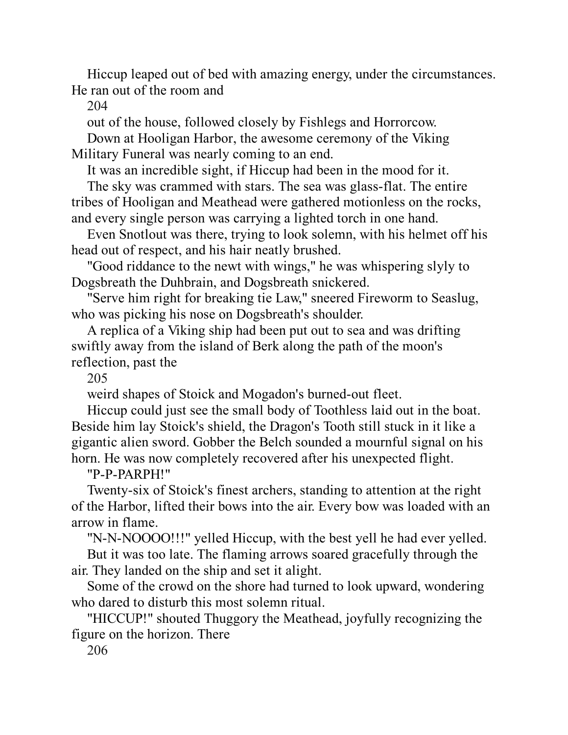Hiccup leaped out of bed with amazing energy, under the circumstances. He ran out of the room and out of the house, followed closely by Fishlegs and Horrorcow.

Down at Hooligan Harbor, the awesome ceremony of the Viking Military Funeral was nearly coming to an end.

It was an incredible sight, if Hiccup had been in the mood for it.

The sky was crammed with stars. The sea was glass-flat. The entire tribes of Hooligan and Meathead were gathered motionless on the rocks, and every single person was carrying a lighted torch in one hand.

Even Snotlout was there, trying to look solemn, with his helmet off his head out of respect, and his hair neatly brushed.

"Good riddance to the newt with wings," he was whispering slyly to Dogsbreath the Duhbrain, and Dogsbreath snickered.

"Serve him right for breaking tie Law," sneered Fireworm to Seaslug, who was picking his nose on Dogsbreath's shoulder.

A replica of a Viking ship had been put out to sea and was drifting swiftly away from the island of Berk along the path of the moon's reflection, past the weird shapes of Stoick and Mogadon's burned-out fleet.

Hiccup could just see the small body of Toothless laid out in the boat. Beside him lay Stoick's shield, the Dragon's Tooth still stuck in it like a gigantic alien sword. Gobber the Belch sounded a mournful signal on his horn. He was now completely recovered after his unexpected flight.

"P-P-PARPH!"

Twenty-six of Stoick's finest archers, standing to attention at the right of the Harbor, lifted their bows into the air. Every bow was loaded with an arrow in flame.

"N-N-NOOOO!!!" yelled Hiccup, with the best yell he had ever yelled.

But it was too late. The flaming arrows soared gracefully through the air. They landed on the ship and set it alight.

Some of the crowd on the shore had turned to look upward, wondering who dared to disturb this most solemn ritual.

"HICCUP!" shouted Thuggory the Meathead, joyfully recognizing the figure on the horizon. There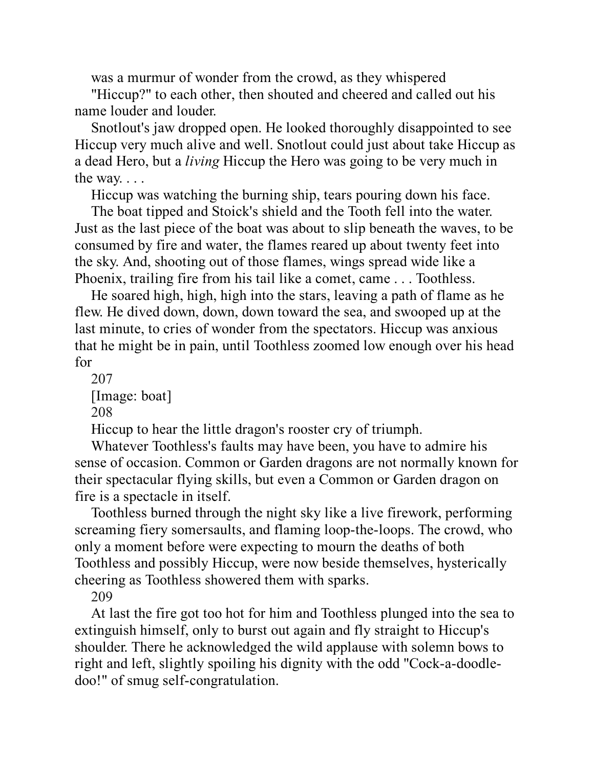was a murmur of wonder from the crowd, as they whispered "Hiccup?" to each other, then shouted and cheered and called out his name louder and louder.

Snotlout's jaw dropped open. He looked thoroughly disappointed to see Hiccup very much alive and well. Snotlout could just about take Hiccup as a dead Hero, but a *living* Hiccup the Hero was going to be very much in the way. . . .

Hiccup was watching the burning ship, tears pouring down his face.

The boat tipped and Stoick's shield and the Tooth fell into the water. Just as the last piece of the boat was about to slip beneath the waves, to be consumed by fire and water, the flames reared up about twenty feet into the sky. And, shooting out of those flames, wings spread wide like a Phoenix, trailing fire from his tail like a comet, came . . . Toothless.

He soared high, high, high into the stars, leaving a path of flame as he flew. He dived down, down, down toward the sea, and swooped up at the last minute, to cries of wonder from the spectators. Hiccup was anxious that he might be in pain, until Toothless zoomed low enough over his head for

[Image: boat]

Hiccup to hear the little dragon's rooster cry of triumph.

Whatever Toothless's faults may have been, you have to admire his sense of occasion. Common or Garden dragons are not normally known for their spectacular flying skills, but even a Common or Garden dragon on fire is a spectacle in itself.

Toothless burned through the night sky like a live firework, performing screaming fiery somersaults, and flaming loop-the-loops. The crowd, who only a moment before were expecting to mourn the deaths of both Toothless and possibly Hiccup, were now beside themselves, hysterically cheering as Toothless showered them with sparks.

At last the fire got too hot for him and Toothless plunged into the sea to extinguish himself, only to burst out again and fly straight to Hiccup's shoulder. There he acknowledged the wild applause with solemn bows to right and left, slightly spoiling his dignity with the odd "Cock-a-doodle-doo!" of smug self-congratulation.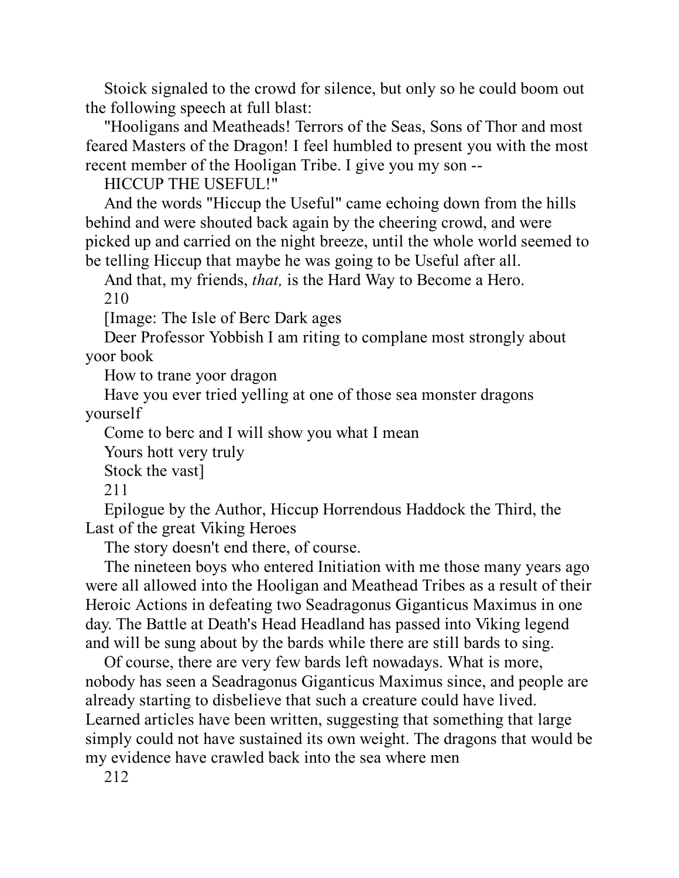Stoick signaled to the crowd for silence, but only so he could boom out the following speech at full blast:

"Hooligans and Meatheads! Terrors of the Seas, Sons of Thor and most feared Masters of the Dragon! I feel humbled to present you with the most recent member of the Hooligan Tribe. I give you my son --

HICCUP THE USEFUL!"

And the words "Hiccup the Useful" came echoing down from the hills behind and were shouted back again by the cheering crowd, and were picked up and carried on the night breeze, until the whole world seemed to be telling Hiccup that maybe he was going to be Useful after all.

And that, my friends, *that,* is the Hard Way to Become a Hero.

[Image: The Isle of Berc Dark ages

Deer Professor Yobbish I am riting to complane most strongly about yoor book

How to trane yoor dragon

Have you ever tried yelling at one of those sea monster dragons yourself

Come to berc and I will show you what I mean

Yours hott very truly

Stock the vast]

## Epilogue by the Author, Hiccup Horrendous Haddock the Third, the Last of the great Viking Heroes

The story doesn't end there, of course.

The nineteen boys who entered Initiation with me those many years ago were all allowed into the Hooligan and Meathead Tribes as a result of their Heroic Actions in defeating two Seadragonus Giganticus Maximus in one day. The Battle at Death's Head Headland has passed into Viking legend and will be sung about by the bards while there are still bards to sing.

Of course, there are very few bards left nowadays. What is more, nobody has seen a Seadragonus Giganticus Maximus since, and people are already starting to disbelieve that such a creature could have lived. Learned articles have been written, suggesting that something that large simply could not have sustained its own weight. The dragons that would be my evidence have crawled back into the sea where men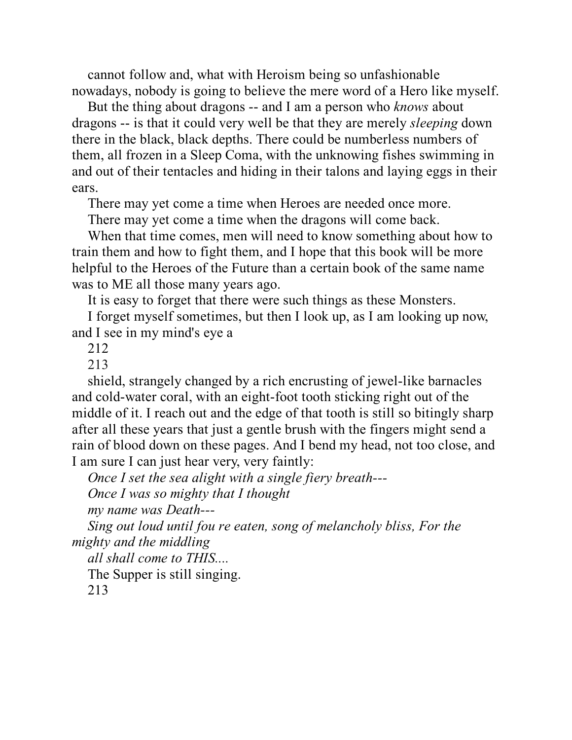cannot follow and, what with Heroism being so unfashionable nowadays, nobody is going to believe the mere word of a Hero like myself.

But the thing about dragons -- and I am a person who *knows* about dragons -- is that it could very well be that they are merely *sleeping* down there in the black, black depths. There could be numberless numbers of them, all frozen in a Sleep Coma, with the unknowing fishes swimming in and out of their tentacles and hiding in their talons and laying eggs in their ears.

There may yet come a time when Heroes are needed once more.

There may yet come a time when the dragons will come back.

When that time comes, men will need to know something about how to train them and how to fight them, and I hope that this book will be more helpful to the Heroes of the Future than a certain book of the same name was to ME all those many years ago.

It is easy to forget that there were such things as these Monsters.

I forget myself sometimes, but then I look up, as I am looking up now, and I see in my mind's eye a

shield, strangely changed by a rich encrusting of jewel-like barnacles and cold-water coral, with an eight-foot tooth sticking right out of the middle of it. I reach out and the edge of that tooth is still so bitingly sharp after all these years that just a gentle brush with the fingers might send a rain of blood down on these pages. And I bend my head, not too close, and I am sure I can just hear very, very faintly:

*Once I set the sea alight with a single fiery breath---*

*Once I was so mighty that I thought*

*my name was Death---*

*Sing out loud until fou re eaten, song of melancholy bliss, For the mighty and the middling*

*all shall come to THIS....*

The Supper is still singing.